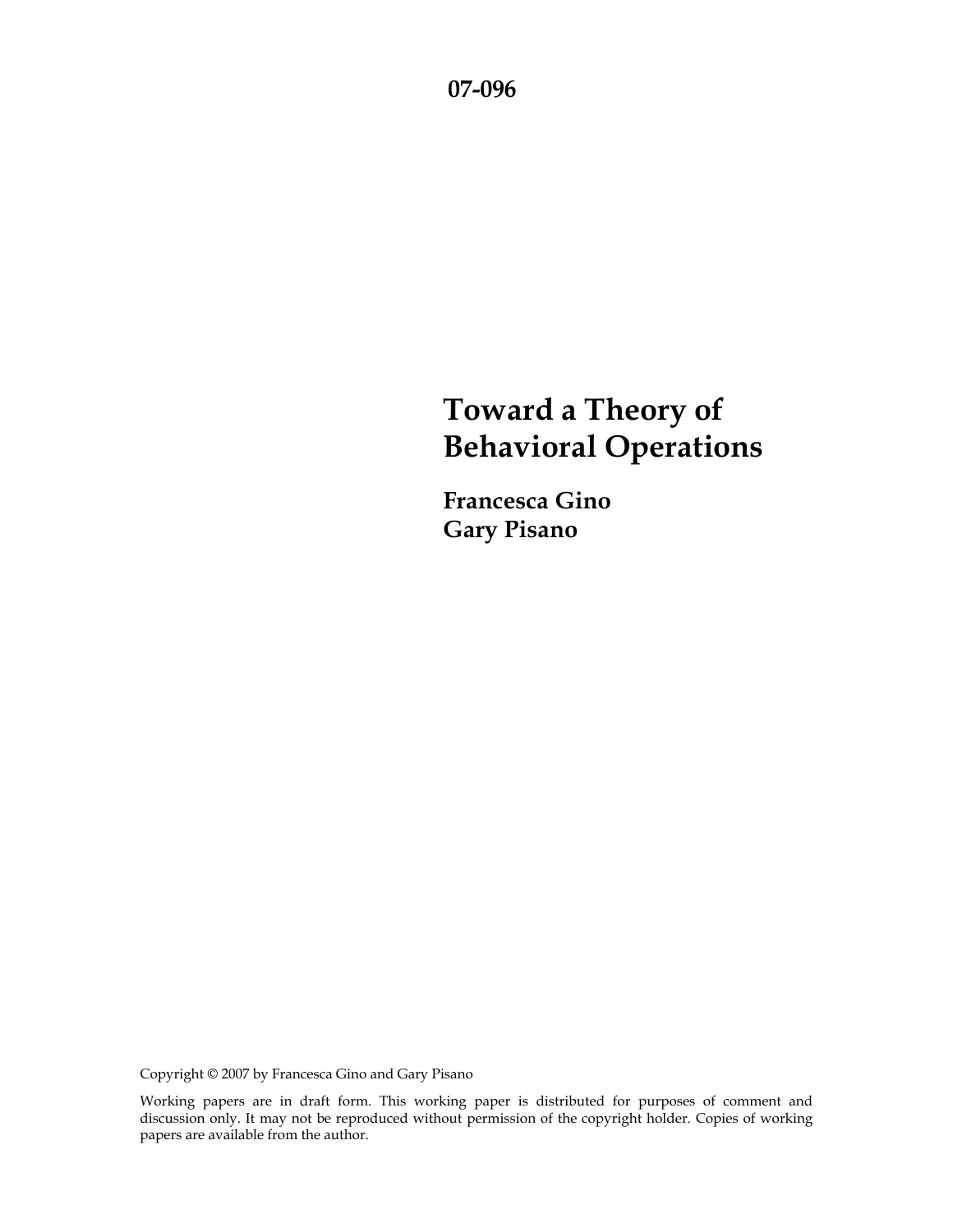**07-096**

# Toward a Theory of Behavioral Operations

**Francesca Gino**
**Gary Pisano**

Copyright © 2007 by Francesca Gino and Gary Pisano

Working papers are in draft form. This working paper is distributed for purposes of comment and discussion only. It may not be reproduced without permission of the copyright holder. Copies of working papers are available from the author.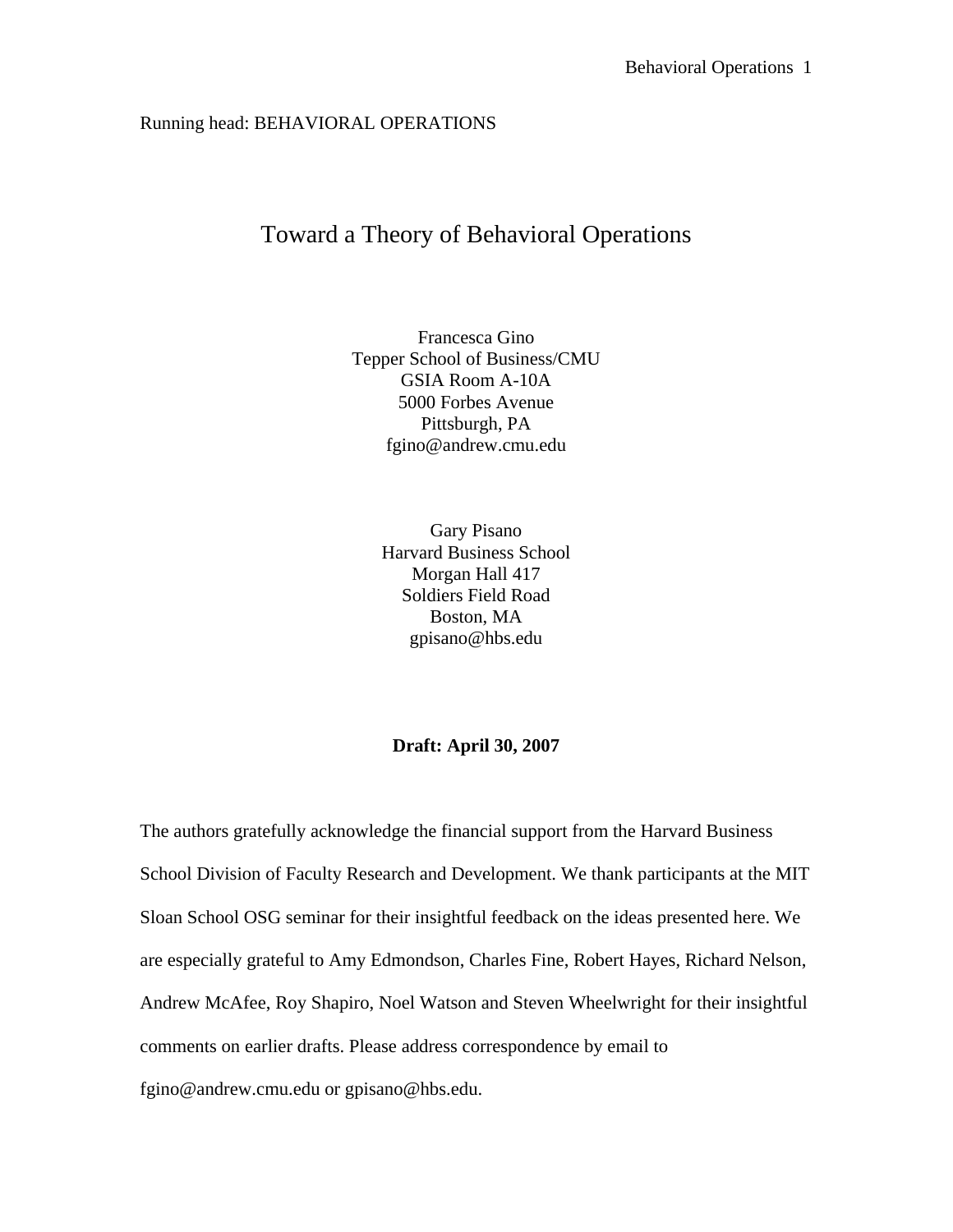Running head: BEHAVIORAL OPERATIONS

# Toward a Theory of Behavioral Operations

Francesca Gino
Tepper School of Business/CMU
GSIA Room A-10A
5000 Forbes Avenue
Pittsburgh, PA
fgino@andrew.cmu.edu

Gary Pisano
Harvard Business School
Morgan Hall 417
Soldiers Field Road
Boston, MA
gpisano@hbs.edu

**Draft: April 30, 2007**

The authors gratefully acknowledge the financial support from the Harvard Business School Division of Faculty Research and Development. We thank participants at the MIT Sloan School OSG seminar for their insightful feedback on the ideas presented here. We are especially grateful to Amy Edmondson, Charles Fine, Robert Hayes, Richard Nelson, Andrew McAfee, Roy Shapiro, Noel Watson and Steven Wheelwright for their insightful comments on earlier drafts. Please address correspondence by email to fgino@andrew.cmu.edu or gpisano@hbs.edu.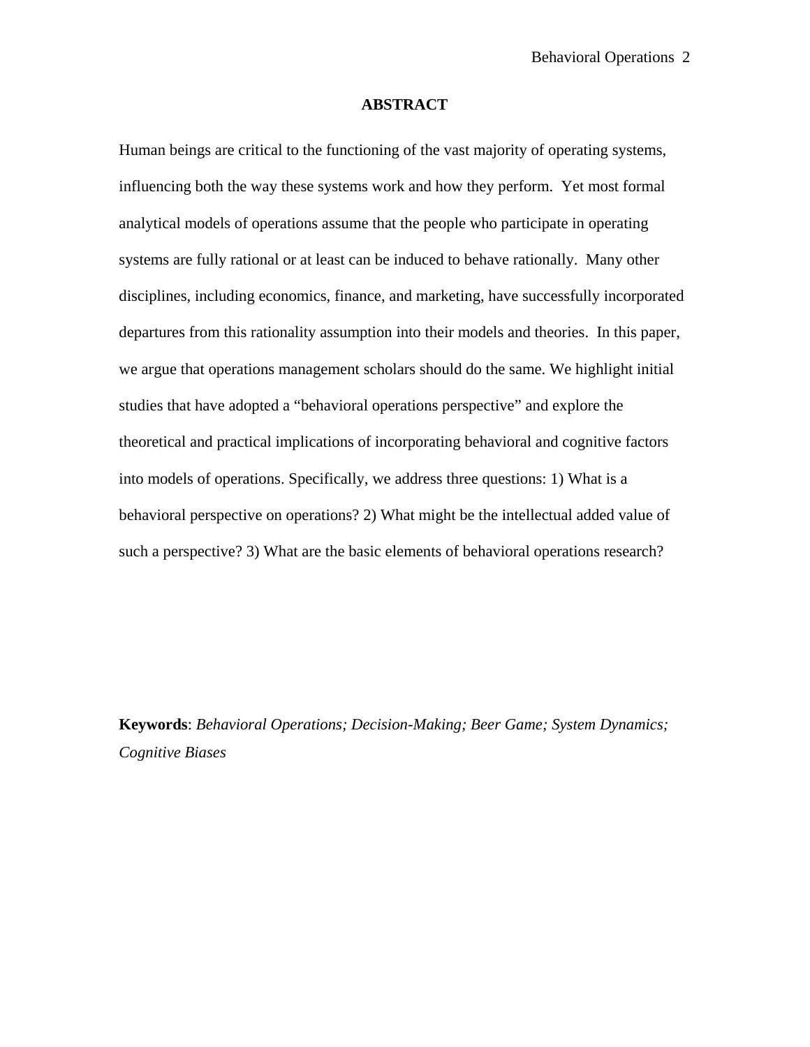## ABSTRACT

Human beings are critical to the functioning of the vast majority of operating systems, influencing both the way these systems work and how they perform. Yet most formal analytical models of operations assume that the people who participate in operating systems are fully rational or at least can be induced to behave rationally. Many other disciplines, including economics, finance, and marketing, have successfully incorporated departures from this rationality assumption into their models and theories. In this paper, we argue that operations management scholars should do the same. We highlight initial studies that have adopted a "behavioral operations perspective" and explore the theoretical and practical implications of incorporating behavioral and cognitive factors into models of operations. Specifically, we address three questions: 1) What is a behavioral perspective on operations? 2) What might be the intellectual added value of such a perspective? 3) What are the basic elements of behavioral operations research?

**Keywords**: *Behavioral Operations; Decision-Making; Beer Game; System Dynamics; Cognitive Biases*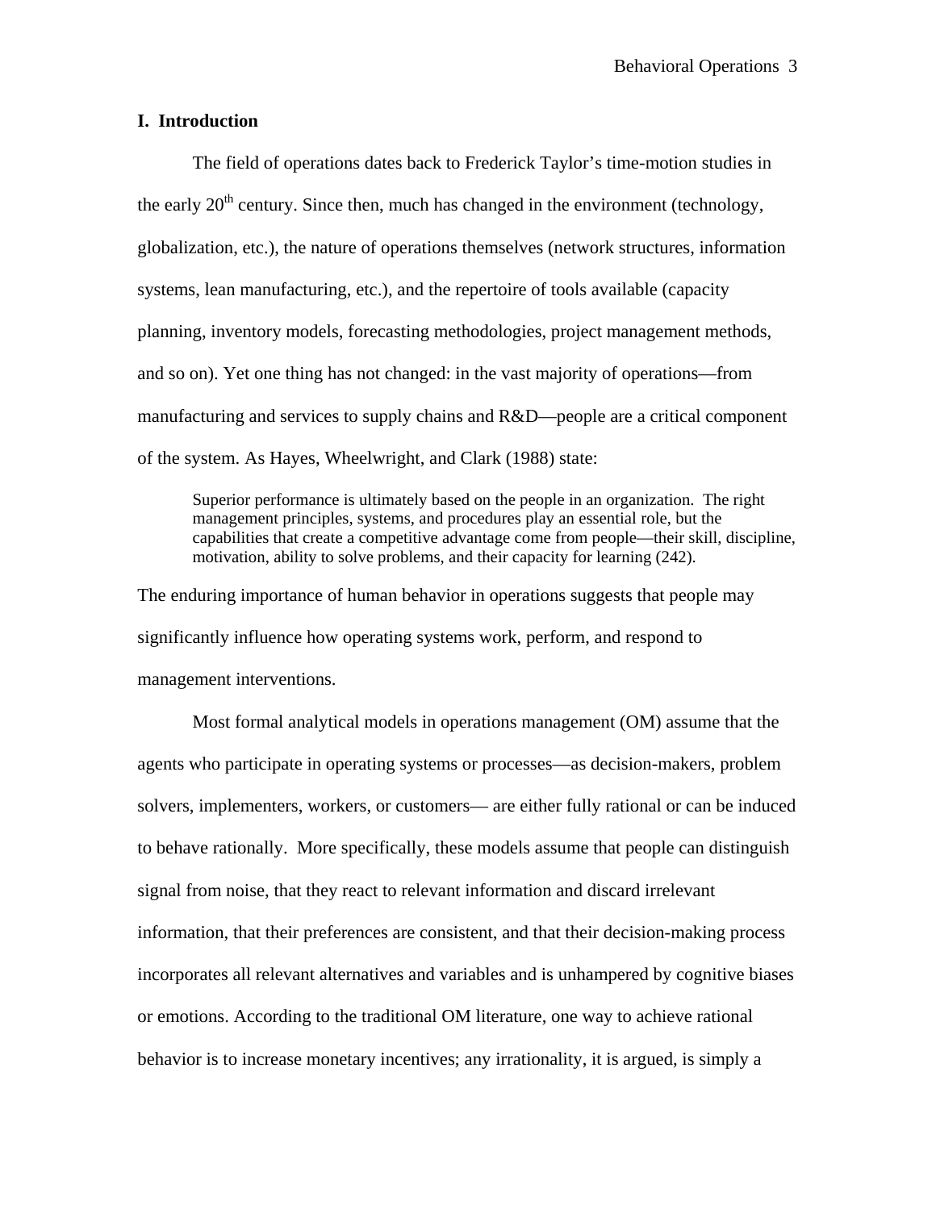## I. Introduction

The field of operations dates back to Frederick Taylor's time-motion studies in the early 20th century. Since then, much has changed in the environment (technology, globalization, etc.), the nature of operations themselves (network structures, information systems, lean manufacturing, etc.), and the repertoire of tools available (capacity planning, inventory models, forecasting methodologies, project management methods, and so on). Yet one thing has not changed: in the vast majority of operations—from manufacturing and services to supply chains and R&D—people are a critical component of the system. As Hayes, Wheelwright, and Clark (1988) state:

> Superior performance is ultimately based on the people in an organization. The right management principles, systems, and procedures play an essential role, but the capabilities that create a competitive advantage come from people—their skill, discipline, motivation, ability to solve problems, and their capacity for learning (242).

The enduring importance of human behavior in operations suggests that people may significantly influence how operating systems work, perform, and respond to management interventions.

Most formal analytical models in operations management (OM) assume that the agents who participate in operating systems or processes—as decision-makers, problem solvers, implementers, workers, or customers— are either fully rational or can be induced to behave rationally. More specifically, these models assume that people can distinguish signal from noise, that they react to relevant information and discard irrelevant information, that their preferences are consistent, and that their decision-making process incorporates all relevant alternatives and variables and is unhampered by cognitive biases or emotions. According to the traditional OM literature, one way to achieve rational behavior is to increase monetary incentives; any irrationality, it is argued, is simply a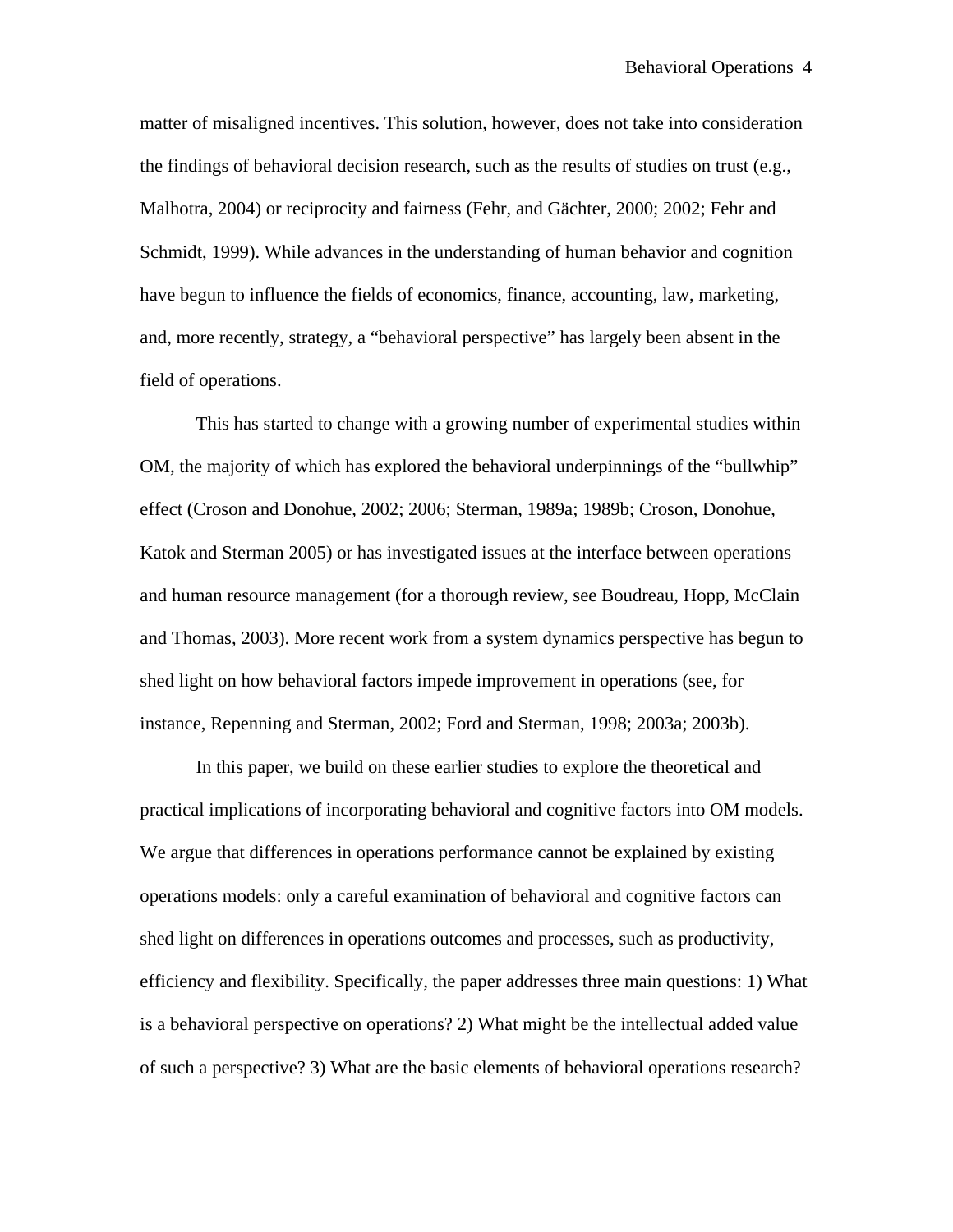matter of misaligned incentives. This solution, however, does not take into consideration the findings of behavioral decision research, such as the results of studies on trust (e.g., Malhotra, 2004) or reciprocity and fairness (Fehr, and Gächter, 2000; 2002; Fehr and Schmidt, 1999). While advances in the understanding of human behavior and cognition have begun to influence the fields of economics, finance, accounting, law, marketing, and, more recently, strategy, a "behavioral perspective" has largely been absent in the field of operations.

This has started to change with a growing number of experimental studies within OM, the majority of which has explored the behavioral underpinnings of the "bullwhip" effect (Croson and Donohue, 2002; 2006; Sterman, 1989a; 1989b; Croson, Donohue, Katok and Sterman 2005) or has investigated issues at the interface between operations and human resource management (for a thorough review, see Boudreau, Hopp, McClain and Thomas, 2003). More recent work from a system dynamics perspective has begun to shed light on how behavioral factors impede improvement in operations (see, for instance, Repenning and Sterman, 2002; Ford and Sterman, 1998; 2003a; 2003b).

In this paper, we build on these earlier studies to explore the theoretical and practical implications of incorporating behavioral and cognitive factors into OM models. We argue that differences in operations performance cannot be explained by existing operations models: only a careful examination of behavioral and cognitive factors can shed light on differences in operations outcomes and processes, such as productivity, efficiency and flexibility. Specifically, the paper addresses three main questions: 1) What is a behavioral perspective on operations? 2) What might be the intellectual added value of such a perspective? 3) What are the basic elements of behavioral operations research?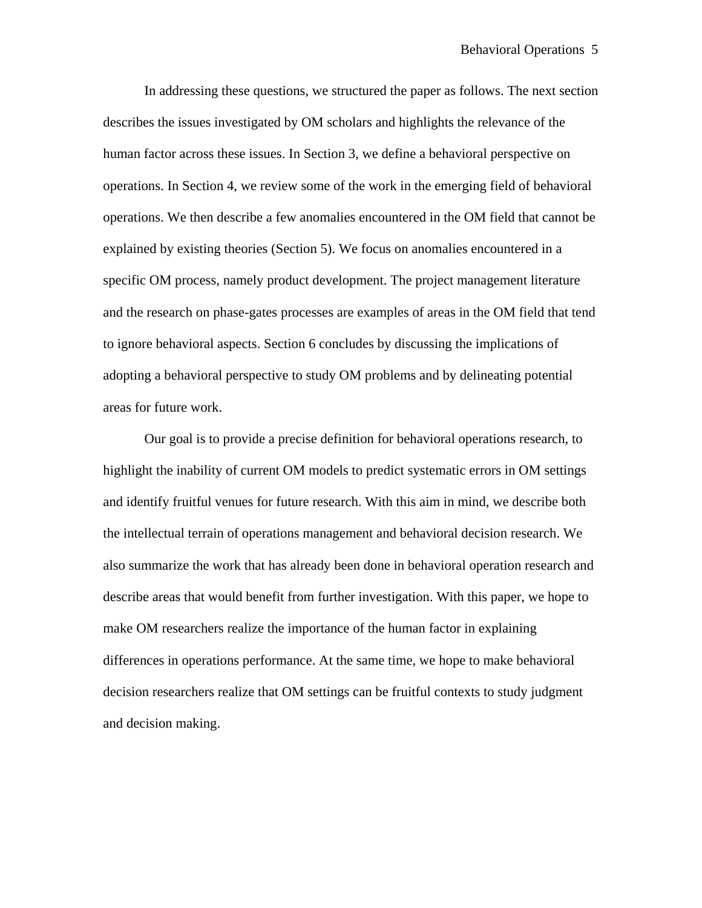In addressing these questions, we structured the paper as follows. The next section describes the issues investigated by OM scholars and highlights the relevance of the human factor across these issues. In Section 3, we define a behavioral perspective on operations. In Section 4, we review some of the work in the emerging field of behavioral operations. We then describe a few anomalies encountered in the OM field that cannot be explained by existing theories (Section 5). We focus on anomalies encountered in a specific OM process, namely product development. The project management literature and the research on phase-gates processes are examples of areas in the OM field that tend to ignore behavioral aspects. Section 6 concludes by discussing the implications of adopting a behavioral perspective to study OM problems and by delineating potential areas for future work.

Our goal is to provide a precise definition for behavioral operations research, to highlight the inability of current OM models to predict systematic errors in OM settings and identify fruitful venues for future research. With this aim in mind, we describe both the intellectual terrain of operations management and behavioral decision research. We also summarize the work that has already been done in behavioral operation research and describe areas that would benefit from further investigation. With this paper, we hope to make OM researchers realize the importance of the human factor in explaining differences in operations performance. At the same time, we hope to make behavioral decision researchers realize that OM settings can be fruitful contexts to study judgment and decision making.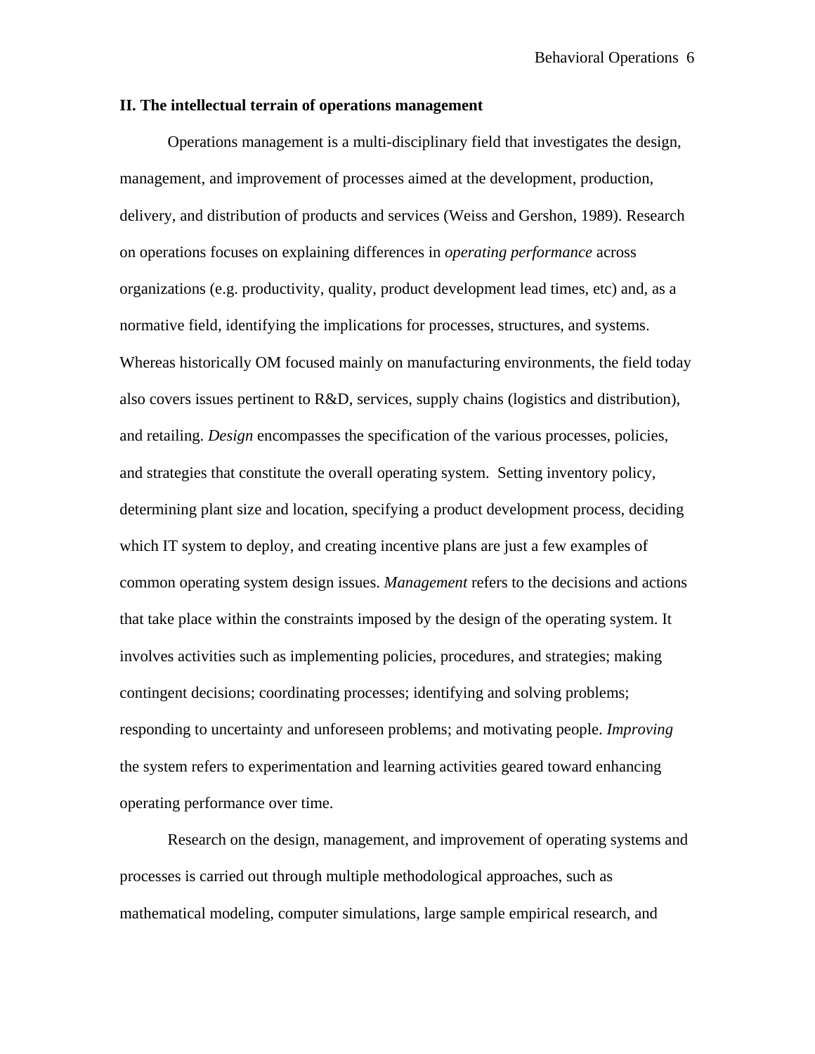## II. The intellectual terrain of operations management

Operations management is a multi-disciplinary field that investigates the design, management, and improvement of processes aimed at the development, production, delivery, and distribution of products and services (Weiss and Gershon, 1989). Research on operations focuses on explaining differences in *operating performance* across organizations (e.g. productivity, quality, product development lead times, etc) and, as a normative field, identifying the implications for processes, structures, and systems. Whereas historically OM focused mainly on manufacturing environments, the field today also covers issues pertinent to R&D, services, supply chains (logistics and distribution), and retailing. *Design* encompasses the specification of the various processes, policies, and strategies that constitute the overall operating system. Setting inventory policy, determining plant size and location, specifying a product development process, deciding which IT system to deploy, and creating incentive plans are just a few examples of common operating system design issues. *Management* refers to the decisions and actions that take place within the constraints imposed by the design of the operating system. It involves activities such as implementing policies, procedures, and strategies; making contingent decisions; coordinating processes; identifying and solving problems; responding to uncertainty and unforeseen problems; and motivating people. *Improving* the system refers to experimentation and learning activities geared toward enhancing operating performance over time.

Research on the design, management, and improvement of operating systems and processes is carried out through multiple methodological approaches, such as mathematical modeling, computer simulations, large sample empirical research, and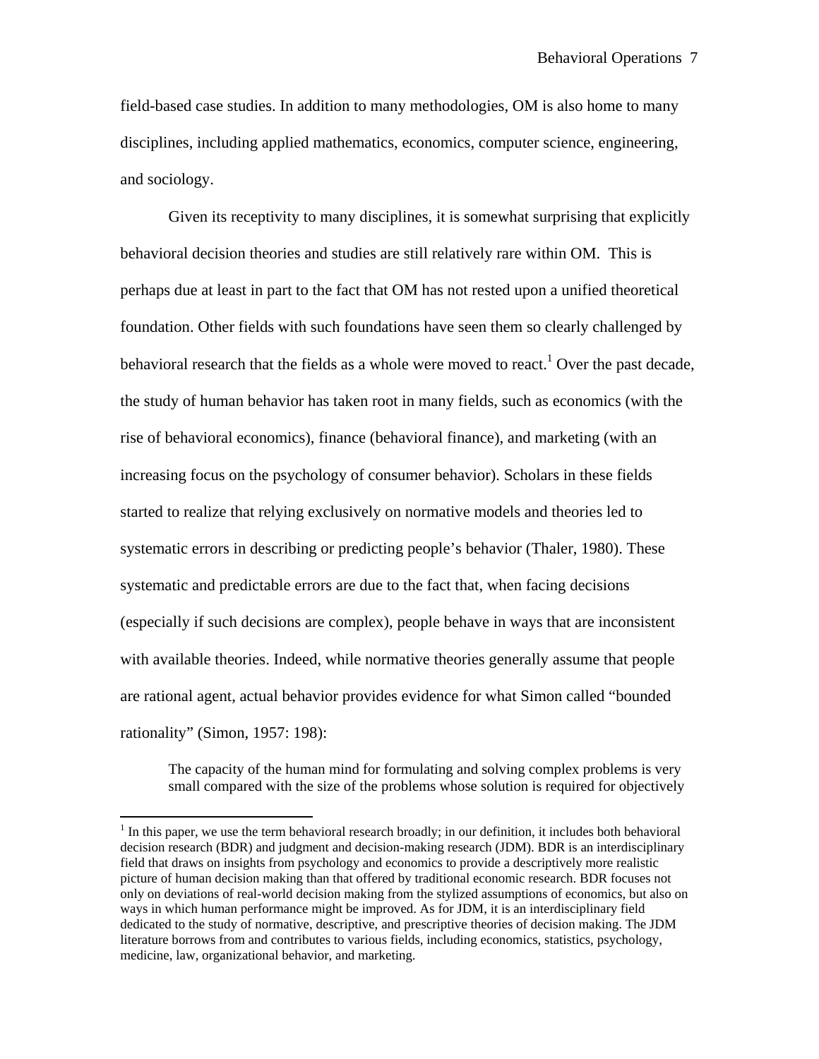field-based case studies. In addition to many methodologies, OM is also home to many disciplines, including applied mathematics, economics, computer science, engineering, and sociology.

Given its receptivity to many disciplines, it is somewhat surprising that explicitly behavioral decision theories and studies are still relatively rare within OM. This is perhaps due at least in part to the fact that OM has not rested upon a unified theoretical foundation. Other fields with such foundations have seen them so clearly challenged by behavioral research that the fields as a whole were moved to react.[1] Over the past decade, the study of human behavior has taken root in many fields, such as economics (with the rise of behavioral economics), finance (behavioral finance), and marketing (with an increasing focus on the psychology of consumer behavior). Scholars in these fields started to realize that relying exclusively on normative models and theories led to systematic errors in describing or predicting people's behavior (Thaler, 1980). These systematic and predictable errors are due to the fact that, when facing decisions (especially if such decisions are complex), people behave in ways that are inconsistent with available theories. Indeed, while normative theories generally assume that people are rational agent, actual behavior provides evidence for what Simon called "bounded rationality" (Simon, 1957: 198):

> The capacity of the human mind for formulating and solving complex problems is very small compared with the size of the problems whose solution is required for objectively

[1] In this paper, we use the term behavioral research broadly; in our definition, it includes both behavioral decision research (BDR) and judgment and decision-making research (JDM). BDR is an interdisciplinary field that draws on insights from psychology and economics to provide a descriptively more realistic picture of human decision making than that offered by traditional economic research. BDR focuses not only on deviations of real-world decision making from the stylized assumptions of economics, but also on ways in which human performance might be improved. As for JDM, it is an interdisciplinary field dedicated to the study of normative, descriptive, and prescriptive theories of decision making. The JDM literature borrows from and contributes to various fields, including economics, statistics, psychology, medicine, law, organizational behavior, and marketing.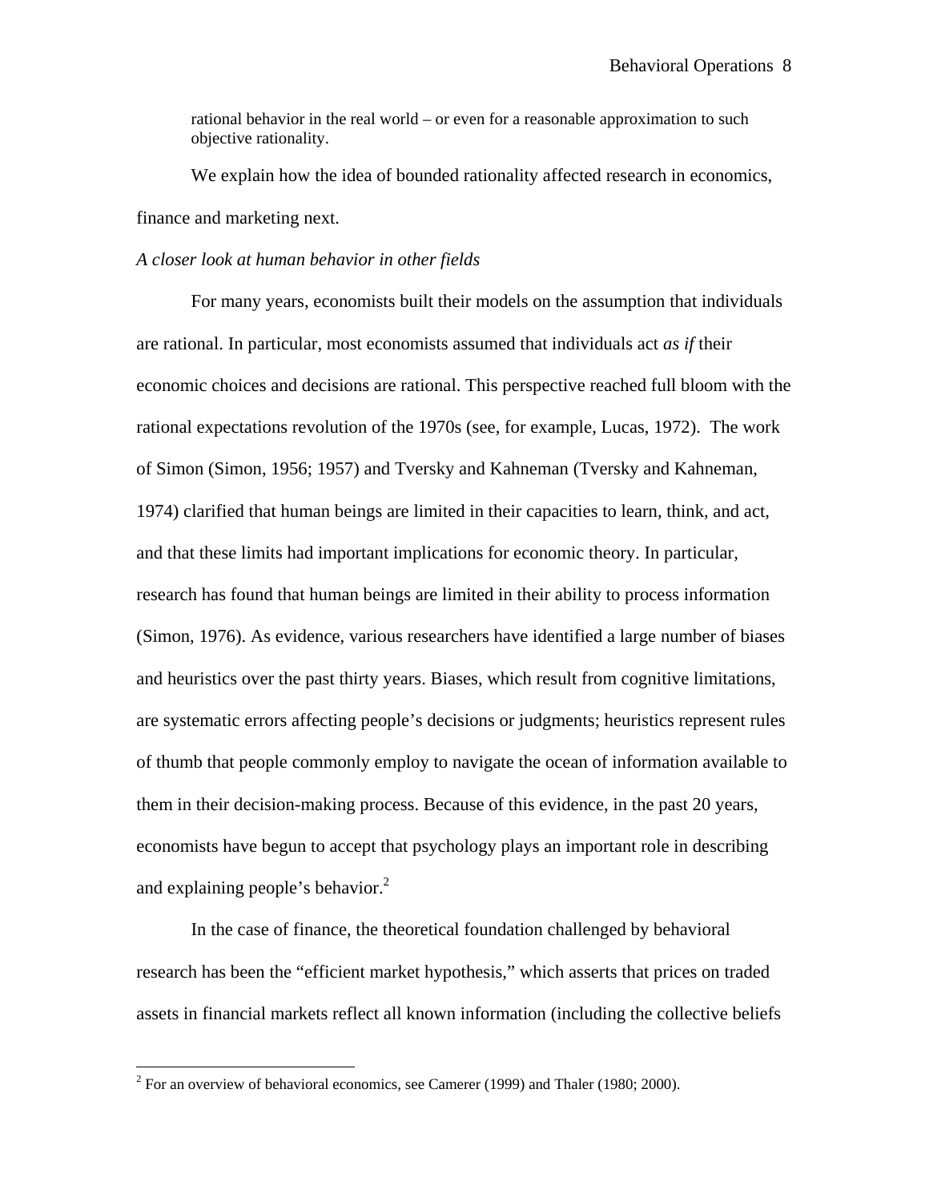> rational behavior in the real world – or even for a reasonable approximation to such objective rationality.

We explain how the idea of bounded rationality affected research in economics, finance and marketing next.

*A closer look at human behavior in other fields*

For many years, economists built their models on the assumption that individuals are rational. In particular, most economists assumed that individuals act *as if* their economic choices and decisions are rational. This perspective reached full bloom with the rational expectations revolution of the 1970s (see, for example, Lucas, 1972). The work of Simon (Simon, 1956; 1957) and Tversky and Kahneman (Tversky and Kahneman, 1974) clarified that human beings are limited in their capacities to learn, think, and act, and that these limits had important implications for economic theory. In particular, research has found that human beings are limited in their ability to process information (Simon, 1976). As evidence, various researchers have identified a large number of biases and heuristics over the past thirty years. Biases, which result from cognitive limitations, are systematic errors affecting people's decisions or judgments; heuristics represent rules of thumb that people commonly employ to navigate the ocean of information available to them in their decision-making process. Because of this evidence, in the past 20 years, economists have begun to accept that psychology plays an important role in describing and explaining people's behavior.[2]

In the case of finance, the theoretical foundation challenged by behavioral research has been the "efficient market hypothesis," which asserts that prices on traded assets in financial markets reflect all known information (including the collective beliefs

---

[2] For an overview of behavioral economics, see Camerer (1999) and Thaler (1980; 2000).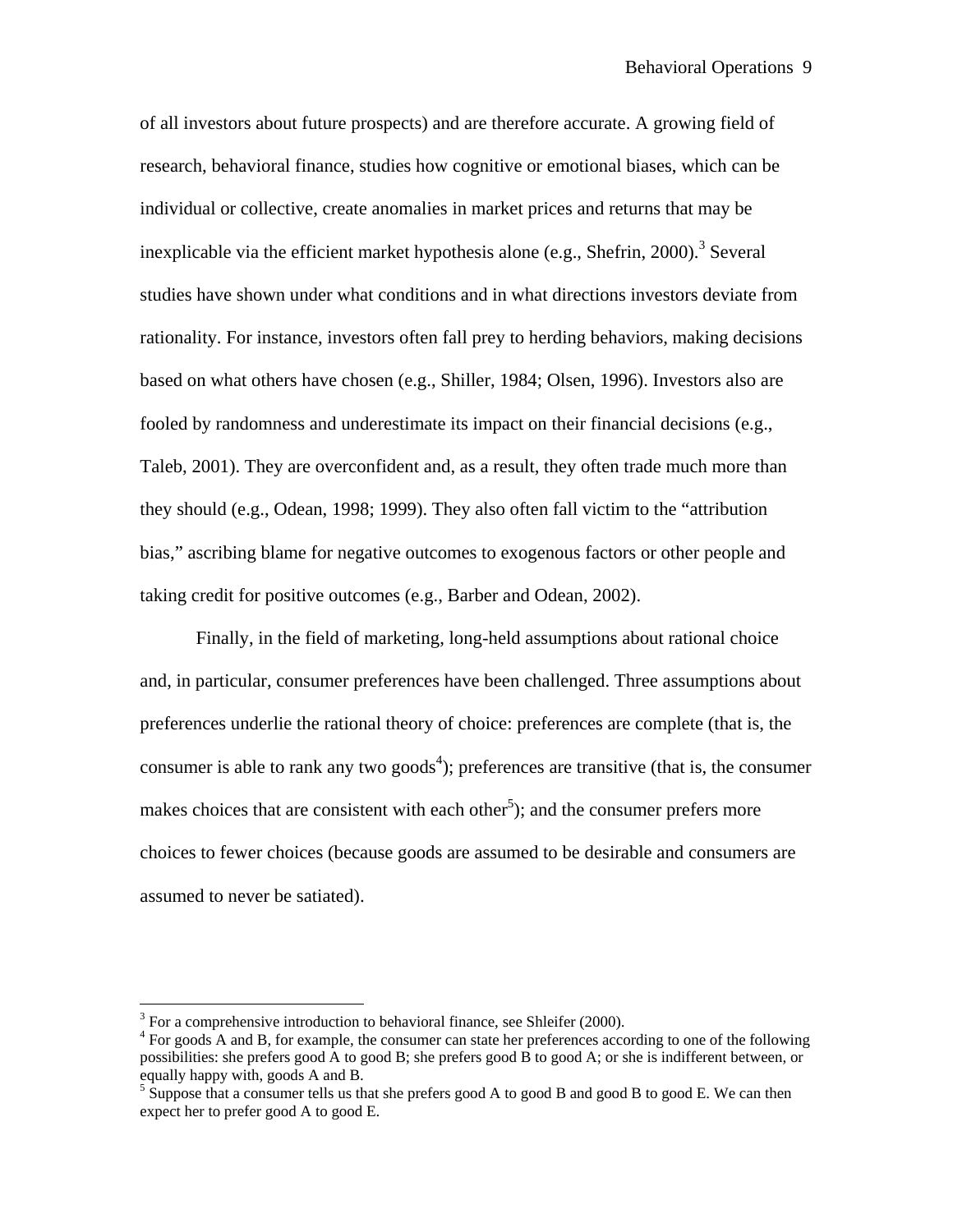of all investors about future prospects) and are therefore accurate. A growing field of research, behavioral finance, studies how cognitive or emotional biases, which can be individual or collective, create anomalies in market prices and returns that may be inexplicable via the efficient market hypothesis alone (e.g., Shefrin, 2000).[3] Several studies have shown under what conditions and in what directions investors deviate from rationality. For instance, investors often fall prey to herding behaviors, making decisions based on what others have chosen (e.g., Shiller, 1984; Olsen, 1996). Investors also are fooled by randomness and underestimate its impact on their financial decisions (e.g., Taleb, 2001). They are overconfident and, as a result, they often trade much more than they should (e.g., Odean, 1998; 1999). They also often fall victim to the "attribution bias," ascribing blame for negative outcomes to exogenous factors or other people and taking credit for positive outcomes (e.g., Barber and Odean, 2002).

Finally, in the field of marketing, long-held assumptions about rational choice and, in particular, consumer preferences have been challenged. Three assumptions about preferences underlie the rational theory of choice: preferences are complete (that is, the consumer is able to rank any two goods[4]); preferences are transitive (that is, the consumer makes choices that are consistent with each other[5]); and the consumer prefers more choices to fewer choices (because goods are assumed to be desirable and consumers are assumed to never be satiated).

---

[3] For a comprehensive introduction to behavioral finance, see Shleifer (2000).

[4] For goods A and B, for example, the consumer can state her preferences according to one of the following possibilities: she prefers good A to good B; she prefers good B to good A; or she is indifferent between, or equally happy with, goods A and B.

[5] Suppose that a consumer tells us that she prefers good A to good B and good B to good E. We can then expect her to prefer good A to good E.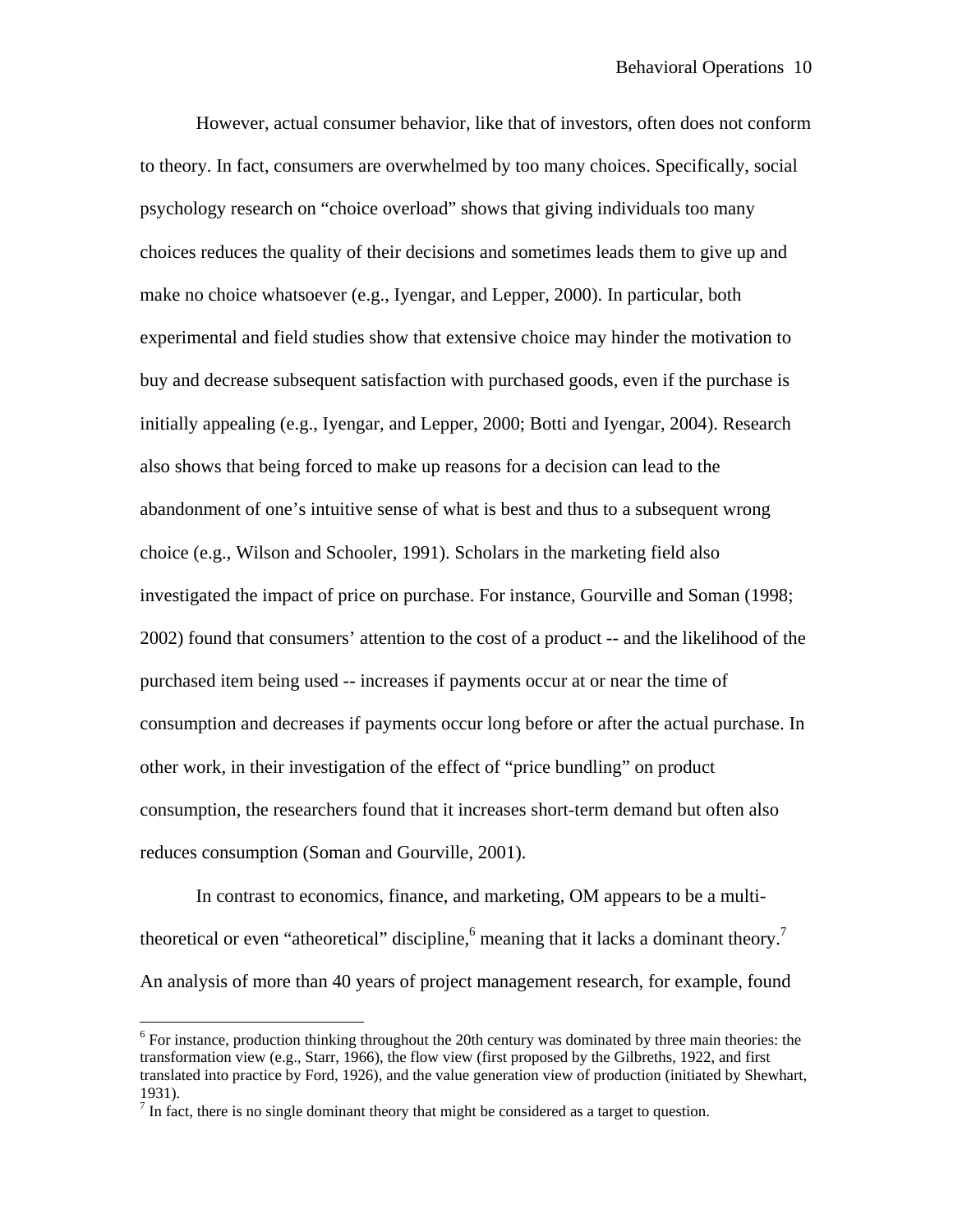However, actual consumer behavior, like that of investors, often does not conform to theory. In fact, consumers are overwhelmed by too many choices. Specifically, social psychology research on "choice overload" shows that giving individuals too many choices reduces the quality of their decisions and sometimes leads them to give up and make no choice whatsoever (e.g., Iyengar, and Lepper, 2000). In particular, both experimental and field studies show that extensive choice may hinder the motivation to buy and decrease subsequent satisfaction with purchased goods, even if the purchase is initially appealing (e.g., Iyengar, and Lepper, 2000; Botti and Iyengar, 2004). Research also shows that being forced to make up reasons for a decision can lead to the abandonment of one's intuitive sense of what is best and thus to a subsequent wrong choice (e.g., Wilson and Schooler, 1991). Scholars in the marketing field also investigated the impact of price on purchase. For instance, Gourville and Soman (1998; 2002) found that consumers' attention to the cost of a product -- and the likelihood of the purchased item being used -- increases if payments occur at or near the time of consumption and decreases if payments occur long before or after the actual purchase. In other work, in their investigation of the effect of "price bundling" on product consumption, the researchers found that it increases short-term demand but often also reduces consumption (Soman and Gourville, 2001).

In contrast to economics, finance, and marketing, OM appears to be a multi-theoretical or even "atheoretical" discipline,[6] meaning that it lacks a dominant theory.[7] An analysis of more than 40 years of project management research, for example, found

[6] For instance, production thinking throughout the 20th century was dominated by three main theories: the transformation view (e.g., Starr, 1966), the flow view (first proposed by the Gilbreths, 1922, and first translated into practice by Ford, 1926), and the value generation view of production (initiated by Shewhart, 1931).

[7] In fact, there is no single dominant theory that might be considered as a target to question.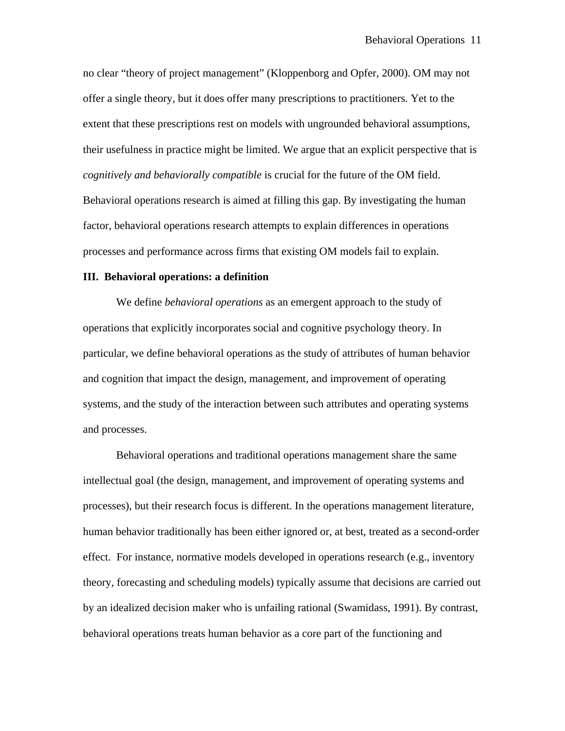no clear “theory of project management” (Kloppenborg and Opfer, 2000). OM may not offer a single theory, but it does offer many prescriptions to practitioners. Yet to the extent that these prescriptions rest on models with ungrounded behavioral assumptions, their usefulness in practice might be limited. We argue that an explicit perspective that is *cognitively and behaviorally compatible* is crucial for the future of the OM field. Behavioral operations research is aimed at filling this gap. By investigating the human factor, behavioral operations research attempts to explain differences in operations processes and performance across firms that existing OM models fail to explain.

## III. Behavioral operations: a definition

We define *behavioral operations* as an emergent approach to the study of operations that explicitly incorporates social and cognitive psychology theory. In particular, we define behavioral operations as the study of attributes of human behavior and cognition that impact the design, management, and improvement of operating systems, and the study of the interaction between such attributes and operating systems and processes.

Behavioral operations and traditional operations management share the same intellectual goal (the design, management, and improvement of operating systems and processes), but their research focus is different. In the operations management literature, human behavior traditionally has been either ignored or, at best, treated as a second-order effect. For instance, normative models developed in operations research (e.g., inventory theory, forecasting and scheduling models) typically assume that decisions are carried out by an idealized decision maker who is unfailing rational (Swamidass, 1991). By contrast, behavioral operations treats human behavior as a core part of the functioning and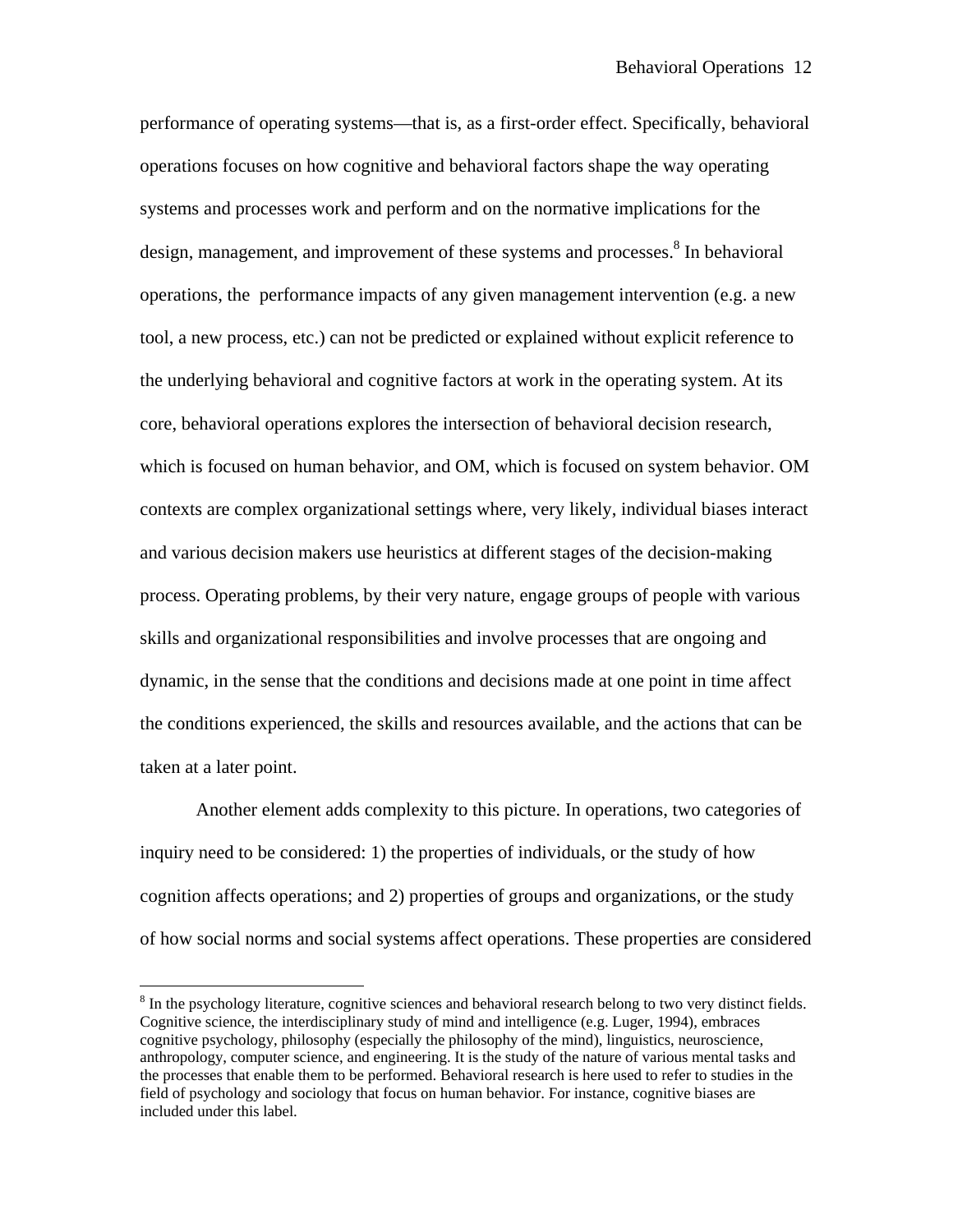performance of operating systems—that is, as a first-order effect. Specifically, behavioral operations focuses on how cognitive and behavioral factors shape the way operating systems and processes work and perform and on the normative implications for the design, management, and improvement of these systems and processes.[8] In behavioral operations, the performance impacts of any given management intervention (e.g. a new tool, a new process, etc.) can not be predicted or explained without explicit reference to the underlying behavioral and cognitive factors at work in the operating system. At its core, behavioral operations explores the intersection of behavioral decision research, which is focused on human behavior, and OM, which is focused on system behavior. OM contexts are complex organizational settings where, very likely, individual biases interact and various decision makers use heuristics at different stages of the decision-making process. Operating problems, by their very nature, engage groups of people with various skills and organizational responsibilities and involve processes that are ongoing and dynamic, in the sense that the conditions and decisions made at one point in time affect the conditions experienced, the skills and resources available, and the actions that can be taken at a later point.

Another element adds complexity to this picture. In operations, two categories of inquiry need to be considered: 1) the properties of individuals, or the study of how cognition affects operations; and 2) properties of groups and organizations, or the study of how social norms and social systems affect operations. These properties are considered

---

[8] In the psychology literature, cognitive sciences and behavioral research belong to two very distinct fields. Cognitive science, the interdisciplinary study of mind and intelligence (e.g. Luger, 1994), embraces cognitive psychology, philosophy (especially the philosophy of the mind), linguistics, neuroscience, anthropology, computer science, and engineering. It is the study of the nature of various mental tasks and the processes that enable them to be performed. Behavioral research is here used to refer to studies in the field of psychology and sociology that focus on human behavior. For instance, cognitive biases are included under this label.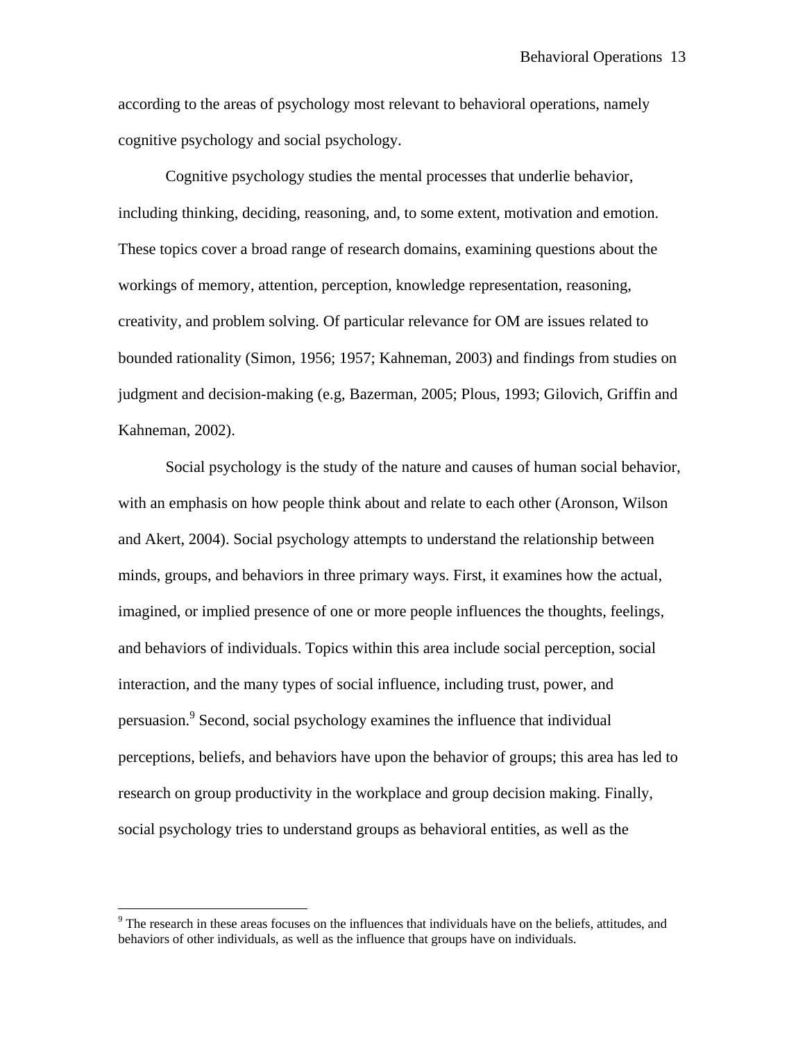according to the areas of psychology most relevant to behavioral operations, namely cognitive psychology and social psychology.

Cognitive psychology studies the mental processes that underlie behavior, including thinking, deciding, reasoning, and, to some extent, motivation and emotion. These topics cover a broad range of research domains, examining questions about the workings of memory, attention, perception, knowledge representation, reasoning, creativity, and problem solving. Of particular relevance for OM are issues related to bounded rationality (Simon, 1956; 1957; Kahneman, 2003) and findings from studies on judgment and decision-making (e.g, Bazerman, 2005; Plous, 1993; Gilovich, Griffin and Kahneman, 2002).

Social psychology is the study of the nature and causes of human social behavior, with an emphasis on how people think about and relate to each other (Aronson, Wilson and Akert, 2004). Social psychology attempts to understand the relationship between minds, groups, and behaviors in three primary ways. First, it examines how the actual, imagined, or implied presence of one or more people influences the thoughts, feelings, and behaviors of individuals. Topics within this area include social perception, social interaction, and the many types of social influence, including trust, power, and persuasion.[9] Second, social psychology examines the influence that individual perceptions, beliefs, and behaviors have upon the behavior of groups; this area has led to research on group productivity in the workplace and group decision making. Finally, social psychology tries to understand groups as behavioral entities, as well as the

---

[9] The research in these areas focuses on the influences that individuals have on the beliefs, attitudes, and behaviors of other individuals, as well as the influence that groups have on individuals.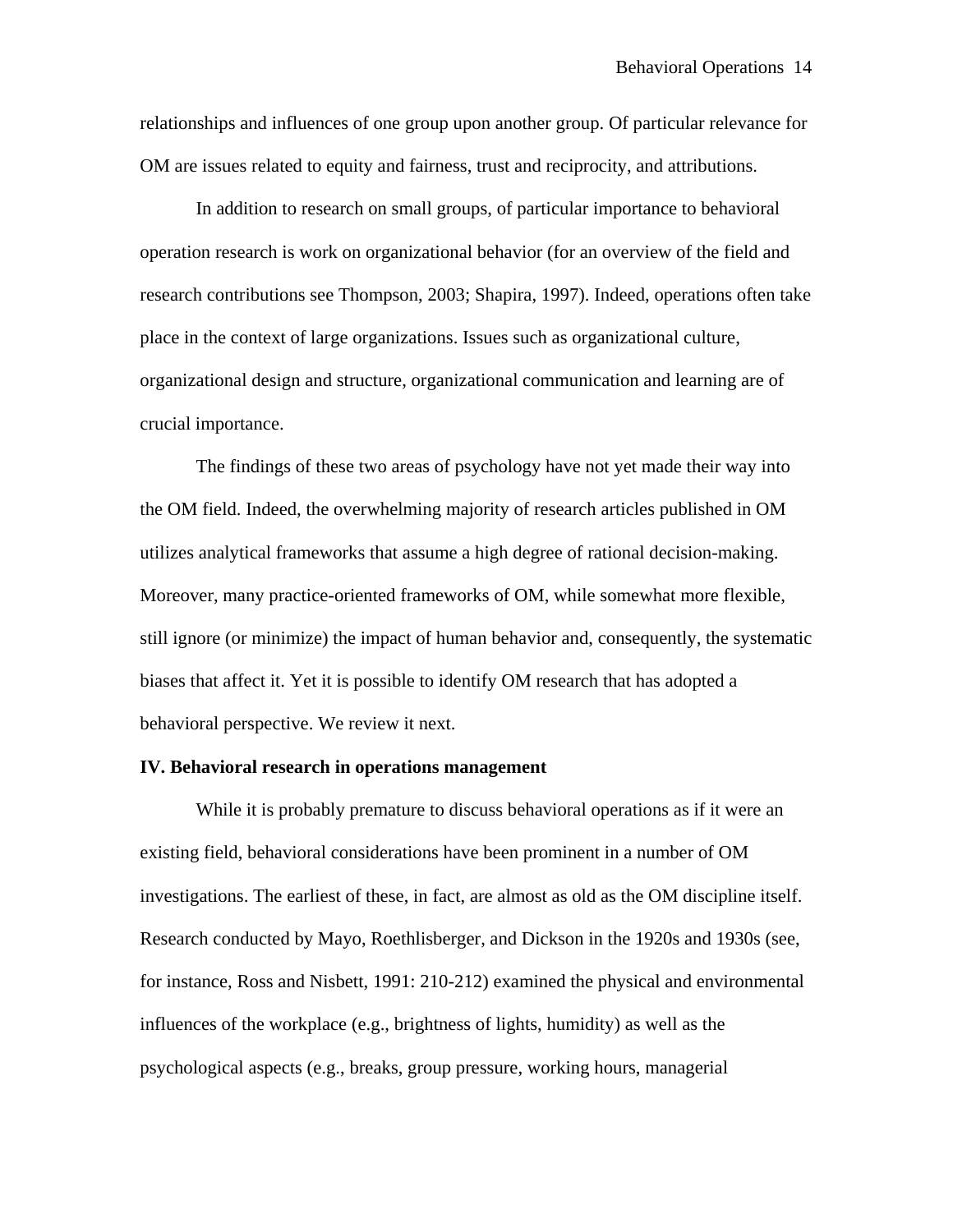relationships and influences of one group upon another group. Of particular relevance for OM are issues related to equity and fairness, trust and reciprocity, and attributions.

In addition to research on small groups, of particular importance to behavioral operation research is work on organizational behavior (for an overview of the field and research contributions see Thompson, 2003; Shapira, 1997). Indeed, operations often take place in the context of large organizations. Issues such as organizational culture, organizational design and structure, organizational communication and learning are of crucial importance.

The findings of these two areas of psychology have not yet made their way into the OM field. Indeed, the overwhelming majority of research articles published in OM utilizes analytical frameworks that assume a high degree of rational decision-making. Moreover, many practice-oriented frameworks of OM, while somewhat more flexible, still ignore (or minimize) the impact of human behavior and, consequently, the systematic biases that affect it. Yet it is possible to identify OM research that has adopted a behavioral perspective. We review it next.

**IV. Behavioral research in operations management**

While it is probably premature to discuss behavioral operations as if it were an existing field, behavioral considerations have been prominent in a number of OM investigations. The earliest of these, in fact, are almost as old as the OM discipline itself. Research conducted by Mayo, Roethlisberger, and Dickson in the 1920s and 1930s (see, for instance, Ross and Nisbett, 1991: 210-212) examined the physical and environmental influences of the workplace (e.g., brightness of lights, humidity) as well as the psychological aspects (e.g., breaks, group pressure, working hours, managerial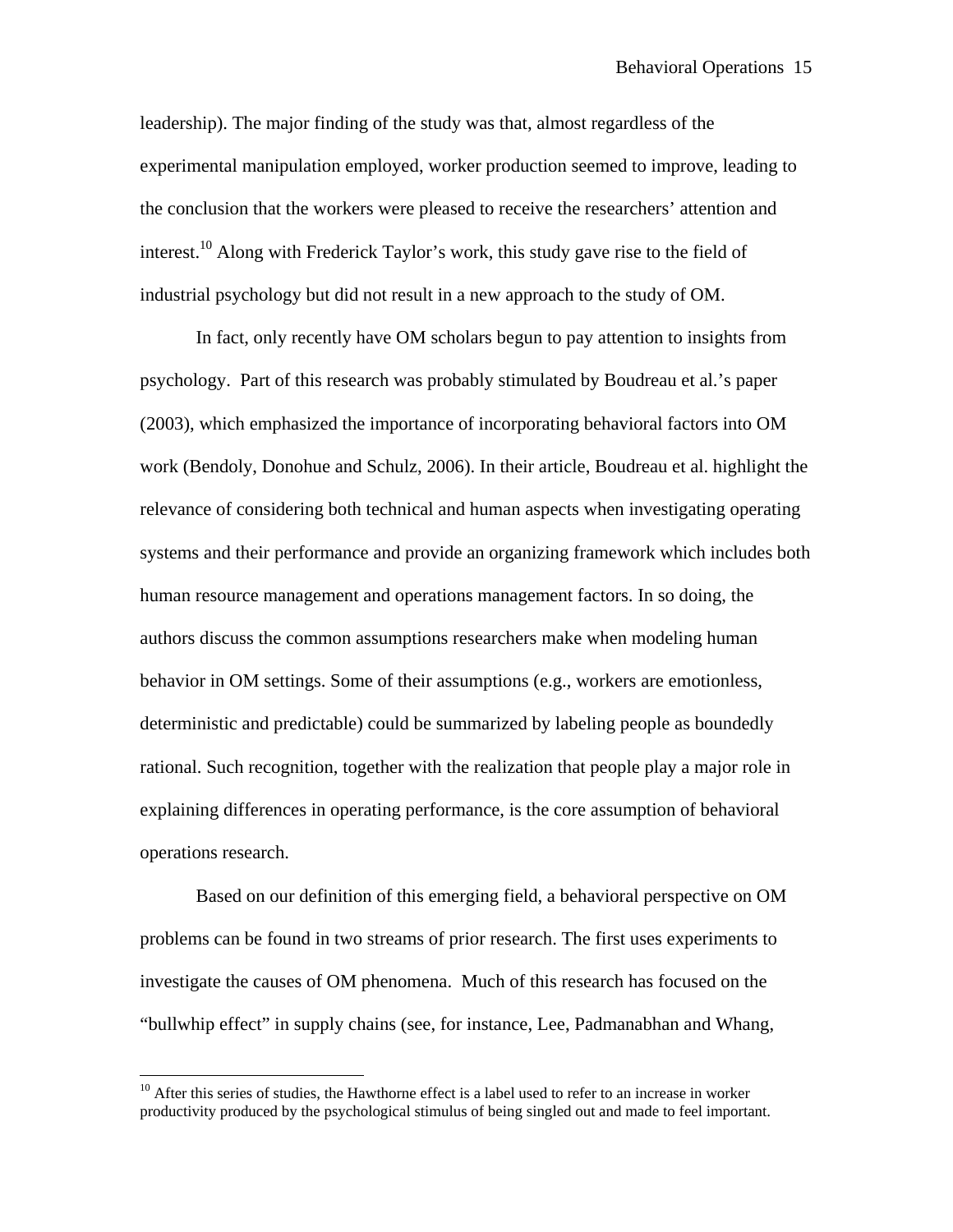leadership). The major finding of the study was that, almost regardless of the experimental manipulation employed, worker production seemed to improve, leading to the conclusion that the workers were pleased to receive the researchers' attention and interest.[10] Along with Frederick Taylor's work, this study gave rise to the field of industrial psychology but did not result in a new approach to the study of OM.

In fact, only recently have OM scholars begun to pay attention to insights from psychology. Part of this research was probably stimulated by Boudreau et al.'s paper (2003), which emphasized the importance of incorporating behavioral factors into OM work (Bendoly, Donohue and Schulz, 2006). In their article, Boudreau et al. highlight the relevance of considering both technical and human aspects when investigating operating systems and their performance and provide an organizing framework which includes both human resource management and operations management factors. In so doing, the authors discuss the common assumptions researchers make when modeling human behavior in OM settings. Some of their assumptions (e.g., workers are emotionless, deterministic and predictable) could be summarized by labeling people as boundedly rational. Such recognition, together with the realization that people play a major role in explaining differences in operating performance, is the core assumption of behavioral operations research.

Based on our definition of this emerging field, a behavioral perspective on OM problems can be found in two streams of prior research. The first uses experiments to investigate the causes of OM phenomena. Much of this research has focused on the "bullwhip effect" in supply chains (see, for instance, Lee, Padmanabhan and Whang,

---

[10] After this series of studies, the Hawthorne effect is a label used to refer to an increase in worker productivity produced by the psychological stimulus of being singled out and made to feel important.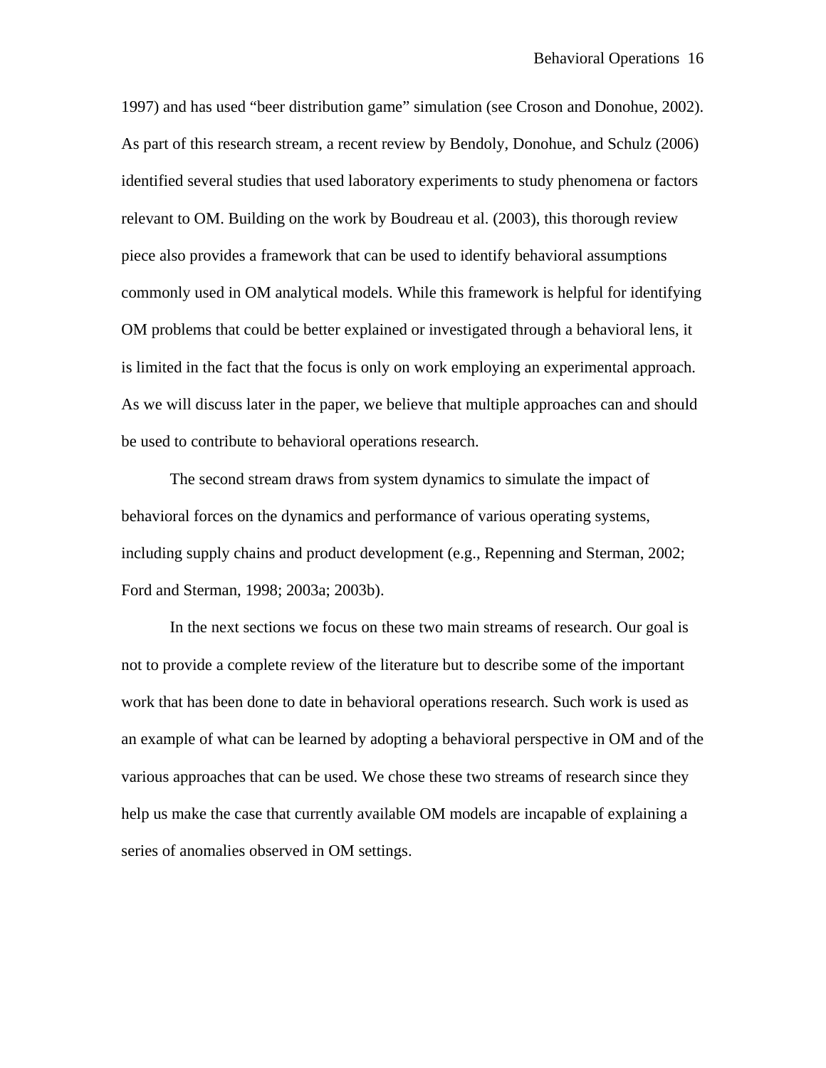1997) and has used "beer distribution game" simulation (see Croson and Donohue, 2002). As part of this research stream, a recent review by Bendoly, Donohue, and Schulz (2006) identified several studies that used laboratory experiments to study phenomena or factors relevant to OM. Building on the work by Boudreau et al. (2003), this thorough review piece also provides a framework that can be used to identify behavioral assumptions commonly used in OM analytical models. While this framework is helpful for identifying OM problems that could be better explained or investigated through a behavioral lens, it is limited in the fact that the focus is only on work employing an experimental approach. As we will discuss later in the paper, we believe that multiple approaches can and should be used to contribute to behavioral operations research.

The second stream draws from system dynamics to simulate the impact of behavioral forces on the dynamics and performance of various operating systems, including supply chains and product development (e.g., Repenning and Sterman, 2002; Ford and Sterman, 1998; 2003a; 2003b).

In the next sections we focus on these two main streams of research. Our goal is not to provide a complete review of the literature but to describe some of the important work that has been done to date in behavioral operations research. Such work is used as an example of what can be learned by adopting a behavioral perspective in OM and of the various approaches that can be used. We chose these two streams of research since they help us make the case that currently available OM models are incapable of explaining a series of anomalies observed in OM settings.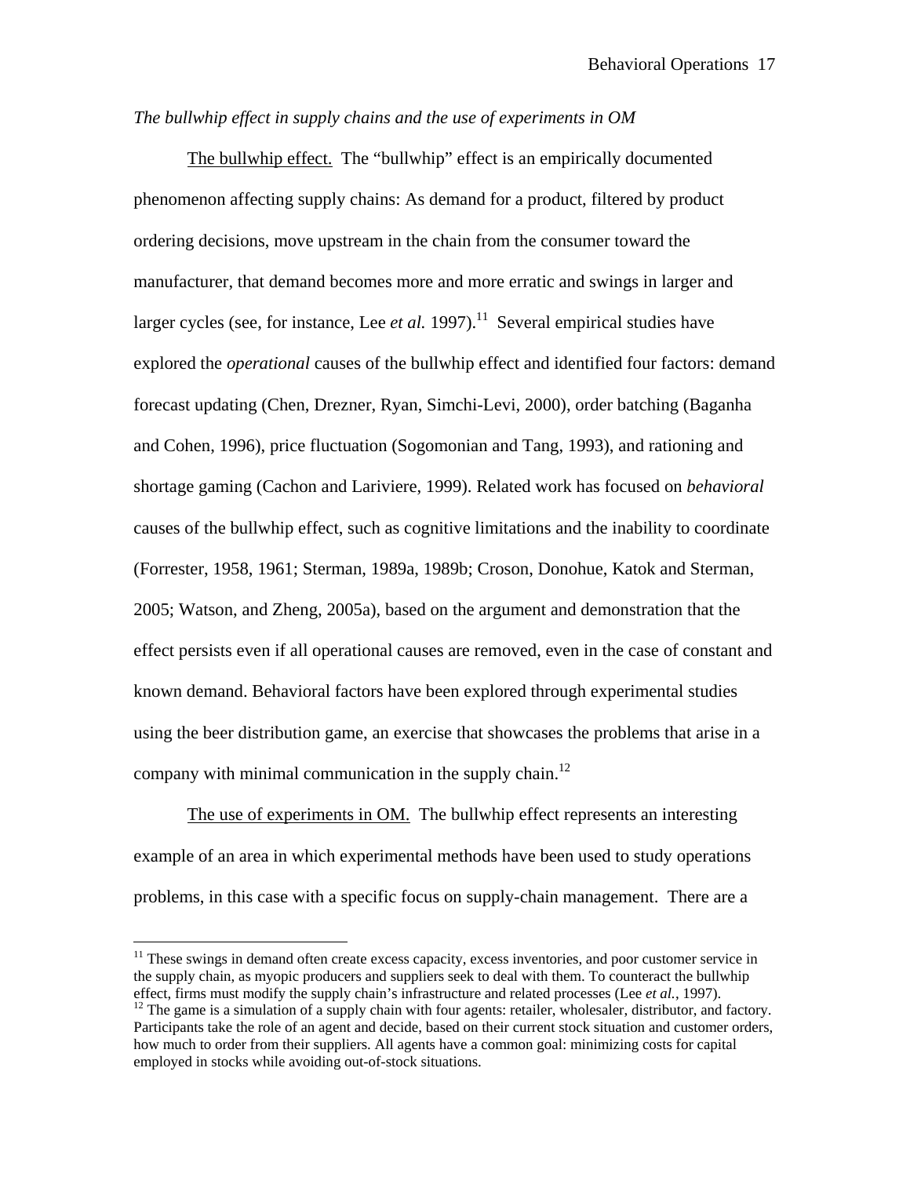*The bullwhip effect in supply chains and the use of experiments in OM*

The bullwhip effect. The "bullwhip" effect is an empirically documented phenomenon affecting supply chains: As demand for a product, filtered by product ordering decisions, move upstream in the chain from the consumer toward the manufacturer, that demand becomes more and more erratic and swings in larger and larger cycles (see, for instance, Lee *et al.* 1997).[11] Several empirical studies have explored the *operational* causes of the bullwhip effect and identified four factors: demand forecast updating (Chen, Drezner, Ryan, Simchi-Levi, 2000), order batching (Baganha and Cohen, 1996), price fluctuation (Sogomonian and Tang, 1993), and rationing and shortage gaming (Cachon and Lariviere, 1999). Related work has focused on *behavioral* causes of the bullwhip effect, such as cognitive limitations and the inability to coordinate (Forrester, 1958, 1961; Sterman, 1989a, 1989b; Croson, Donohue, Katok and Sterman, 2005; Watson, and Zheng, 2005a), based on the argument and demonstration that the effect persists even if all operational causes are removed, even in the case of constant and known demand. Behavioral factors have been explored through experimental studies using the beer distribution game, an exercise that showcases the problems that arise in a company with minimal communication in the supply chain.[12]

The use of experiments in OM. The bullwhip effect represents an interesting example of an area in which experimental methods have been used to study operations problems, in this case with a specific focus on supply-chain management. There are a

---

[11] These swings in demand often create excess capacity, excess inventories, and poor customer service in the supply chain, as myopic producers and suppliers seek to deal with them. To counteract the bullwhip effect, firms must modify the supply chain's infrastructure and related processes (Lee *et al.*, 1997).

[12] The game is a simulation of a supply chain with four agents: retailer, wholesaler, distributor, and factory. Participants take the role of an agent and decide, based on their current stock situation and customer orders, how much to order from their suppliers. All agents have a common goal: minimizing costs for capital employed in stocks while avoiding out-of-stock situations.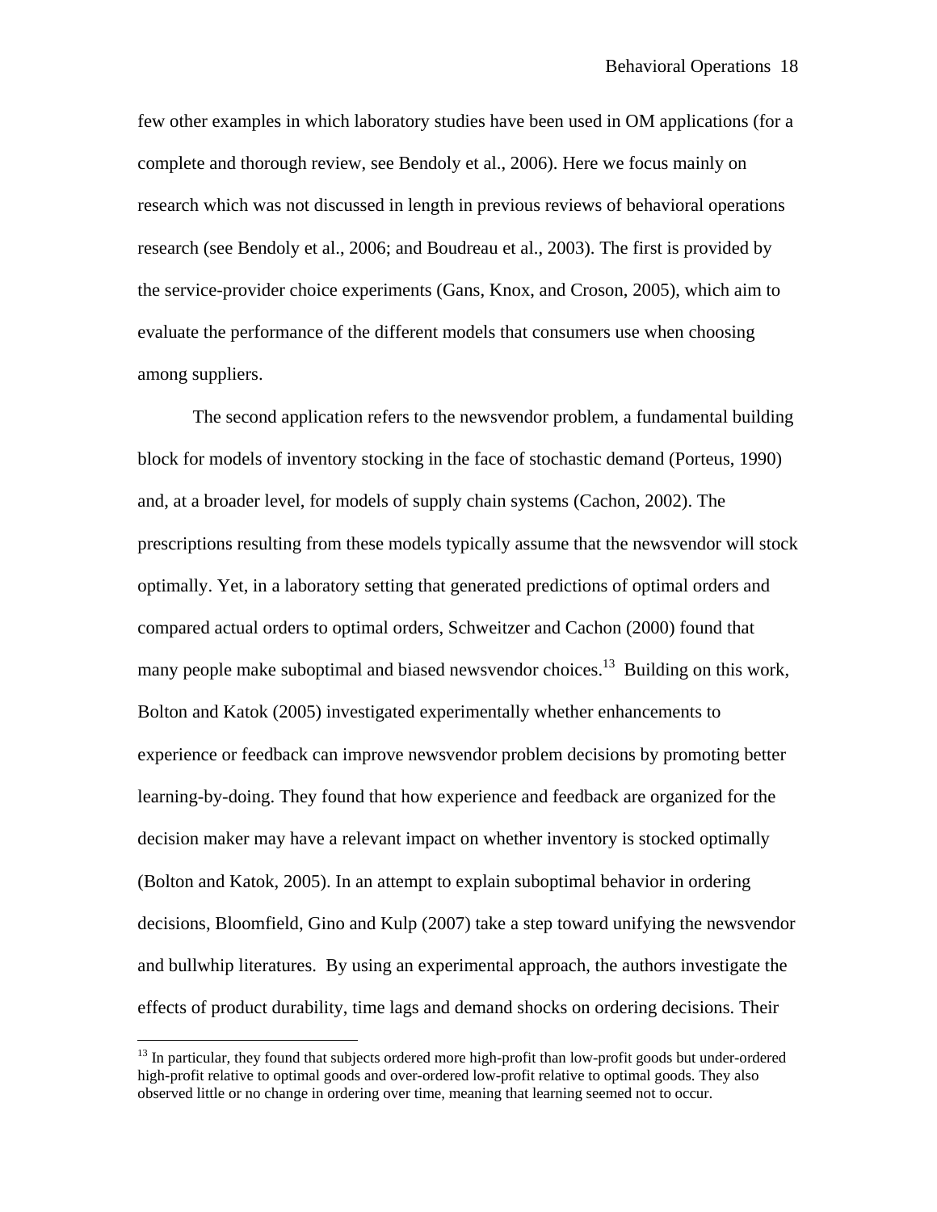few other examples in which laboratory studies have been used in OM applications (for a complete and thorough review, see Bendoly et al., 2006). Here we focus mainly on research which was not discussed in length in previous reviews of behavioral operations research (see Bendoly et al., 2006; and Boudreau et al., 2003). The first is provided by the service-provider choice experiments (Gans, Knox, and Croson, 2005), which aim to evaluate the performance of the different models that consumers use when choosing among suppliers.

The second application refers to the newsvendor problem, a fundamental building block for models of inventory stocking in the face of stochastic demand (Porteus, 1990) and, at a broader level, for models of supply chain systems (Cachon, 2002). The prescriptions resulting from these models typically assume that the newsvendor will stock optimally. Yet, in a laboratory setting that generated predictions of optimal orders and compared actual orders to optimal orders, Schweitzer and Cachon (2000) found that many people make suboptimal and biased newsvendor choices.[13] Building on this work, Bolton and Katok (2005) investigated experimentally whether enhancements to experience or feedback can improve newsvendor problem decisions by promoting better learning-by-doing. They found that how experience and feedback are organized for the decision maker may have a relevant impact on whether inventory is stocked optimally (Bolton and Katok, 2005). In an attempt to explain suboptimal behavior in ordering decisions, Bloomfield, Gino and Kulp (2007) take a step toward unifying the newsvendor and bullwhip literatures. By using an experimental approach, the authors investigate the effects of product durability, time lags and demand shocks on ordering decisions. Their

[13] In particular, they found that subjects ordered more high-profit than low-profit goods but under-ordered high-profit relative to optimal goods and over-ordered low-profit relative to optimal goods. They also observed little or no change in ordering over time, meaning that learning seemed not to occur.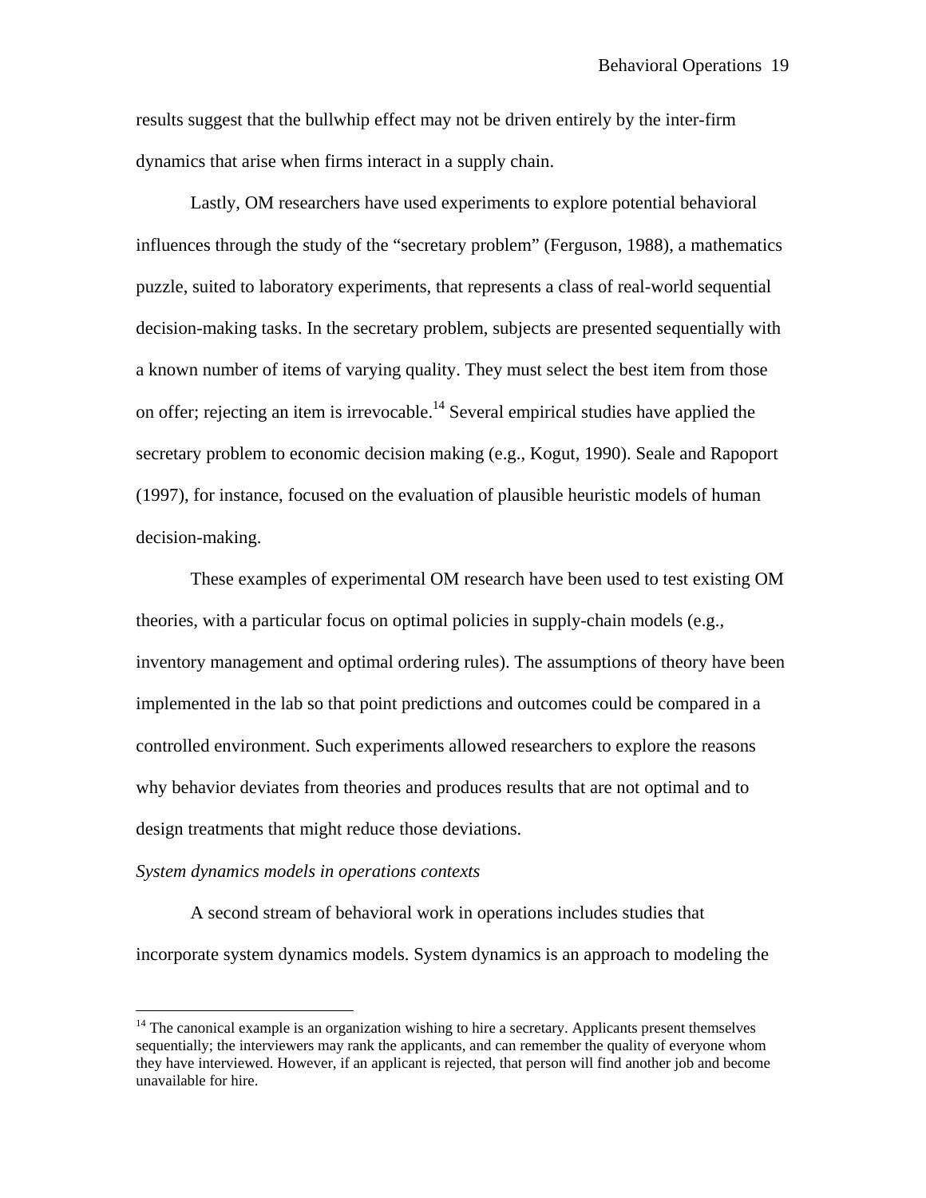results suggest that the bullwhip effect may not be driven entirely by the inter-firm dynamics that arise when firms interact in a supply chain.

Lastly, OM researchers have used experiments to explore potential behavioral influences through the study of the "secretary problem" (Ferguson, 1988), a mathematics puzzle, suited to laboratory experiments, that represents a class of real-world sequential decision-making tasks. In the secretary problem, subjects are presented sequentially with a known number of items of varying quality. They must select the best item from those on offer; rejecting an item is irrevocable.[14] Several empirical studies have applied the secretary problem to economic decision making (e.g., Kogut, 1990). Seale and Rapoport (1997), for instance, focused on the evaluation of plausible heuristic models of human decision-making.

These examples of experimental OM research have been used to test existing OM theories, with a particular focus on optimal policies in supply-chain models (e.g., inventory management and optimal ordering rules). The assumptions of theory have been implemented in the lab so that point predictions and outcomes could be compared in a controlled environment. Such experiments allowed researchers to explore the reasons why behavior deviates from theories and produces results that are not optimal and to design treatments that might reduce those deviations.

*System dynamics models in operations contexts*

A second stream of behavioral work in operations includes studies that incorporate system dynamics models. System dynamics is an approach to modeling the

[14] The canonical example is an organization wishing to hire a secretary. Applicants present themselves sequentially; the interviewers may rank the applicants, and can remember the quality of everyone whom they have interviewed. However, if an applicant is rejected, that person will find another job and become unavailable for hire.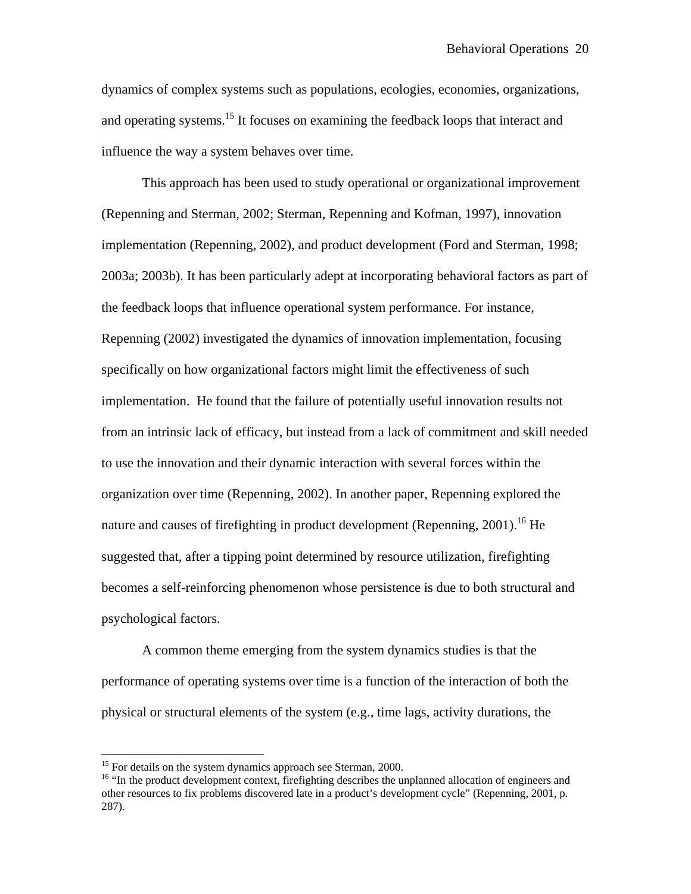dynamics of complex systems such as populations, ecologies, economies, organizations, and operating systems.[15] It focuses on examining the feedback loops that interact and influence the way a system behaves over time.

This approach has been used to study operational or organizational improvement (Repenning and Sterman, 2002; Sterman, Repenning and Kofman, 1997), innovation implementation (Repenning, 2002), and product development (Ford and Sterman, 1998; 2003a; 2003b). It has been particularly adept at incorporating behavioral factors as part of the feedback loops that influence operational system performance. For instance, Repenning (2002) investigated the dynamics of innovation implementation, focusing specifically on how organizational factors might limit the effectiveness of such implementation. He found that the failure of potentially useful innovation results not from an intrinsic lack of efficacy, but instead from a lack of commitment and skill needed to use the innovation and their dynamic interaction with several forces within the organization over time (Repenning, 2002). In another paper, Repenning explored the nature and causes of firefighting in product development (Repenning, 2001).[16] He suggested that, after a tipping point determined by resource utilization, firefighting becomes a self-reinforcing phenomenon whose persistence is due to both structural and psychological factors.

A common theme emerging from the system dynamics studies is that the performance of operating systems over time is a function of the interaction of both the physical or structural elements of the system (e.g., time lags, activity durations, the

[15] For details on the system dynamics approach see Sterman, 2000.

[16] "In the product development context, firefighting describes the unplanned allocation of engineers and other resources to fix problems discovered late in a product's development cycle" (Repenning, 2001, p. 287).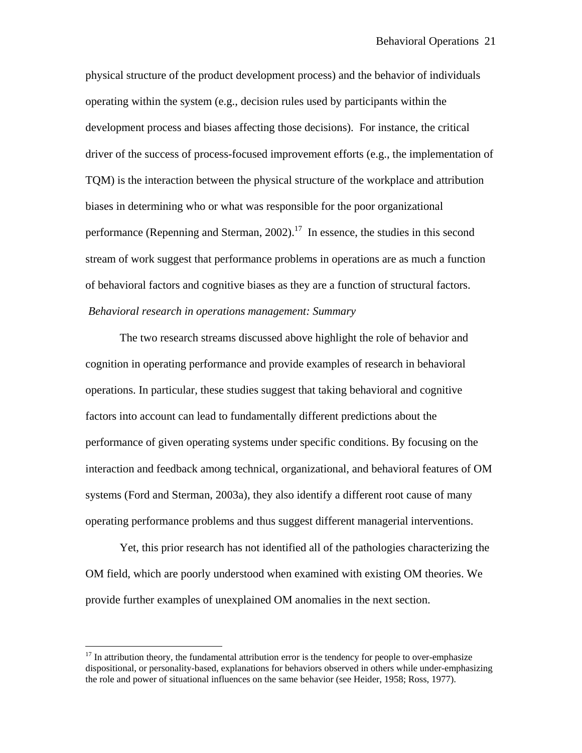physical structure of the product development process) and the behavior of individuals operating within the system (e.g., decision rules used by participants within the development process and biases affecting those decisions). For instance, the critical driver of the success of process-focused improvement efforts (e.g., the implementation of TQM) is the interaction between the physical structure of the workplace and attribution biases in determining who or what was responsible for the poor organizational performance (Repenning and Sterman, 2002).[17] In essence, the studies in this second stream of work suggest that performance problems in operations are as much a function of behavioral factors and cognitive biases as they are a function of structural factors.

*Behavioral research in operations management: Summary*

The two research streams discussed above highlight the role of behavior and cognition in operating performance and provide examples of research in behavioral operations. In particular, these studies suggest that taking behavioral and cognitive factors into account can lead to fundamentally different predictions about the performance of given operating systems under specific conditions. By focusing on the interaction and feedback among technical, organizational, and behavioral features of OM systems (Ford and Sterman, 2003a), they also identify a different root cause of many operating performance problems and thus suggest different managerial interventions.

Yet, this prior research has not identified all of the pathologies characterizing the OM field, which are poorly understood when examined with existing OM theories. We provide further examples of unexplained OM anomalies in the next section.

---

[17] In attribution theory, the fundamental attribution error is the tendency for people to over-emphasize dispositional, or personality-based, explanations for behaviors observed in others while under-emphasizing the role and power of situational influences on the same behavior (see Heider, 1958; Ross, 1977).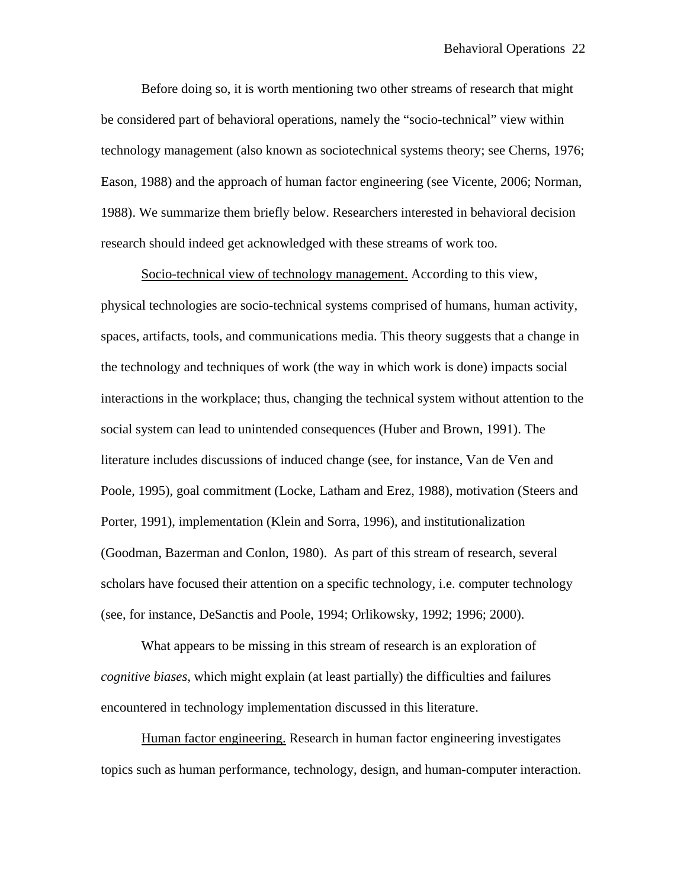Before doing so, it is worth mentioning two other streams of research that might be considered part of behavioral operations, namely the "socio-technical" view within technology management (also known as sociotechnical systems theory; see Cherns, 1976; Eason, 1988) and the approach of human factor engineering (see Vicente, 2006; Norman, 1988). We summarize them briefly below. Researchers interested in behavioral decision research should indeed get acknowledged with these streams of work too.

<u>Socio-technical view of technology management.</u> According to this view, physical technologies are socio-technical systems comprised of humans, human activity, spaces, artifacts, tools, and communications media. This theory suggests that a change in the technology and techniques of work (the way in which work is done) impacts social interactions in the workplace; thus, changing the technical system without attention to the social system can lead to unintended consequences (Huber and Brown, 1991). The literature includes discussions of induced change (see, for instance, Van de Ven and Poole, 1995), goal commitment (Locke, Latham and Erez, 1988), motivation (Steers and Porter, 1991), implementation (Klein and Sorra, 1996), and institutionalization (Goodman, Bazerman and Conlon, 1980). As part of this stream of research, several scholars have focused their attention on a specific technology, i.e. computer technology (see, for instance, DeSanctis and Poole, 1994; Orlikowsky, 1992; 1996; 2000).

What appears to be missing in this stream of research is an exploration of *cognitive biases*, which might explain (at least partially) the difficulties and failures encountered in technology implementation discussed in this literature.

<u>Human factor engineering.</u> Research in human factor engineering investigates topics such as human performance, technology, design, and human-computer interaction.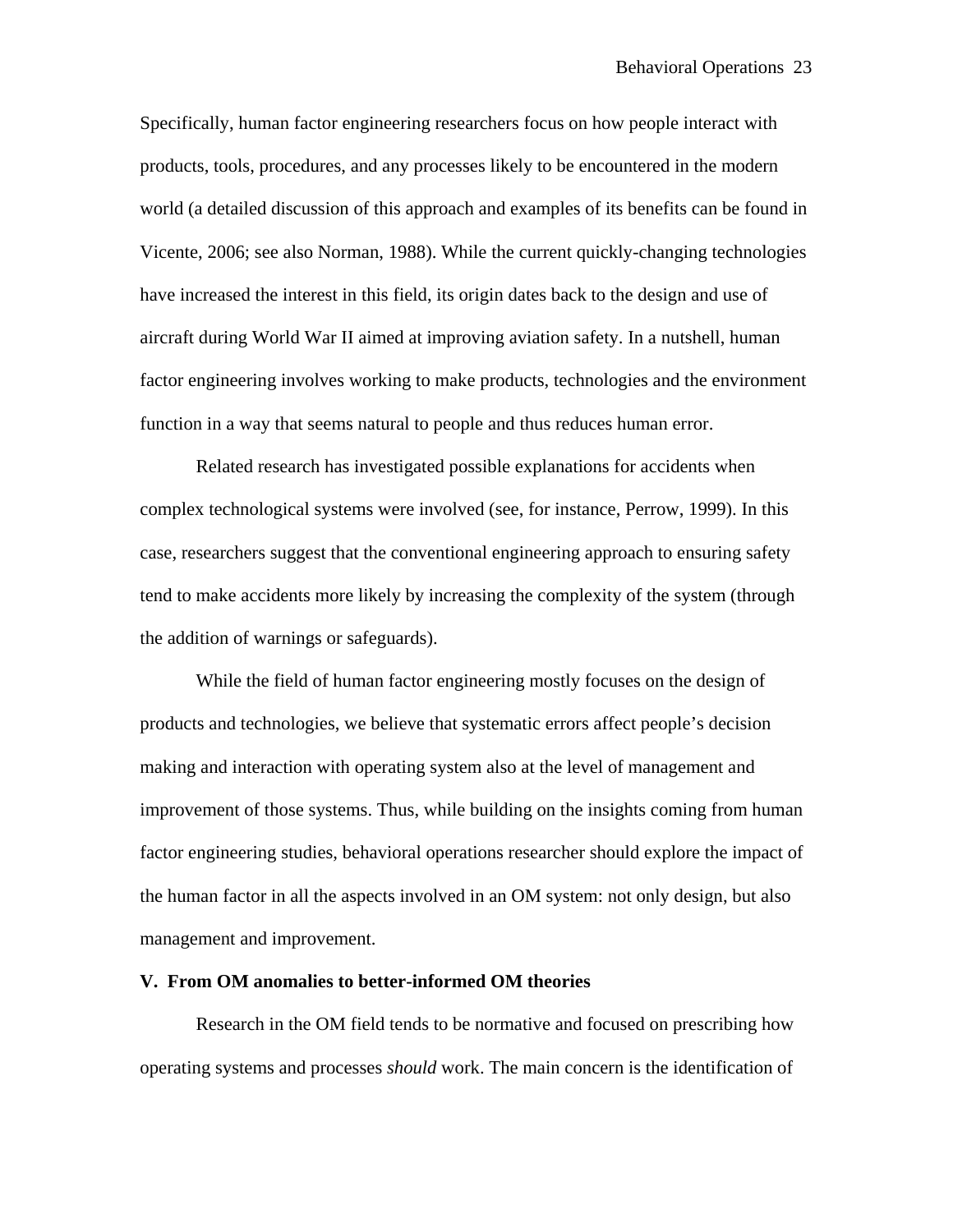Specifically, human factor engineering researchers focus on how people interact with products, tools, procedures, and any processes likely to be encountered in the modern world (a detailed discussion of this approach and examples of its benefits can be found in Vicente, 2006; see also Norman, 1988). While the current quickly-changing technologies have increased the interest in this field, its origin dates back to the design and use of aircraft during World War II aimed at improving aviation safety. In a nutshell, human factor engineering involves working to make products, technologies and the environment function in a way that seems natural to people and thus reduces human error.

Related research has investigated possible explanations for accidents when complex technological systems were involved (see, for instance, Perrow, 1999). In this case, researchers suggest that the conventional engineering approach to ensuring safety tend to make accidents more likely by increasing the complexity of the system (through the addition of warnings or safeguards).

While the field of human factor engineering mostly focuses on the design of products and technologies, we believe that systematic errors affect people's decision making and interaction with operating system also at the level of management and improvement of those systems. Thus, while building on the insights coming from human factor engineering studies, behavioral operations researcher should explore the impact of the human factor in all the aspects involved in an OM system: not only design, but also management and improvement.

## V. From OM anomalies to better-informed OM theories

Research in the OM field tends to be normative and focused on prescribing how operating systems and processes *should* work. The main concern is the identification of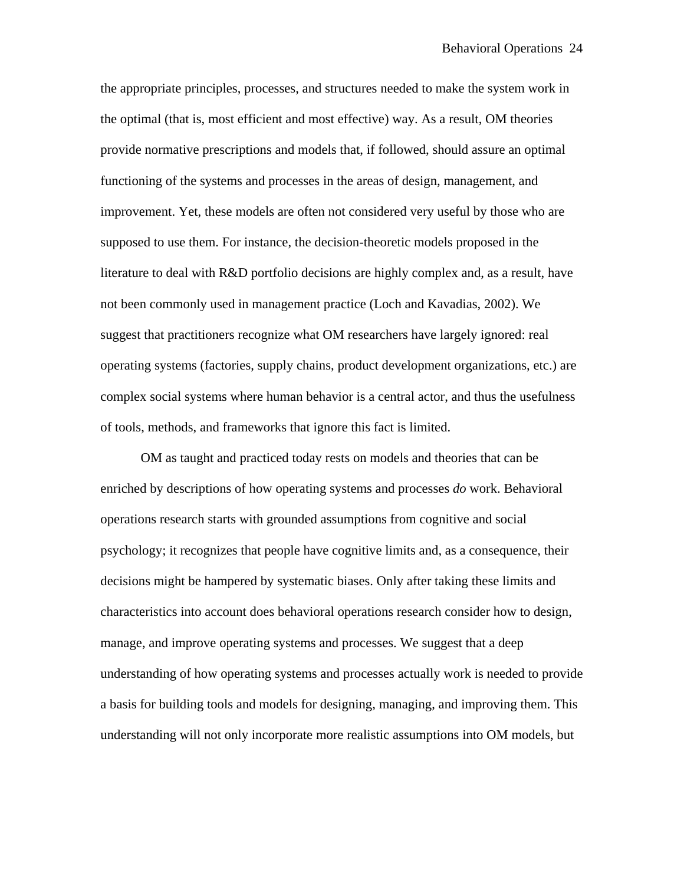the appropriate principles, processes, and structures needed to make the system work in the optimal (that is, most efficient and most effective) way. As a result, OM theories provide normative prescriptions and models that, if followed, should assure an optimal functioning of the systems and processes in the areas of design, management, and improvement. Yet, these models are often not considered very useful by those who are supposed to use them. For instance, the decision-theoretic models proposed in the literature to deal with R&D portfolio decisions are highly complex and, as a result, have not been commonly used in management practice (Loch and Kavadias, 2002). We suggest that practitioners recognize what OM researchers have largely ignored: real operating systems (factories, supply chains, product development organizations, etc.) are complex social systems where human behavior is a central actor, and thus the usefulness of tools, methods, and frameworks that ignore this fact is limited.

OM as taught and practiced today rests on models and theories that can be enriched by descriptions of how operating systems and processes *do* work. Behavioral operations research starts with grounded assumptions from cognitive and social psychology; it recognizes that people have cognitive limits and, as a consequence, their decisions might be hampered by systematic biases. Only after taking these limits and characteristics into account does behavioral operations research consider how to design, manage, and improve operating systems and processes. We suggest that a deep understanding of how operating systems and processes actually work is needed to provide a basis for building tools and models for designing, managing, and improving them. This understanding will not only incorporate more realistic assumptions into OM models, but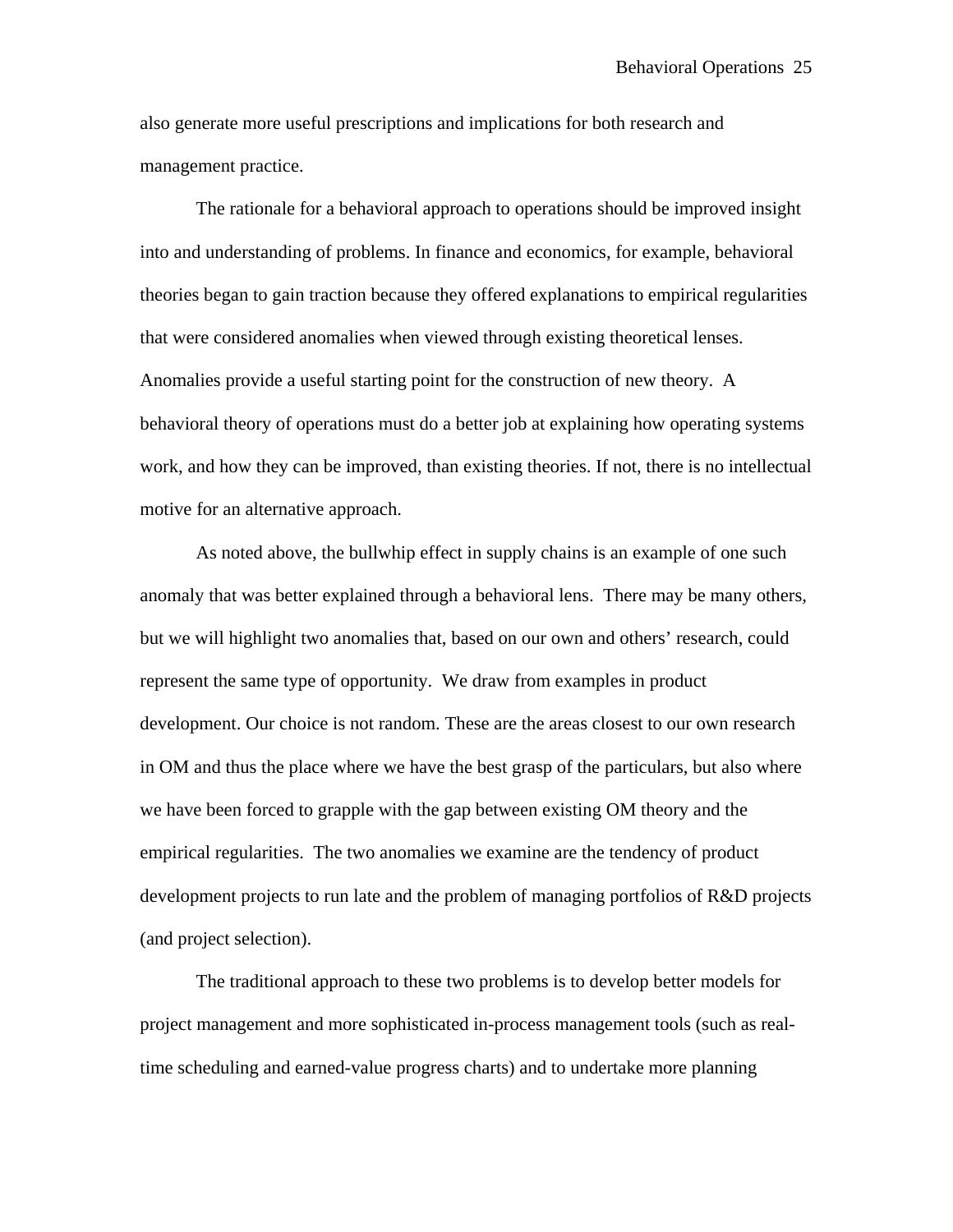also generate more useful prescriptions and implications for both research and management practice.

The rationale for a behavioral approach to operations should be improved insight into and understanding of problems. In finance and economics, for example, behavioral theories began to gain traction because they offered explanations to empirical regularities that were considered anomalies when viewed through existing theoretical lenses. Anomalies provide a useful starting point for the construction of new theory. A behavioral theory of operations must do a better job at explaining how operating systems work, and how they can be improved, than existing theories. If not, there is no intellectual motive for an alternative approach.

As noted above, the bullwhip effect in supply chains is an example of one such anomaly that was better explained through a behavioral lens. There may be many others, but we will highlight two anomalies that, based on our own and others' research, could represent the same type of opportunity. We draw from examples in product development. Our choice is not random. These are the areas closest to our own research in OM and thus the place where we have the best grasp of the particulars, but also where we have been forced to grapple with the gap between existing OM theory and the empirical regularities. The two anomalies we examine are the tendency of product development projects to run late and the problem of managing portfolios of R&D projects (and project selection).

The traditional approach to these two problems is to develop better models for project management and more sophisticated in-process management tools (such as real-time scheduling and earned-value progress charts) and to undertake more planning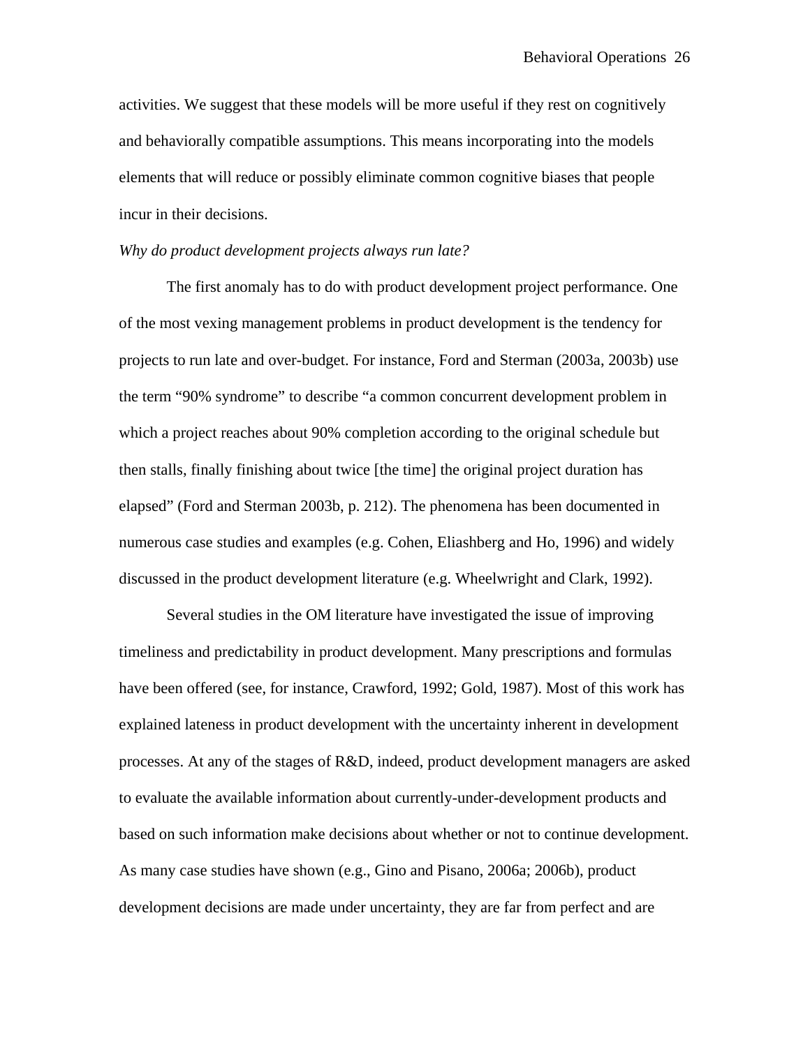activities. We suggest that these models will be more useful if they rest on cognitively and behaviorally compatible assumptions. This means incorporating into the models elements that will reduce or possibly eliminate common cognitive biases that people incur in their decisions.

*Why do product development projects always run late?*

The first anomaly has to do with product development project performance. One of the most vexing management problems in product development is the tendency for projects to run late and over-budget. For instance, Ford and Sterman (2003a, 2003b) use the term "90% syndrome" to describe "a common concurrent development problem in which a project reaches about 90% completion according to the original schedule but then stalls, finally finishing about twice [the time] the original project duration has elapsed" (Ford and Sterman 2003b, p. 212). The phenomena has been documented in numerous case studies and examples (e.g. Cohen, Eliashberg and Ho, 1996) and widely discussed in the product development literature (e.g. Wheelwright and Clark, 1992).

Several studies in the OM literature have investigated the issue of improving timeliness and predictability in product development. Many prescriptions and formulas have been offered (see, for instance, Crawford, 1992; Gold, 1987). Most of this work has explained lateness in product development with the uncertainty inherent in development processes. At any of the stages of R&D, indeed, product development managers are asked to evaluate the available information about currently-under-development products and based on such information make decisions about whether or not to continue development. As many case studies have shown (e.g., Gino and Pisano, 2006a; 2006b), product development decisions are made under uncertainty, they are far from perfect and are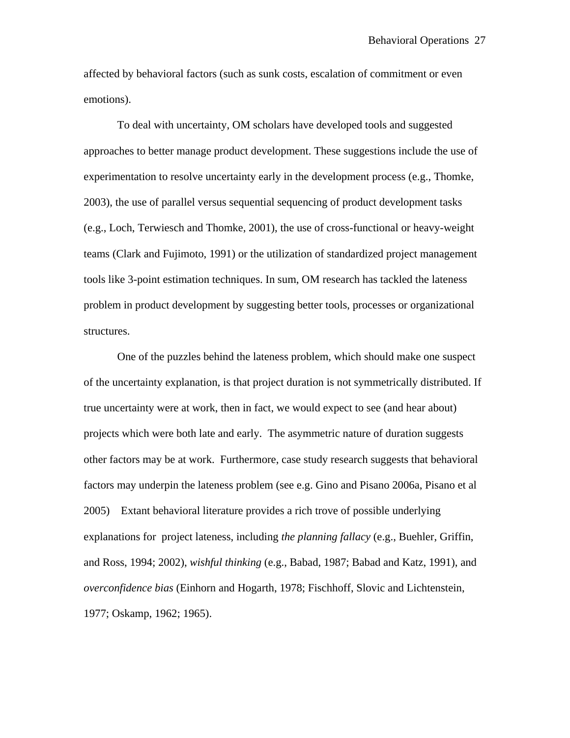affected by behavioral factors (such as sunk costs, escalation of commitment or even emotions).

To deal with uncertainty, OM scholars have developed tools and suggested approaches to better manage product development. These suggestions include the use of experimentation to resolve uncertainty early in the development process (e.g., Thomke, 2003), the use of parallel versus sequential sequencing of product development tasks (e.g., Loch, Terwiesch and Thomke, 2001), the use of cross-functional or heavy-weight teams (Clark and Fujimoto, 1991) or the utilization of standardized project management tools like 3-point estimation techniques. In sum, OM research has tackled the lateness problem in product development by suggesting better tools, processes or organizational structures.

One of the puzzles behind the lateness problem, which should make one suspect of the uncertainty explanation, is that project duration is not symmetrically distributed. If true uncertainty were at work, then in fact, we would expect to see (and hear about) projects which were both late and early. The asymmetric nature of duration suggests other factors may be at work. Furthermore, case study research suggests that behavioral factors may underpin the lateness problem (see e.g. Gino and Pisano 2006a, Pisano et al 2005) Extant behavioral literature provides a rich trove of possible underlying explanations for project lateness, including *the planning fallacy* (e.g., Buehler, Griffin, and Ross, 1994; 2002), *wishful thinking* (e.g., Babad, 1987; Babad and Katz, 1991), and *overconfidence bias* (Einhorn and Hogarth, 1978; Fischhoff, Slovic and Lichtenstein, 1977; Oskamp, 1962; 1965).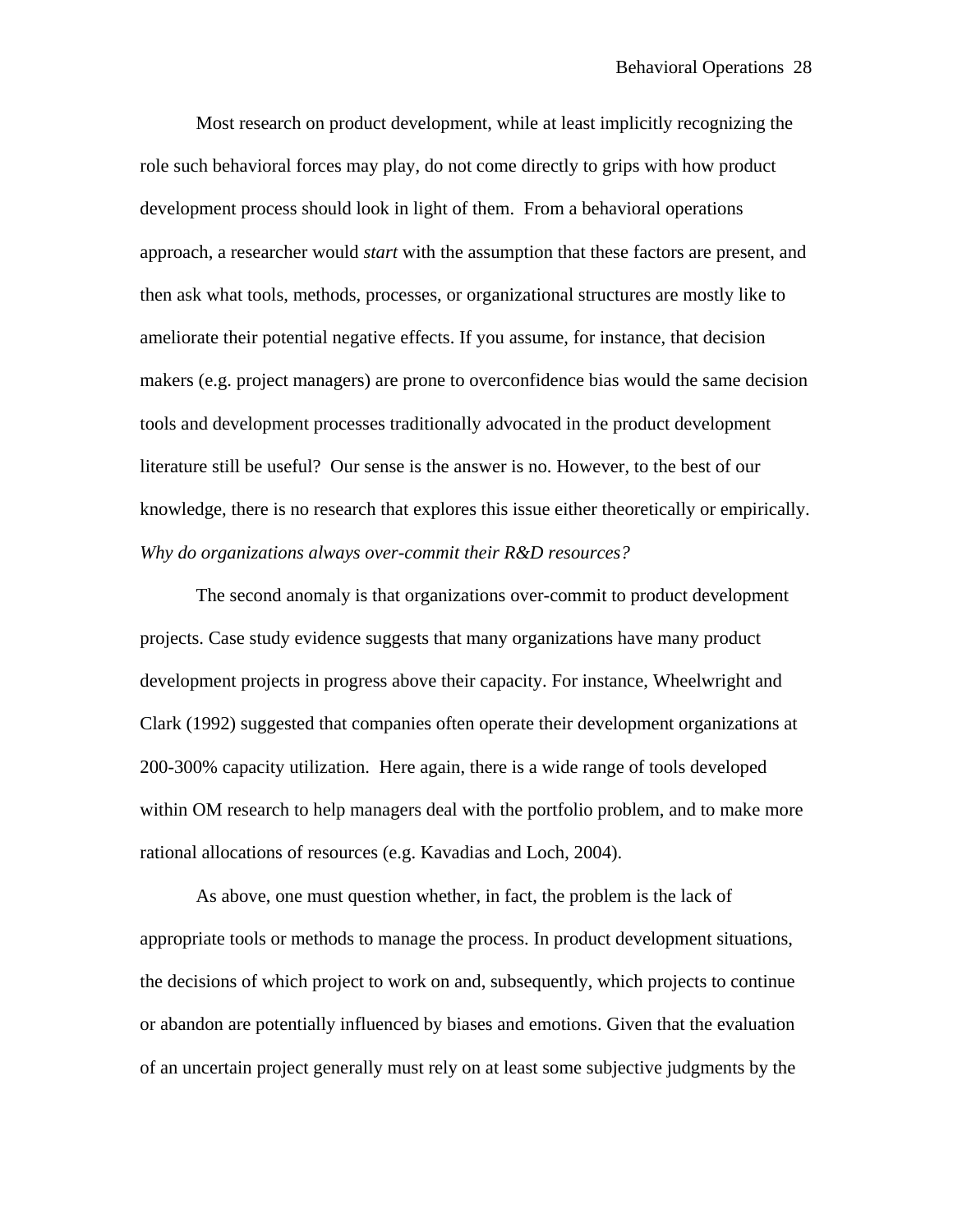Most research on product development, while at least implicitly recognizing the role such behavioral forces may play, do not come directly to grips with how product development process should look in light of them. From a behavioral operations approach, a researcher would *start* with the assumption that these factors are present, and then ask what tools, methods, processes, or organizational structures are mostly like to ameliorate their potential negative effects. If you assume, for instance, that decision makers (e.g. project managers) are prone to overconfidence bias would the same decision tools and development processes traditionally advocated in the product development literature still be useful? Our sense is the answer is no. However, to the best of our knowledge, there is no research that explores this issue either theoretically or empirically.

*Why do organizations always over-commit their R&D resources?*

The second anomaly is that organizations over-commit to product development projects. Case study evidence suggests that many organizations have many product development projects in progress above their capacity. For instance, Wheelwright and Clark (1992) suggested that companies often operate their development organizations at 200-300% capacity utilization. Here again, there is a wide range of tools developed within OM research to help managers deal with the portfolio problem, and to make more rational allocations of resources (e.g. Kavadias and Loch, 2004).

As above, one must question whether, in fact, the problem is the lack of appropriate tools or methods to manage the process. In product development situations, the decisions of which project to work on and, subsequently, which projects to continue or abandon are potentially influenced by biases and emotions. Given that the evaluation of an uncertain project generally must rely on at least some subjective judgments by the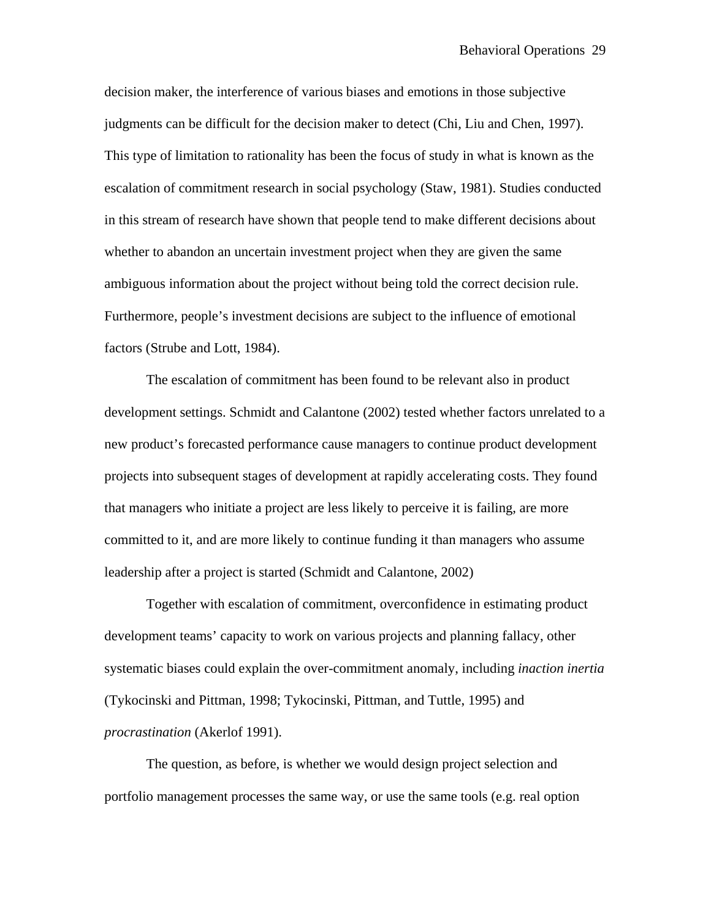decision maker, the interference of various biases and emotions in those subjective judgments can be difficult for the decision maker to detect (Chi, Liu and Chen, 1997). This type of limitation to rationality has been the focus of study in what is known as the escalation of commitment research in social psychology (Staw, 1981). Studies conducted in this stream of research have shown that people tend to make different decisions about whether to abandon an uncertain investment project when they are given the same ambiguous information about the project without being told the correct decision rule. Furthermore, people's investment decisions are subject to the influence of emotional factors (Strube and Lott, 1984).

The escalation of commitment has been found to be relevant also in product development settings. Schmidt and Calantone (2002) tested whether factors unrelated to a new product's forecasted performance cause managers to continue product development projects into subsequent stages of development at rapidly accelerating costs. They found that managers who initiate a project are less likely to perceive it is failing, are more committed to it, and are more likely to continue funding it than managers who assume leadership after a project is started (Schmidt and Calantone, 2002)

Together with escalation of commitment, overconfidence in estimating product development teams' capacity to work on various projects and planning fallacy, other systematic biases could explain the over-commitment anomaly, including *inaction inertia* (Tykocinski and Pittman, 1998; Tykocinski, Pittman, and Tuttle, 1995) and *procrastination* (Akerlof 1991).

The question, as before, is whether we would design project selection and portfolio management processes the same way, or use the same tools (e.g. real option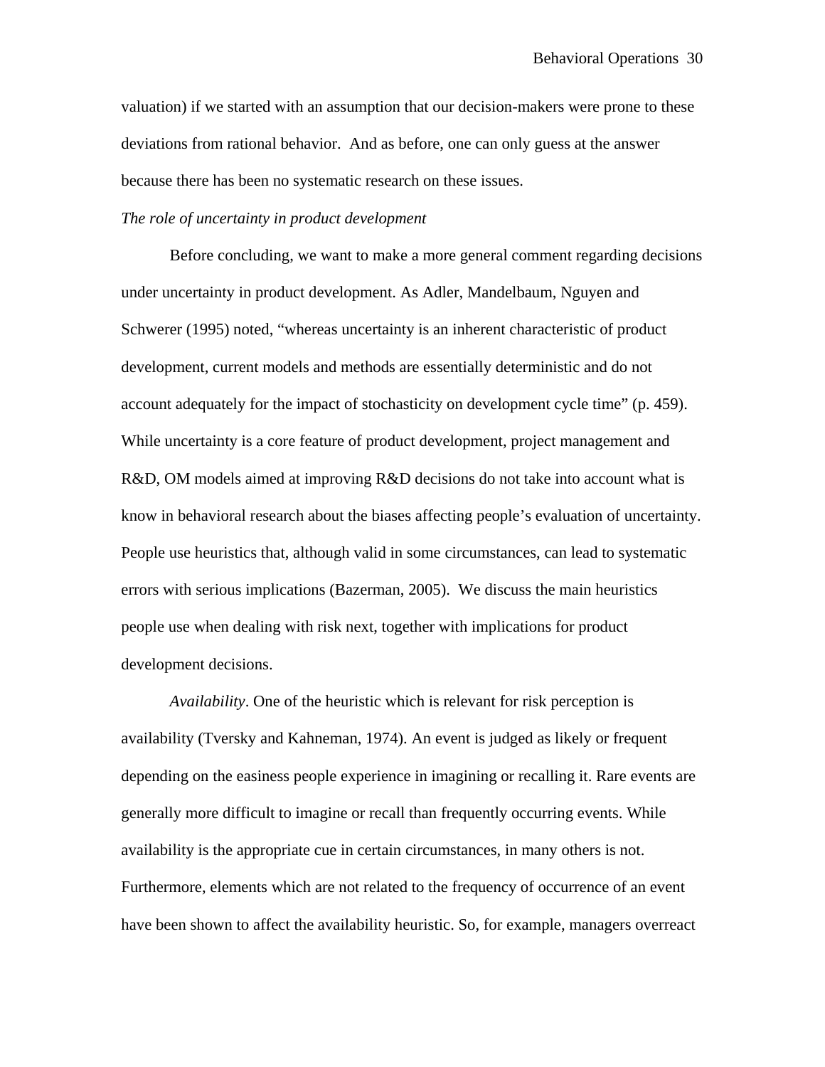valuation) if we started with an assumption that our decision-makers were prone to these deviations from rational behavior. And as before, one can only guess at the answer because there has been no systematic research on these issues.

*The role of uncertainty in product development*

Before concluding, we want to make a more general comment regarding decisions under uncertainty in product development. As Adler, Mandelbaum, Nguyen and Schwerer (1995) noted, "whereas uncertainty is an inherent characteristic of product development, current models and methods are essentially deterministic and do not account adequately for the impact of stochasticity on development cycle time" (p. 459). While uncertainty is a core feature of product development, project management and R&D, OM models aimed at improving R&D decisions do not take into account what is know in behavioral research about the biases affecting people's evaluation of uncertainty. People use heuristics that, although valid in some circumstances, can lead to systematic errors with serious implications (Bazerman, 2005). We discuss the main heuristics people use when dealing with risk next, together with implications for product development decisions.

*Availability*. One of the heuristic which is relevant for risk perception is availability (Tversky and Kahneman, 1974). An event is judged as likely or frequent depending on the easiness people experience in imagining or recalling it. Rare events are generally more difficult to imagine or recall than frequently occurring events. While availability is the appropriate cue in certain circumstances, in many others is not. Furthermore, elements which are not related to the frequency of occurrence of an event have been shown to affect the availability heuristic. So, for example, managers overreact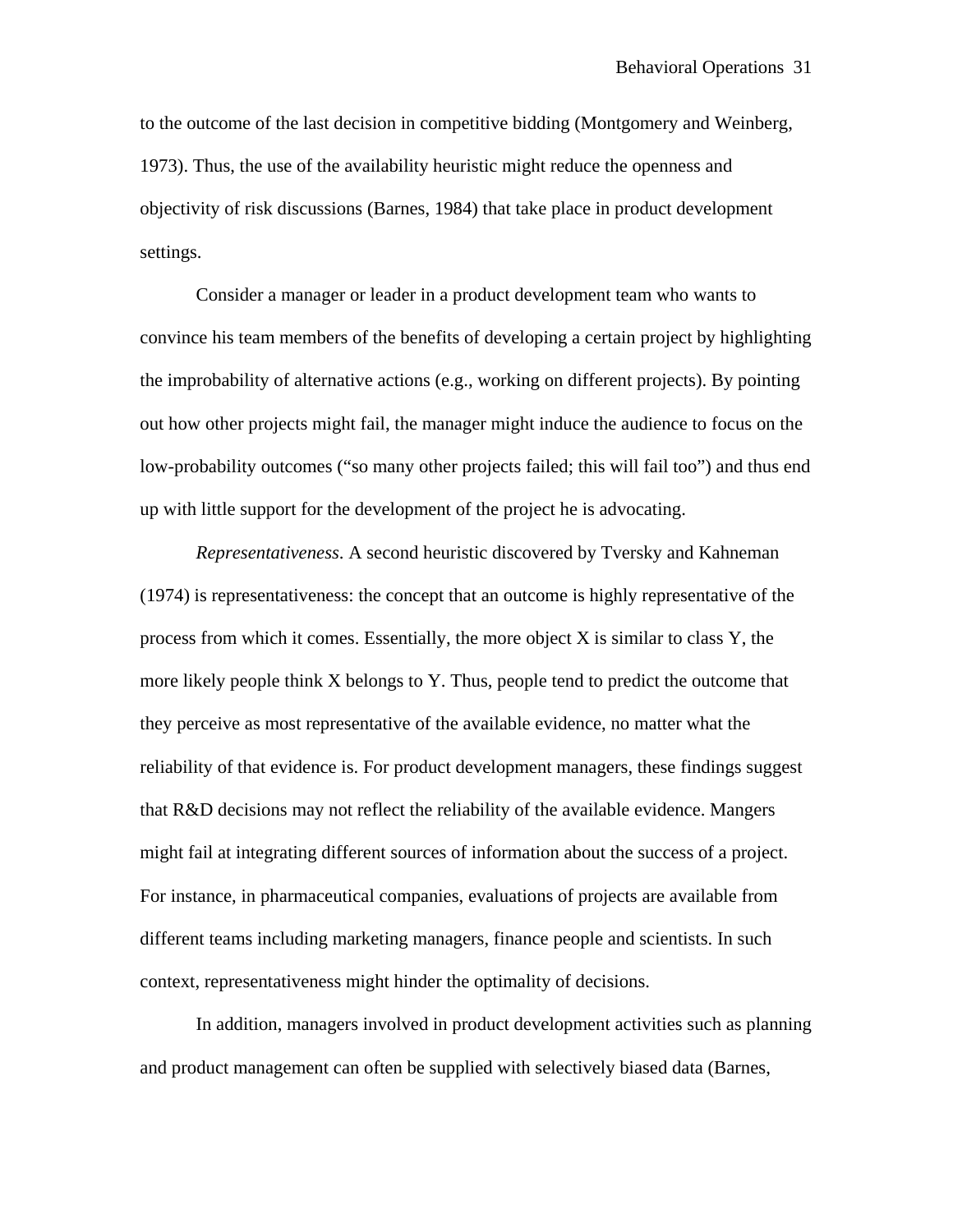to the outcome of the last decision in competitive bidding (Montgomery and Weinberg, 1973). Thus, the use of the availability heuristic might reduce the openness and objectivity of risk discussions (Barnes, 1984) that take place in product development settings.

Consider a manager or leader in a product development team who wants to convince his team members of the benefits of developing a certain project by highlighting the improbability of alternative actions (e.g., working on different projects). By pointing out how other projects might fail, the manager might induce the audience to focus on the low-probability outcomes ("so many other projects failed; this will fail too") and thus end up with little support for the development of the project he is advocating.

*Representativeness*. A second heuristic discovered by Tversky and Kahneman (1974) is representativeness: the concept that an outcome is highly representative of the process from which it comes. Essentially, the more object X is similar to class Y, the more likely people think X belongs to Y. Thus, people tend to predict the outcome that they perceive as most representative of the available evidence, no matter what the reliability of that evidence is. For product development managers, these findings suggest that R&D decisions may not reflect the reliability of the available evidence. Mangers might fail at integrating different sources of information about the success of a project. For instance, in pharmaceutical companies, evaluations of projects are available from different teams including marketing managers, finance people and scientists. In such context, representativeness might hinder the optimality of decisions.

In addition, managers involved in product development activities such as planning and product management can often be supplied with selectively biased data (Barnes,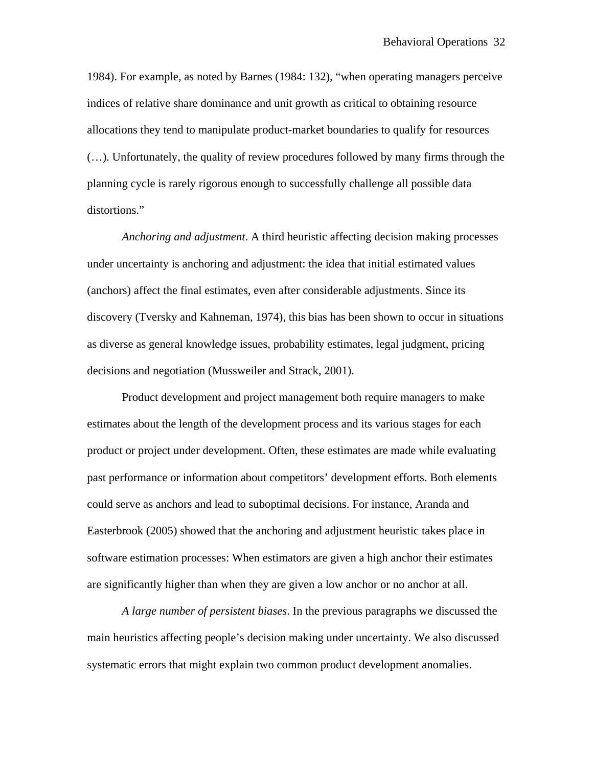1984). For example, as noted by Barnes (1984: 132), "when operating managers perceive indices of relative share dominance and unit growth as critical to obtaining resource allocations they tend to manipulate product-market boundaries to qualify for resources (…). Unfortunately, the quality of review procedures followed by many firms through the planning cycle is rarely rigorous enough to successfully challenge all possible data distortions."

*Anchoring and adjustment*. A third heuristic affecting decision making processes under uncertainty is anchoring and adjustment: the idea that initial estimated values (anchors) affect the final estimates, even after considerable adjustments. Since its discovery (Tversky and Kahneman, 1974), this bias has been shown to occur in situations as diverse as general knowledge issues, probability estimates, legal judgment, pricing decisions and negotiation (Mussweiler and Strack, 2001).

Product development and project management both require managers to make estimates about the length of the development process and its various stages for each product or project under development. Often, these estimates are made while evaluating past performance or information about competitors' development efforts. Both elements could serve as anchors and lead to suboptimal decisions. For instance, Aranda and Easterbrook (2005) showed that the anchoring and adjustment heuristic takes place in software estimation processes: When estimators are given a high anchor their estimates are significantly higher than when they are given a low anchor or no anchor at all.

*A large number of persistent biases*. In the previous paragraphs we discussed the main heuristics affecting people's decision making under uncertainty. We also discussed systematic errors that might explain two common product development anomalies.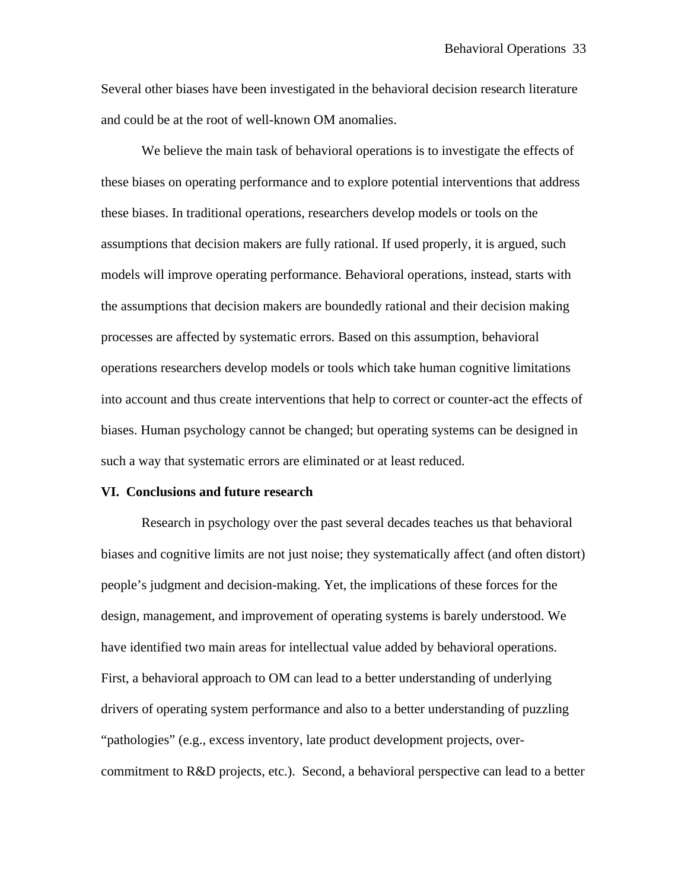Several other biases have been investigated in the behavioral decision research literature and could be at the root of well-known OM anomalies.

We believe the main task of behavioral operations is to investigate the effects of these biases on operating performance and to explore potential interventions that address these biases. In traditional operations, researchers develop models or tools on the assumptions that decision makers are fully rational. If used properly, it is argued, such models will improve operating performance. Behavioral operations, instead, starts with the assumptions that decision makers are boundedly rational and their decision making processes are affected by systematic errors. Based on this assumption, behavioral operations researchers develop models or tools which take human cognitive limitations into account and thus create interventions that help to correct or counter-act the effects of biases. Human psychology cannot be changed; but operating systems can be designed in such a way that systematic errors are eliminated or at least reduced.

## VI. Conclusions and future research

Research in psychology over the past several decades teaches us that behavioral biases and cognitive limits are not just noise; they systematically affect (and often distort) people's judgment and decision-making. Yet, the implications of these forces for the design, management, and improvement of operating systems is barely understood. We have identified two main areas for intellectual value added by behavioral operations. First, a behavioral approach to OM can lead to a better understanding of underlying drivers of operating system performance and also to a better understanding of puzzling "pathologies" (e.g., excess inventory, late product development projects, over-commitment to R&D projects, etc.). Second, a behavioral perspective can lead to a better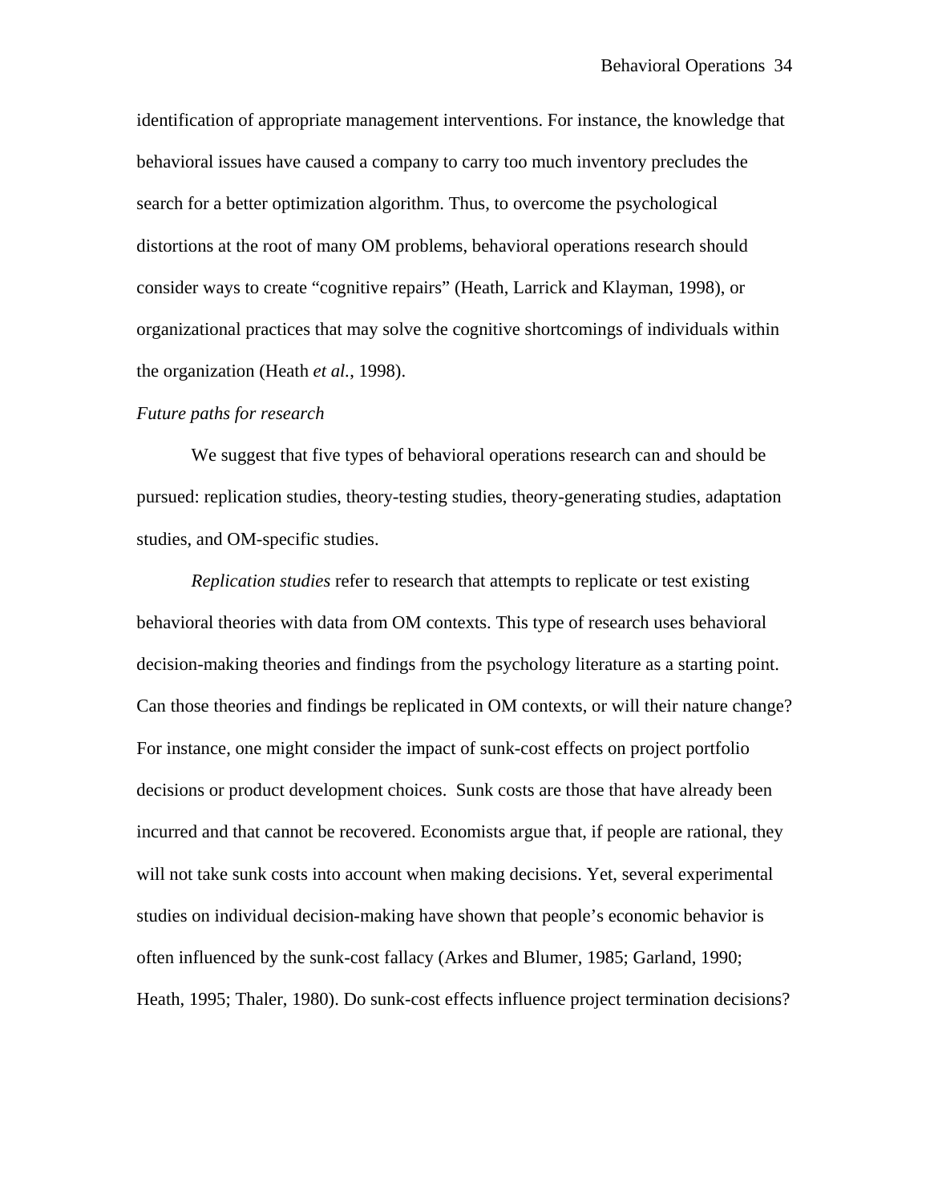identification of appropriate management interventions. For instance, the knowledge that behavioral issues have caused a company to carry too much inventory precludes the search for a better optimization algorithm. Thus, to overcome the psychological distortions at the root of many OM problems, behavioral operations research should consider ways to create "cognitive repairs" (Heath, Larrick and Klayman, 1998), or organizational practices that may solve the cognitive shortcomings of individuals within the organization (Heath *et al.*, 1998).

*Future paths for research*

We suggest that five types of behavioral operations research can and should be pursued: replication studies, theory-testing studies, theory-generating studies, adaptation studies, and OM-specific studies.

*Replication studies* refer to research that attempts to replicate or test existing behavioral theories with data from OM contexts. This type of research uses behavioral decision-making theories and findings from the psychology literature as a starting point. Can those theories and findings be replicated in OM contexts, or will their nature change? For instance, one might consider the impact of sunk-cost effects on project portfolio decisions or product development choices. Sunk costs are those that have already been incurred and that cannot be recovered. Economists argue that, if people are rational, they will not take sunk costs into account when making decisions. Yet, several experimental studies on individual decision-making have shown that people's economic behavior is often influenced by the sunk-cost fallacy (Arkes and Blumer, 1985; Garland, 1990; Heath, 1995; Thaler, 1980). Do sunk-cost effects influence project termination decisions?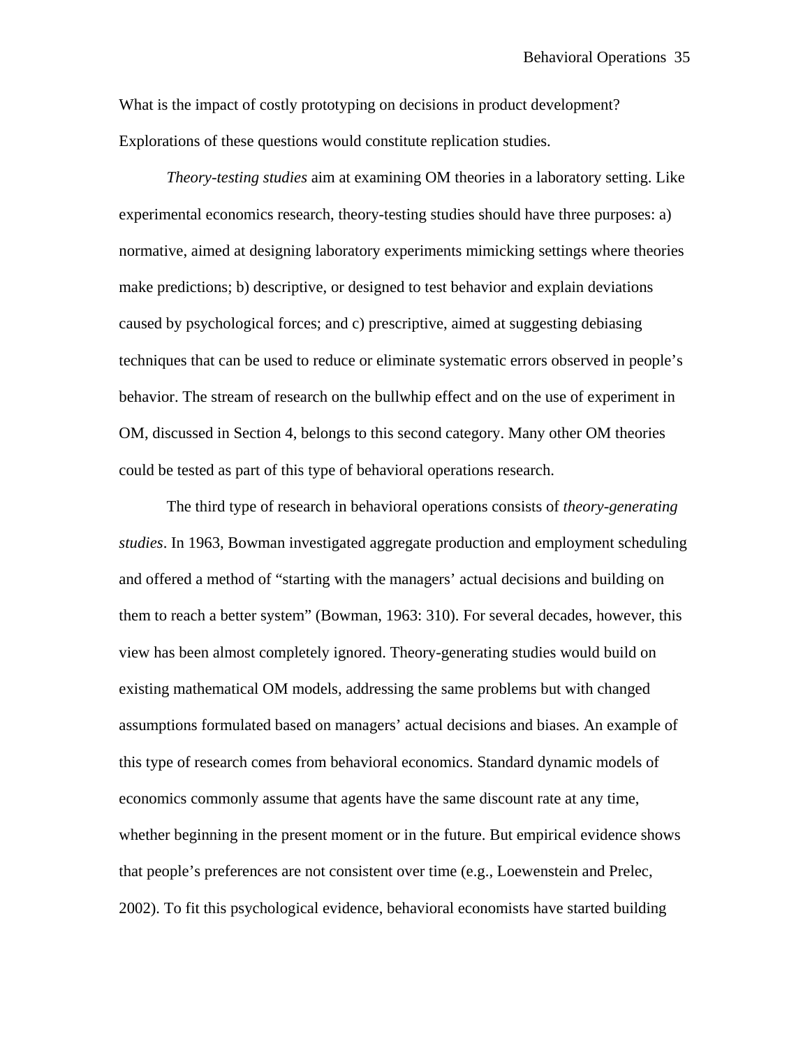What is the impact of costly prototyping on decisions in product development? Explorations of these questions would constitute replication studies.

*Theory-testing studies* aim at examining OM theories in a laboratory setting. Like experimental economics research, theory-testing studies should have three purposes: a) normative, aimed at designing laboratory experiments mimicking settings where theories make predictions; b) descriptive, or designed to test behavior and explain deviations caused by psychological forces; and c) prescriptive, aimed at suggesting debiasing techniques that can be used to reduce or eliminate systematic errors observed in people's behavior. The stream of research on the bullwhip effect and on the use of experiment in OM, discussed in Section 4, belongs to this second category. Many other OM theories could be tested as part of this type of behavioral operations research.

The third type of research in behavioral operations consists of *theory-generating studies*. In 1963, Bowman investigated aggregate production and employment scheduling and offered a method of "starting with the managers' actual decisions and building on them to reach a better system" (Bowman, 1963: 310). For several decades, however, this view has been almost completely ignored. Theory-generating studies would build on existing mathematical OM models, addressing the same problems but with changed assumptions formulated based on managers' actual decisions and biases. An example of this type of research comes from behavioral economics. Standard dynamic models of economics commonly assume that agents have the same discount rate at any time, whether beginning in the present moment or in the future. But empirical evidence shows that people's preferences are not consistent over time (e.g., Loewenstein and Prelec, 2002). To fit this psychological evidence, behavioral economists have started building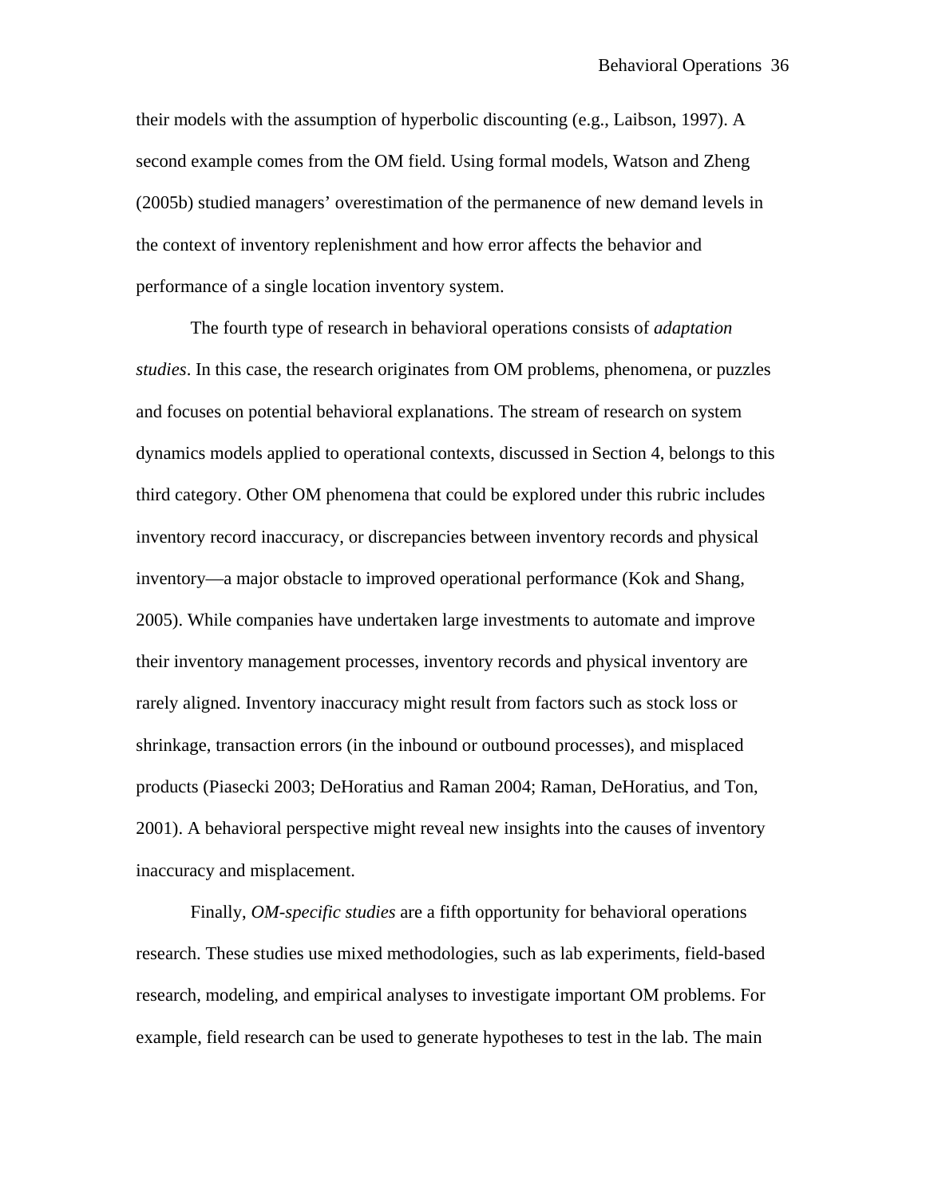their models with the assumption of hyperbolic discounting (e.g., Laibson, 1997). A second example comes from the OM field. Using formal models, Watson and Zheng (2005b) studied managers' overestimation of the permanence of new demand levels in the context of inventory replenishment and how error affects the behavior and performance of a single location inventory system.

The fourth type of research in behavioral operations consists of *adaptation studies*. In this case, the research originates from OM problems, phenomena, or puzzles and focuses on potential behavioral explanations. The stream of research on system dynamics models applied to operational contexts, discussed in Section 4, belongs to this third category. Other OM phenomena that could be explored under this rubric includes inventory record inaccuracy, or discrepancies between inventory records and physical inventory—a major obstacle to improved operational performance (Kok and Shang, 2005). While companies have undertaken large investments to automate and improve their inventory management processes, inventory records and physical inventory are rarely aligned. Inventory inaccuracy might result from factors such as stock loss or shrinkage, transaction errors (in the inbound or outbound processes), and misplaced products (Piasecki 2003; DeHoratius and Raman 2004; Raman, DeHoratius, and Ton, 2001). A behavioral perspective might reveal new insights into the causes of inventory inaccuracy and misplacement.

Finally, *OM-specific studies* are a fifth opportunity for behavioral operations research. These studies use mixed methodologies, such as lab experiments, field-based research, modeling, and empirical analyses to investigate important OM problems. For example, field research can be used to generate hypotheses to test in the lab. The main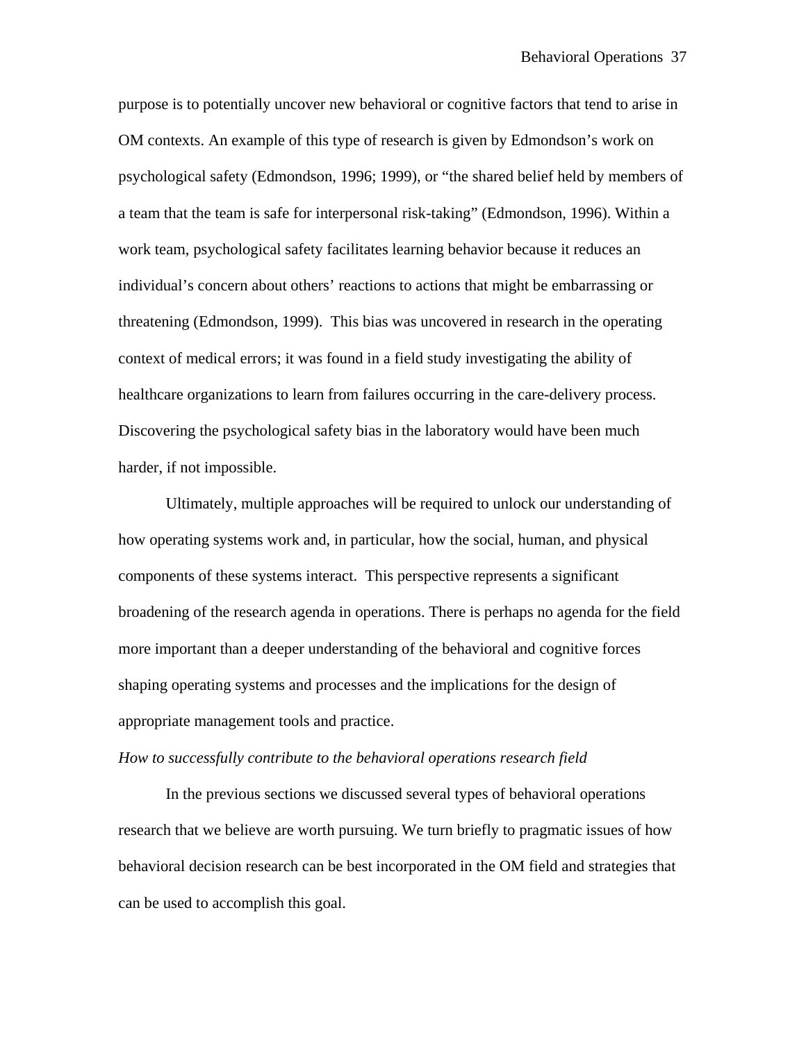purpose is to potentially uncover new behavioral or cognitive factors that tend to arise in OM contexts. An example of this type of research is given by Edmondson's work on psychological safety (Edmondson, 1996; 1999), or "the shared belief held by members of a team that the team is safe for interpersonal risk-taking" (Edmondson, 1996). Within a work team, psychological safety facilitates learning behavior because it reduces an individual's concern about others' reactions to actions that might be embarrassing or threatening (Edmondson, 1999). This bias was uncovered in research in the operating context of medical errors; it was found in a field study investigating the ability of healthcare organizations to learn from failures occurring in the care-delivery process. Discovering the psychological safety bias in the laboratory would have been much harder, if not impossible.

Ultimately, multiple approaches will be required to unlock our understanding of how operating systems work and, in particular, how the social, human, and physical components of these systems interact. This perspective represents a significant broadening of the research agenda in operations. There is perhaps no agenda for the field more important than a deeper understanding of the behavioral and cognitive forces shaping operating systems and processes and the implications for the design of appropriate management tools and practice.

*How to successfully contribute to the behavioral operations research field*

In the previous sections we discussed several types of behavioral operations research that we believe are worth pursuing. We turn briefly to pragmatic issues of how behavioral decision research can be best incorporated in the OM field and strategies that can be used to accomplish this goal.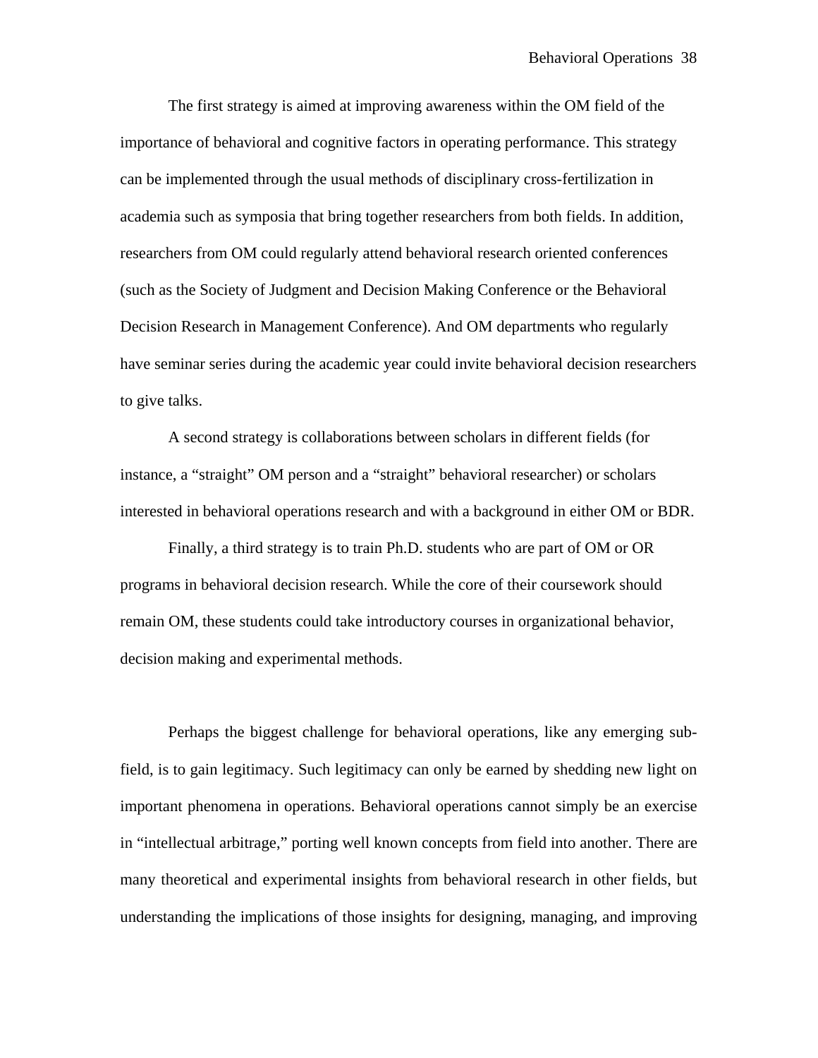The first strategy is aimed at improving awareness within the OM field of the importance of behavioral and cognitive factors in operating performance. This strategy can be implemented through the usual methods of disciplinary cross-fertilization in academia such as symposia that bring together researchers from both fields. In addition, researchers from OM could regularly attend behavioral research oriented conferences (such as the Society of Judgment and Decision Making Conference or the Behavioral Decision Research in Management Conference). And OM departments who regularly have seminar series during the academic year could invite behavioral decision researchers to give talks.

A second strategy is collaborations between scholars in different fields (for instance, a "straight" OM person and a "straight" behavioral researcher) or scholars interested in behavioral operations research and with a background in either OM or BDR.

Finally, a third strategy is to train Ph.D. students who are part of OM or OR programs in behavioral decision research. While the core of their coursework should remain OM, these students could take introductory courses in organizational behavior, decision making and experimental methods.

Perhaps the biggest challenge for behavioral operations, like any emerging sub-field, is to gain legitimacy. Such legitimacy can only be earned by shedding new light on important phenomena in operations. Behavioral operations cannot simply be an exercise in "intellectual arbitrage," porting well known concepts from field into another. There are many theoretical and experimental insights from behavioral research in other fields, but understanding the implications of those insights for designing, managing, and improving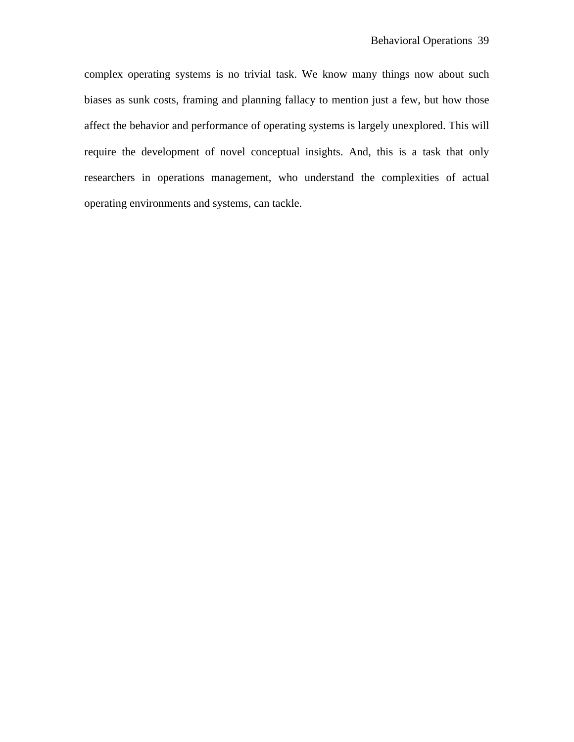complex operating systems is no trivial task. We know many things now about such biases as sunk costs, framing and planning fallacy to mention just a few, but how those affect the behavior and performance of operating systems is largely unexplored. This will require the development of novel conceptual insights. And, this is a task that only researchers in operations management, who understand the complexities of actual operating environments and systems, can tackle.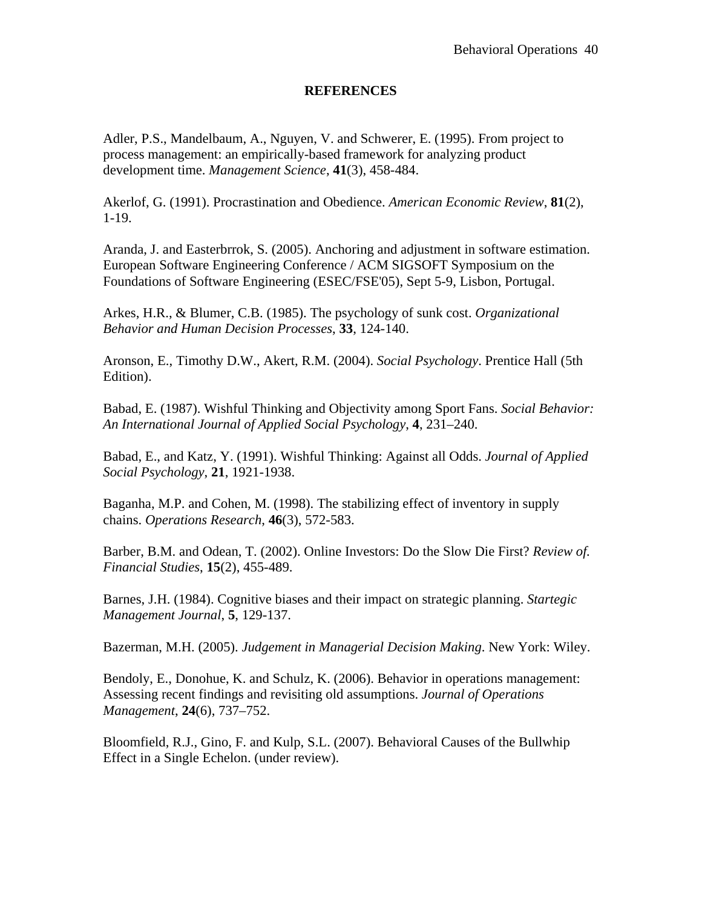## REFERENCES

Adler, P.S., Mandelbaum, A., Nguyen, V. and Schwerer, E. (1995). From project to process management: an empirically-based framework for analyzing product development time. *Management Science*, **41**(3), 458-484.

Akerlof, G. (1991). Procrastination and Obedience. *American Economic Review*, **81**(2), 1-19.

Aranda, J. and Easterbrrok, S. (2005). Anchoring and adjustment in software estimation. European Software Engineering Conference / ACM SIGSOFT Symposium on the Foundations of Software Engineering (ESEC/FSE'05), Sept 5-9, Lisbon, Portugal.

Arkes, H.R., & Blumer, C.B. (1985). The psychology of sunk cost. *Organizational Behavior and Human Decision Processes*, **33**, 124-140.

Aronson, E., Timothy D.W., Akert, R.M. (2004). *Social Psychology*. Prentice Hall (5th Edition).

Babad, E. (1987). Wishful Thinking and Objectivity among Sport Fans. *Social Behavior: An International Journal of Applied Social Psychology*, **4**, 231–240.

Babad, E., and Katz, Y. (1991). Wishful Thinking: Against all Odds. *Journal of Applied Social Psychology*, **21**, 1921-1938.

Baganha, M.P. and Cohen, M. (1998). The stabilizing effect of inventory in supply chains. *Operations Research*, **46**(3), 572-583.

Barber, B.M. and Odean, T. (2002). Online Investors: Do the Slow Die First? *Review of. Financial Studies*, **15**(2), 455-489.

Barnes, J.H. (1984). Cognitive biases and their impact on strategic planning. *Startegic Management Journal*, **5**, 129-137.

Bazerman, M.H. (2005). *Judgement in Managerial Decision Making*. New York: Wiley.

Bendoly, E., Donohue, K. and Schulz, K. (2006). Behavior in operations management: Assessing recent findings and revisiting old assumptions. *Journal of Operations Management*, **24**(6), 737–752.

Bloomfield, R.J., Gino, F. and Kulp, S.L. (2007). Behavioral Causes of the Bullwhip Effect in a Single Echelon. (under review).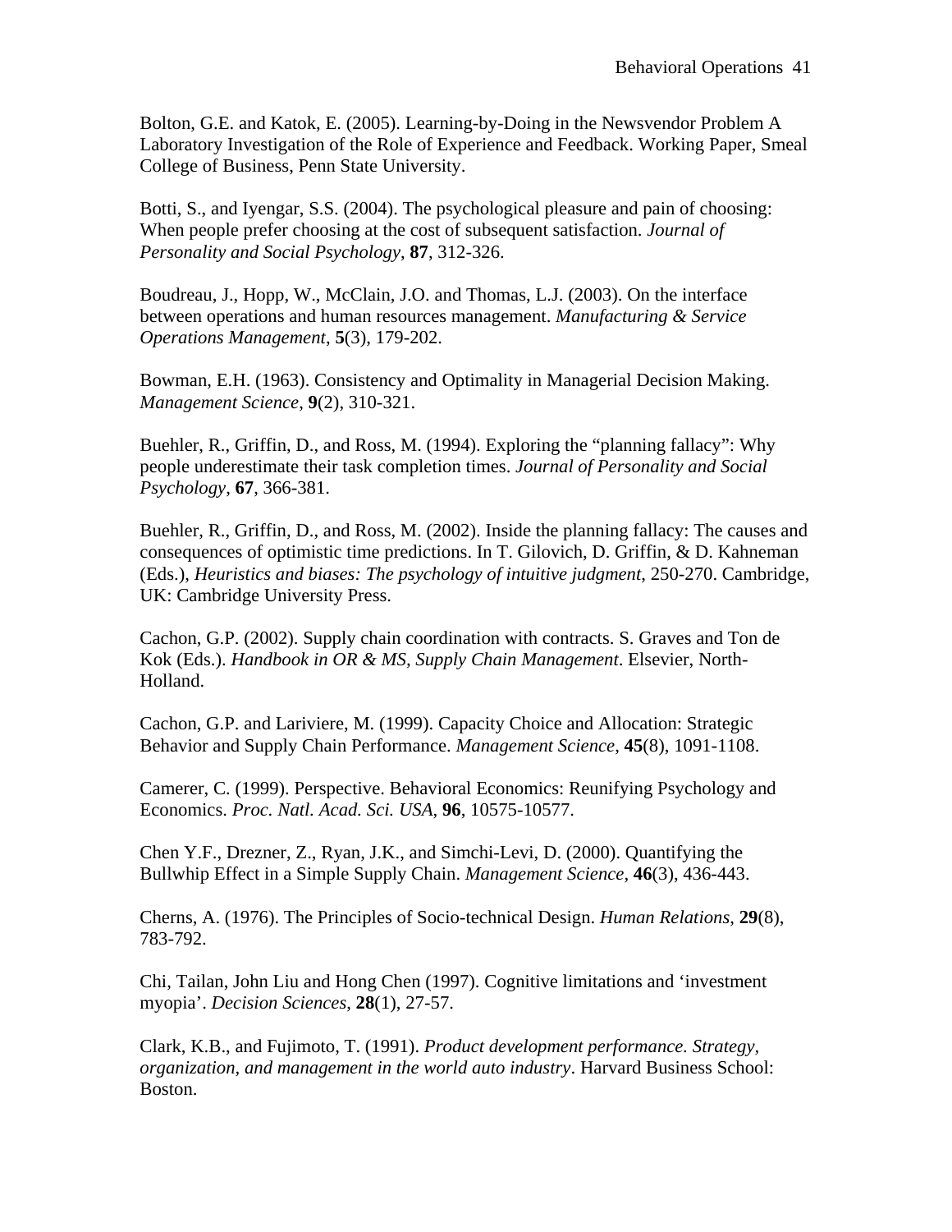Bolton, G.E. and Katok, E. (2005). Learning-by-Doing in the Newsvendor Problem A Laboratory Investigation of the Role of Experience and Feedback. Working Paper, Smeal College of Business, Penn State University.

Botti, S., and Iyengar, S.S. (2004). The psychological pleasure and pain of choosing: When people prefer choosing at the cost of subsequent satisfaction. *Journal of Personality and Social Psychology*, **87**, 312-326.

Boudreau, J., Hopp, W., McClain, J.O. and Thomas, L.J. (2003). On the interface between operations and human resources management. *Manufacturing & Service Operations Management*, **5**(3), 179-202.

Bowman, E.H. (1963). Consistency and Optimality in Managerial Decision Making. *Management Science*, **9**(2), 310-321.

Buehler, R., Griffin, D., and Ross, M. (1994). Exploring the "planning fallacy": Why people underestimate their task completion times. *Journal of Personality and Social Psychology*, **67**, 366-381.

Buehler, R., Griffin, D., and Ross, M. (2002). Inside the planning fallacy: The causes and consequences of optimistic time predictions. In T. Gilovich, D. Griffin, & D. Kahneman (Eds.), *Heuristics and biases: The psychology of intuitive judgment*, 250-270. Cambridge, UK: Cambridge University Press.

Cachon, G.P. (2002). Supply chain coordination with contracts. S. Graves and Ton de Kok (Eds.). *Handbook in OR & MS, Supply Chain Management*. Elsevier, North-Holland.

Cachon, G.P. and Lariviere, M. (1999). Capacity Choice and Allocation: Strategic Behavior and Supply Chain Performance. *Management Science*, **45**(8), 1091-1108.

Camerer, C. (1999). Perspective. Behavioral Economics: Reunifying Psychology and Economics. *Proc. Natl. Acad. Sci. USA*, **96**, 10575-10577.

Chen Y.F., Drezner, Z., Ryan, J.K., and Simchi-Levi, D. (2000). Quantifying the Bullwhip Effect in a Simple Supply Chain. *Management Science*, **46**(3), 436-443.

Cherns, A. (1976). The Principles of Socio-technical Design. *Human Relations*, **29**(8), 783-792.

Chi, Tailan, John Liu and Hong Chen (1997). Cognitive limitations and 'investment myopia'. *Decision Sciences*, **28**(1), 27-57.

Clark, K.B., and Fujimoto, T. (1991). *Product development performance. Strategy, organization, and management in the world auto industry*. Harvard Business School: Boston.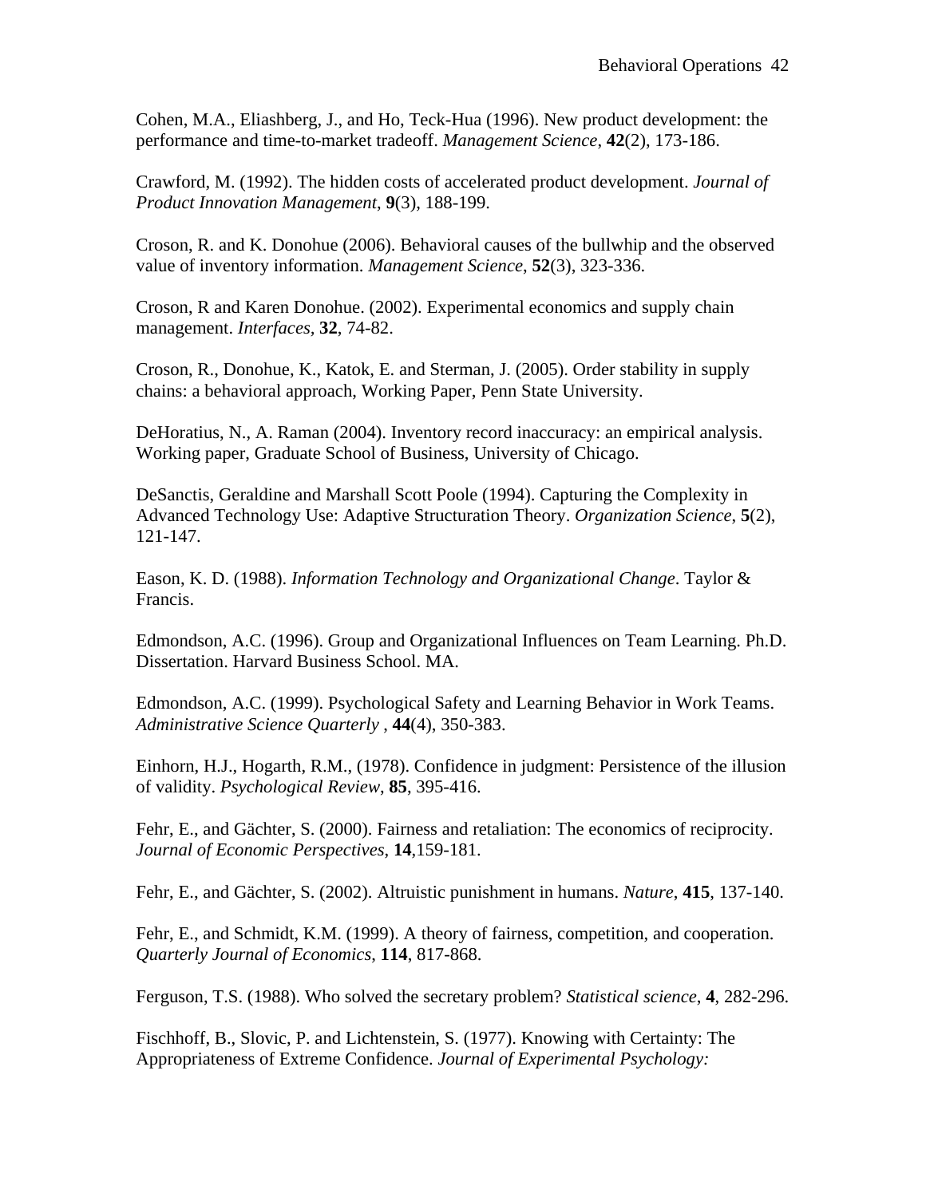Cohen, M.A., Eliashberg, J., and Ho, Teck-Hua (1996). New product development: the performance and time-to-market tradeoff. *Management Science*, **42**(2), 173-186.

Crawford, M. (1992). The hidden costs of accelerated product development. *Journal of Product Innovation Management*, **9**(3), 188-199.

Croson, R. and K. Donohue (2006). Behavioral causes of the bullwhip and the observed value of inventory information. *Management Science*, **52**(3), 323-336.

Croson, R and Karen Donohue. (2002). Experimental economics and supply chain management. *Interfaces,* **32**, 74-82.

Croson, R., Donohue, K., Katok, E. and Sterman, J. (2005). Order stability in supply chains: a behavioral approach, Working Paper, Penn State University.

DeHoratius, N., A. Raman (2004). Inventory record inaccuracy: an empirical analysis. Working paper, Graduate School of Business, University of Chicago.

DeSanctis, Geraldine and Marshall Scott Poole (1994). Capturing the Complexity in Advanced Technology Use: Adaptive Structuration Theory. *Organization Science*, **5**(2), 121-147.

Eason, K. D. (1988). *Information Technology and Organizational Change*. Taylor & Francis.

Edmondson, A.C. (1996). Group and Organizational Influences on Team Learning. Ph.D. Dissertation. Harvard Business School. MA.

Edmondson, A.C. (1999). Psychological Safety and Learning Behavior in Work Teams. *Administrative Science Quarterly* , **44**(4), 350-383.

Einhorn, H.J., Hogarth, R.M., (1978). Confidence in judgment: Persistence of the illusion of validity. *Psychological Review*, **85**, 395-416.

Fehr, E., and Gächter, S. (2000). Fairness and retaliation: The economics of reciprocity. *Journal of Economic Perspectives*, **14**,159-181.

Fehr, E., and Gächter, S. (2002). Altruistic punishment in humans. *Nature*, **415**, 137-140.

Fehr, E., and Schmidt, K.M. (1999). A theory of fairness, competition, and cooperation. *Quarterly Journal of Economics*, **114**, 817-868.

Ferguson, T.S. (1988). Who solved the secretary problem? *Statistical science*, **4**, 282-296.

Fischhoff, B., Slovic, P. and Lichtenstein, S. (1977). Knowing with Certainty: The Appropriateness of Extreme Confidence. *Journal of Experimental Psychology:*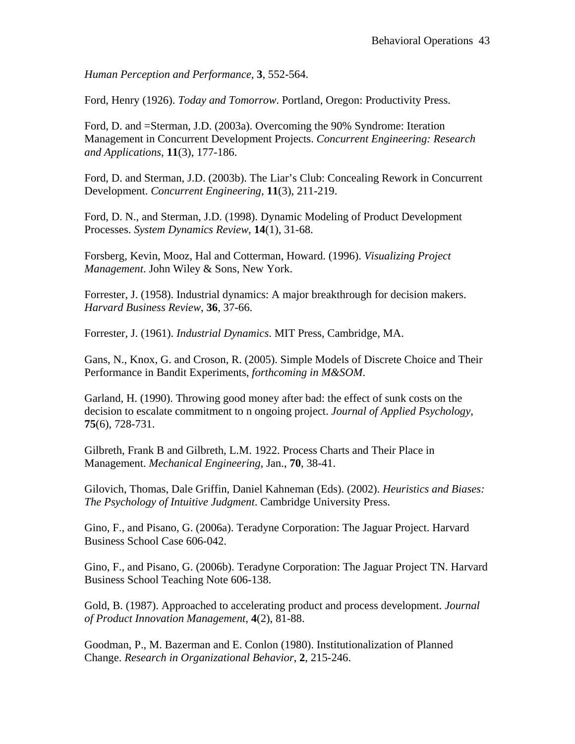*Human Perception and Performance*, **3**, 552-564.

Ford, Henry (1926). *Today and Tomorrow*. Portland, Oregon: Productivity Press.

Ford, D. and =Sterman, J.D. (2003a). Overcoming the 90% Syndrome: Iteration Management in Concurrent Development Projects. *Concurrent Engineering: Research and Applications*, **11**(3), 177-186.

Ford, D. and Sterman, J.D. (2003b). The Liar's Club: Concealing Rework in Concurrent Development. *Concurrent Engineering*, **11**(3), 211-219.

Ford, D. N., and Sterman, J.D. (1998). Dynamic Modeling of Product Development Processes. *System Dynamics Review*, **14**(1), 31-68.

Forsberg, Kevin, Mooz, Hal and Cotterman, Howard. (1996). *Visualizing Project Management*. John Wiley & Sons, New York.

Forrester, J. (1958). Industrial dynamics: A major breakthrough for decision makers. *Harvard Business Review*, **36**, 37-66.

Forrester, J. (1961). *Industrial Dynamics*. MIT Press, Cambridge, MA.

Gans, N., Knox, G. and Croson, R. (2005). Simple Models of Discrete Choice and Their Performance in Bandit Experiments, *forthcoming in M&SOM*.

Garland, H. (1990). Throwing good money after bad: the effect of sunk costs on the decision to escalate commitment to n ongoing project. *Journal of Applied Psychology*, **75**(6), 728-731.

Gilbreth, Frank B and Gilbreth, L.M. 1922. Process Charts and Their Place in Management. *Mechanical Engineering*, Jan., **70**, 38-41.

Gilovich, Thomas, Dale Griffin, Daniel Kahneman (Eds). (2002). *Heuristics and Biases: The Psychology of Intuitive Judgment*. Cambridge University Press.

Gino, F., and Pisano, G. (2006a). Teradyne Corporation: The Jaguar Project. Harvard Business School Case 606-042.

Gino, F., and Pisano, G. (2006b). Teradyne Corporation: The Jaguar Project TN. Harvard Business School Teaching Note 606-138.

Gold, B. (1987). Approached to accelerating product and process development. *Journal of Product Innovation Management*, **4**(2), 81-88.

Goodman, P., M. Bazerman and E. Conlon (1980). Institutionalization of Planned Change. *Research in Organizational Behavior*, **2**, 215-246.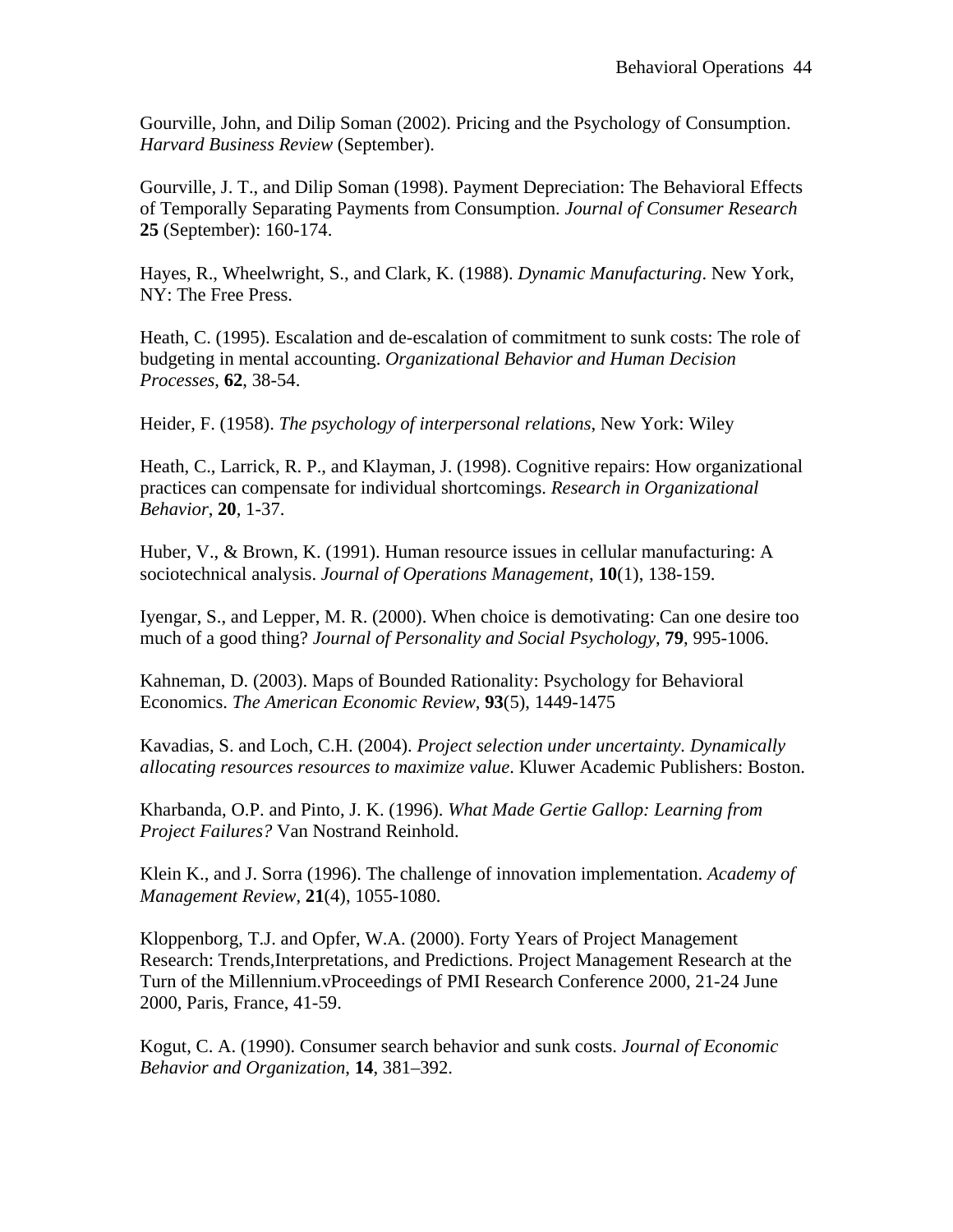Gourville, John, and Dilip Soman (2002). Pricing and the Psychology of Consumption. *Harvard Business Review* (September).

Gourville, J. T., and Dilip Soman (1998). Payment Depreciation: The Behavioral Effects of Temporally Separating Payments from Consumption. *Journal of Consumer Research* **25** (September): 160-174.

Hayes, R., Wheelwright, S., and Clark, K. (1988). *Dynamic Manufacturing*. New York, NY: The Free Press.

Heath, C. (1995). Escalation and de-escalation of commitment to sunk costs: The role of budgeting in mental accounting. *Organizational Behavior and Human Decision Processes*, **62**, 38-54.

Heider, F. (1958). *The psychology of interpersonal relations*, New York: Wiley

Heath, C., Larrick, R. P., and Klayman, J. (1998). Cognitive repairs: How organizational practices can compensate for individual shortcomings. *Research in Organizational Behavior*, **20**, 1-37.

Huber, V., & Brown, K. (1991). Human resource issues in cellular manufacturing: A sociotechnical analysis. *Journal of Operations Management*, **10**(1), 138-159.

Iyengar, S., and Lepper, M. R. (2000). When choice is demotivating: Can one desire too much of a good thing? *Journal of Personality and Social Psychology*, **79**, 995-1006.

Kahneman, D. (2003). Maps of Bounded Rationality: Psychology for Behavioral Economics. *The American Economic Review*, **93**(5), 1449-1475

Kavadias, S. and Loch, C.H. (2004). *Project selection under uncertainty. Dynamically allocating resources resources to maximize value*. Kluwer Academic Publishers: Boston.

Kharbanda, O.P. and Pinto, J. K. (1996). *What Made Gertie Gallop: Learning from Project Failures?* Van Nostrand Reinhold.

Klein K., and J. Sorra (1996). The challenge of innovation implementation. *Academy of Management Review*, **21**(4), 1055-1080.

Kloppenborg, T.J. and Opfer, W.A. (2000). Forty Years of Project Management Research: Trends,Interpretations, and Predictions. Project Management Research at the Turn of the Millennium.vProceedings of PMI Research Conference 2000, 21-24 June 2000, Paris, France, 41-59.

Kogut, C. A. (1990). Consumer search behavior and sunk costs. *Journal of Economic Behavior and Organization*, **14**, 381–392.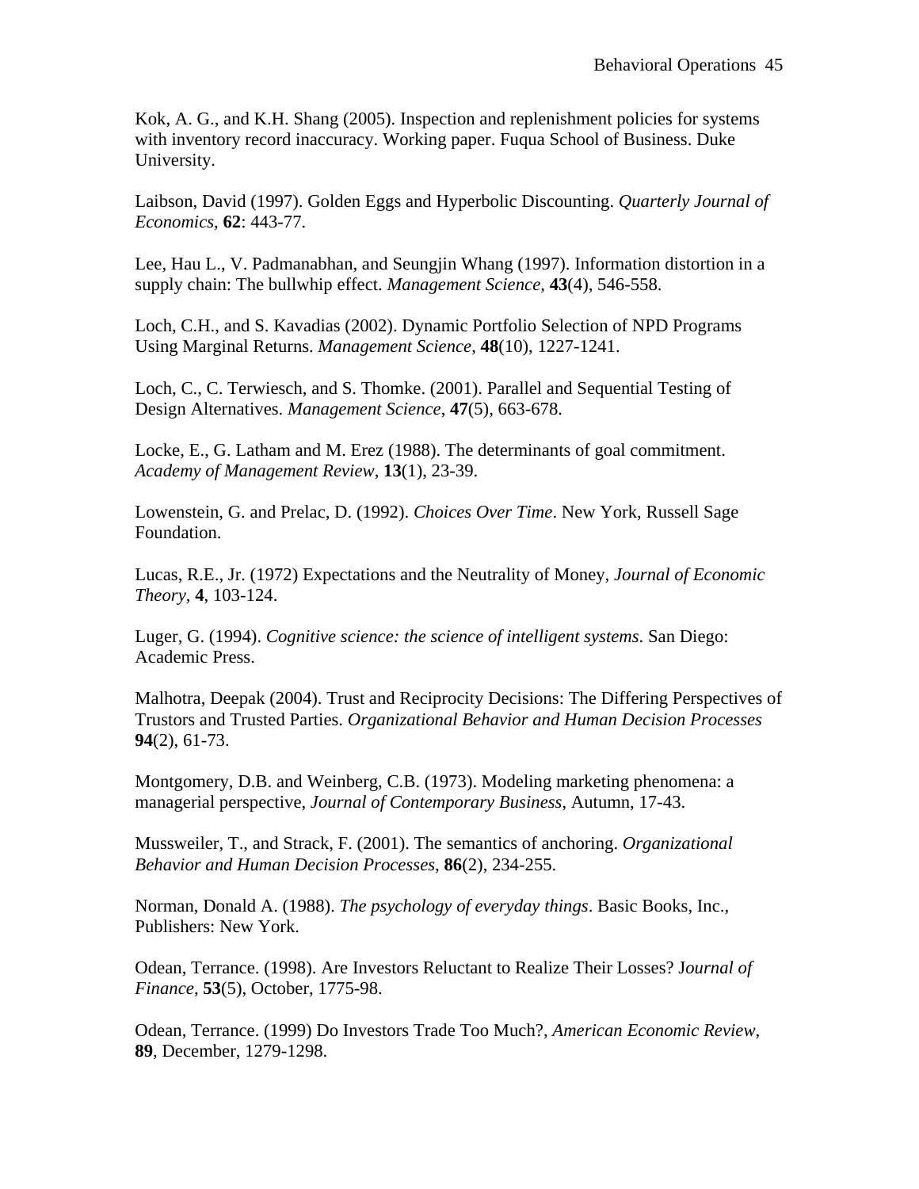Kok, A. G., and K.H. Shang (2005). Inspection and replenishment policies for systems with inventory record inaccuracy. Working paper. Fuqua School of Business. Duke University.

Laibson, David (1997). Golden Eggs and Hyperbolic Discounting. *Quarterly Journal of Economics*, **62**: 443-77.

Lee, Hau L., V. Padmanabhan, and Seungjin Whang (1997). Information distortion in a supply chain: The bullwhip effect. *Management Science*, **43**(4), 546-558.

Loch, C.H., and S. Kavadias (2002). Dynamic Portfolio Selection of NPD Programs Using Marginal Returns. *Management Science*, **48**(10), 1227-1241.

Loch, C., C. Terwiesch, and S. Thomke. (2001). Parallel and Sequential Testing of Design Alternatives. *Management Science*, **47**(5), 663-678.

Locke, E., G. Latham and M. Erez (1988). The determinants of goal commitment. *Academy of Management Review*, **13**(1), 23-39.

Lowenstein, G. and Prelac, D. (1992). *Choices Over Time*. New York, Russell Sage Foundation.

Lucas, R.E., Jr. (1972) Expectations and the Neutrality of Money, *Journal of Economic Theory*, **4**, 103-124.

Luger, G. (1994). *Cognitive science: the science of intelligent systems*. San Diego: Academic Press.

Malhotra, Deepak (2004). Trust and Reciprocity Decisions: The Differing Perspectives of Trustors and Trusted Parties. *Organizational Behavior and Human Decision Processes* **94**(2), 61-73.

Montgomery, D.B. and Weinberg, C.B. (1973). Modeling marketing phenomena: a managerial perspective, *Journal of Contemporary Business*, Autumn, 17-43.

Mussweiler, T., and Strack, F. (2001). The semantics of anchoring. *Organizational Behavior and Human Decision Processes*, **86**(2), 234-255.

Norman, Donald A. (1988). *The psychology of everyday things*. Basic Books, Inc., Publishers: New York.

Odean, Terrance. (1998). Are Investors Reluctant to Realize Their Losses? J*ournal of Finance*, **53**(5), October, 1775-98.

Odean, Terrance. (1999) Do Investors Trade Too Much?, *American Economic Review*, **89**, December, 1279-1298.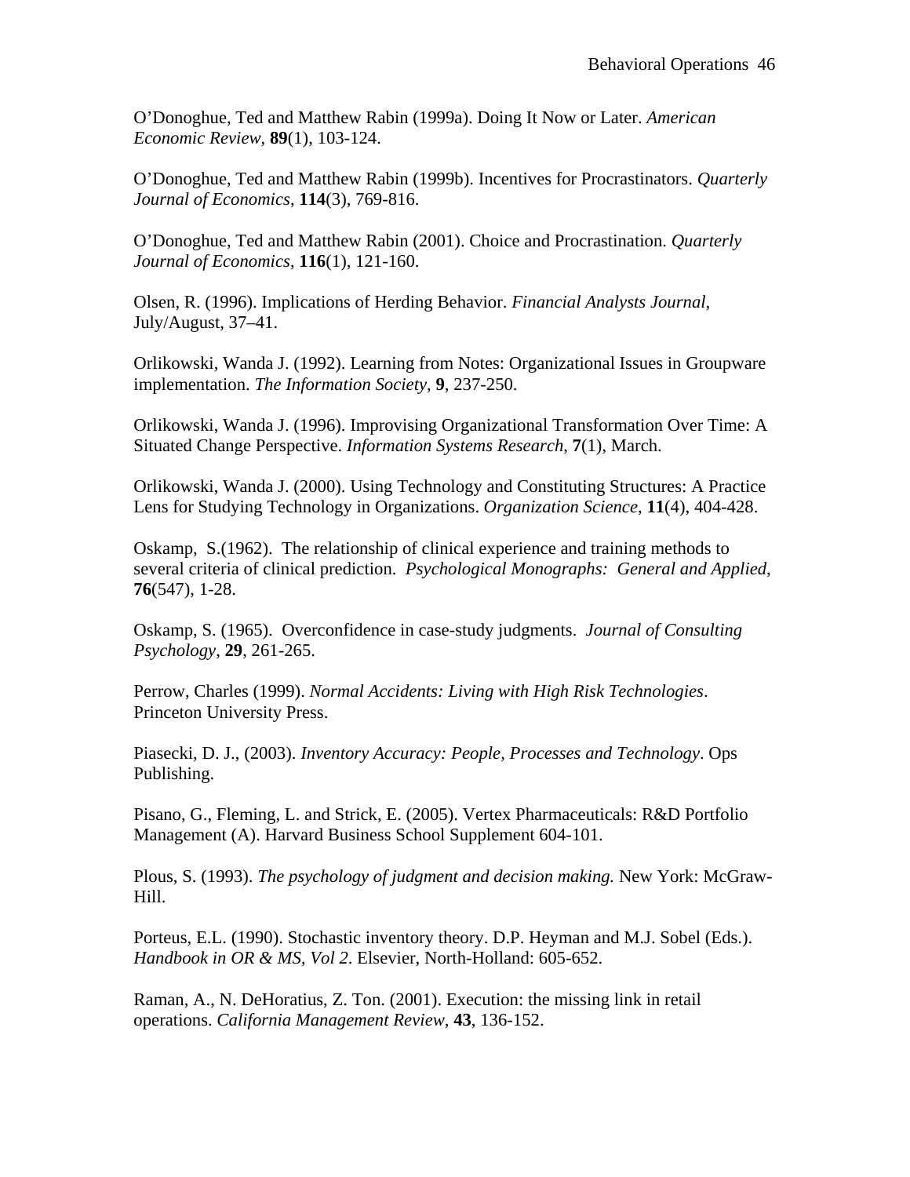O'Donoghue, Ted and Matthew Rabin (1999a). Doing It Now or Later. *American Economic Review*, **89**(1), 103-124.

O'Donoghue, Ted and Matthew Rabin (1999b). Incentives for Procrastinators. *Quarterly Journal of Economics*, **114**(3), 769-816.

O'Donoghue, Ted and Matthew Rabin (2001). Choice and Procrastination. *Quarterly Journal of Economics*, **116**(1), 121-160.

Olsen, R. (1996). Implications of Herding Behavior. *Financial Analysts Journal*, July/August, 37–41.

Orlikowski, Wanda J. (1992). Learning from Notes: Organizational Issues in Groupware implementation. *The Information Society*, **9**, 237-250.

Orlikowski, Wanda J. (1996). Improvising Organizational Transformation Over Time: A Situated Change Perspective. *Information Systems Research*, **7**(1), March.

Orlikowski, Wanda J. (2000). Using Technology and Constituting Structures: A Practice Lens for Studying Technology in Organizations. *Organization Science*, **11**(4), 404-428.

Oskamp, S.(1962). The relationship of clinical experience and training methods to several criteria of clinical prediction. *Psychological Monographs: General and Applied*, **76**(547), 1-28.

Oskamp, S. (1965). Overconfidence in case-study judgments. *Journal of Consulting Psychology*, **29**, 261-265.

Perrow, Charles (1999). *Normal Accidents: Living with High Risk Technologies*. Princeton University Press.

Piasecki, D. J., (2003). *Inventory Accuracy: People, Processes and Technology*. Ops Publishing.

Pisano, G., Fleming, L. and Strick, E. (2005). Vertex Pharmaceuticals: R&D Portfolio Management (A). Harvard Business School Supplement 604-101.

Plous, S. (1993). *The psychology of judgment and decision making.* New York: McGraw-Hill.

Porteus, E.L. (1990). Stochastic inventory theory. D.P. Heyman and M.J. Sobel (Eds.). *Handbook in OR & MS, Vol 2*. Elsevier, North-Holland: 605-652.

Raman, A., N. DeHoratius, Z. Ton. (2001). Execution: the missing link in retail operations. *California Management Review*, **43**, 136-152.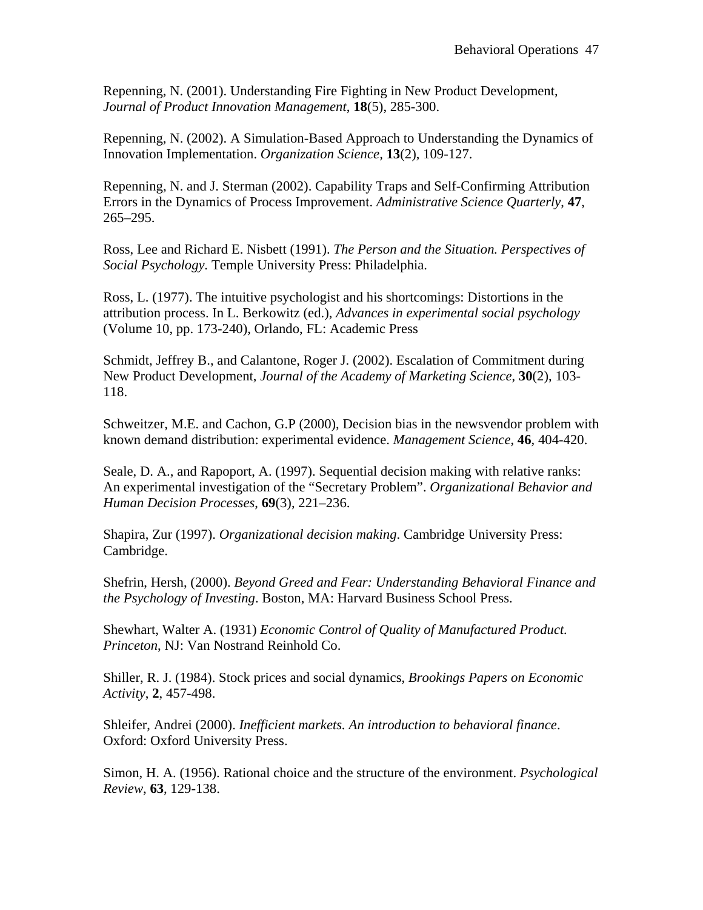Repenning, N. (2001). Understanding Fire Fighting in New Product Development, *Journal of Product Innovation Management*, **18**(5), 285-300.

Repenning, N. (2002). A Simulation-Based Approach to Understanding the Dynamics of Innovation Implementation. *Organization Science*, **13**(2), 109-127.

Repenning, N. and J. Sterman (2002). Capability Traps and Self-Confirming Attribution Errors in the Dynamics of Process Improvement. *Administrative Science Quarterly*, **47**, 265–295.

Ross, Lee and Richard E. Nisbett (1991). *The Person and the Situation. Perspectives of Social Psychology.* Temple University Press: Philadelphia.

Ross, L. (1977). The intuitive psychologist and his shortcomings: Distortions in the attribution process. In L. Berkowitz (ed.), *Advances in experimental social psychology* (Volume 10, pp. 173-240), Orlando, FL: Academic Press

Schmidt, Jeffrey B., and Calantone, Roger J. (2002). Escalation of Commitment during New Product Development, *Journal of the Academy of Marketing Science*, **30**(2), 103-118.

Schweitzer, M.E. and Cachon, G.P (2000), Decision bias in the newsvendor problem with known demand distribution: experimental evidence. *Management Science*, **46**, 404-420.

Seale, D. A., and Rapoport, A. (1997). Sequential decision making with relative ranks: An experimental investigation of the "Secretary Problem". *Organizational Behavior and Human Decision Processes*, **69**(3), 221–236.

Shapira, Zur (1997). *Organizational decision making*. Cambridge University Press: Cambridge.

Shefrin, Hersh, (2000). *Beyond Greed and Fear: Understanding Behavioral Finance and the Psychology of Investing*. Boston, MA: Harvard Business School Press.

Shewhart, Walter A. (1931) *Economic Control of Quality of Manufactured Product. Princeton*, NJ: Van Nostrand Reinhold Co.

Shiller, R. J. (1984). Stock prices and social dynamics, *Brookings Papers on Economic Activity*, **2**, 457-498.

Shleifer, Andrei (2000). *Inefficient markets. An introduction to behavioral finance*. Oxford: Oxford University Press.

Simon, H. A. (1956). Rational choice and the structure of the environment. *Psychological Review*, **63**, 129-138.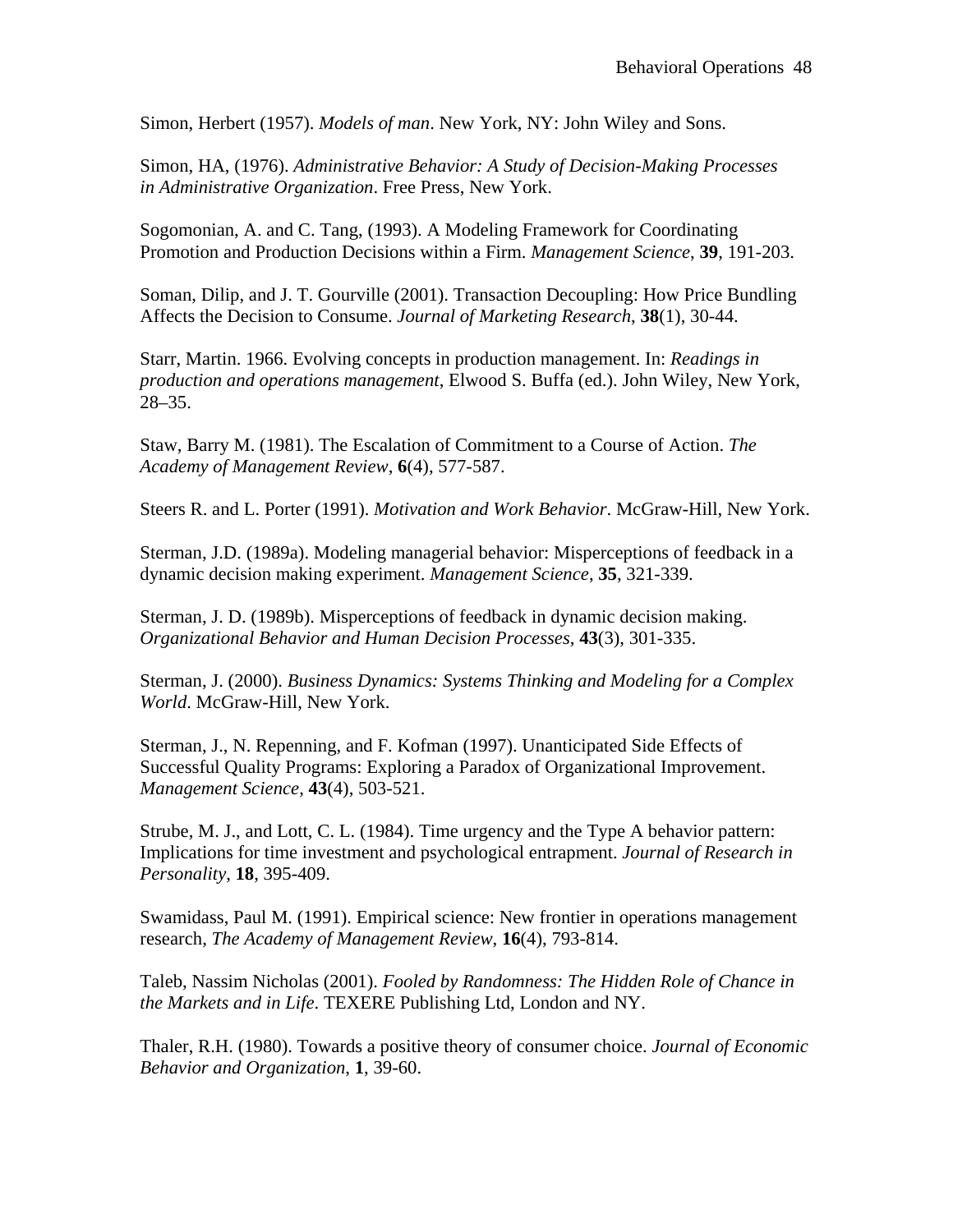Simon, Herbert (1957). *Models of man*. New York, NY: John Wiley and Sons.

Simon, HA, (1976). *Administrative Behavior: A Study of Decision-Making Processes in Administrative Organization*. Free Press, New York.

Sogomonian, A. and C. Tang, (1993). A Modeling Framework for Coordinating Promotion and Production Decisions within a Firm. *Management Science*, **39**, 191-203.

Soman, Dilip, and J. T. Gourville (2001). Transaction Decoupling: How Price Bundling Affects the Decision to Consume. *Journal of Marketing Research*, **38**(1), 30-44.

Starr, Martin. 1966. Evolving concepts in production management. In: *Readings in production and operations management*, Elwood S. Buffa (ed.). John Wiley, New York, 28–35.

Staw, Barry M. (1981). The Escalation of Commitment to a Course of Action. *The Academy of Management Review*, **6**(4), 577-587.

Steers R. and L. Porter (1991). *Motivation and Work Behavior*. McGraw-Hill, New York.

Sterman, J.D. (1989a). Modeling managerial behavior: Misperceptions of feedback in a dynamic decision making experiment. *Management Science*, **35**, 321-339.

Sterman, J. D. (1989b). Misperceptions of feedback in dynamic decision making. *Organizational Behavior and Human Decision Processes*, **43**(3), 301-335.

Sterman, J. (2000). *Business Dynamics: Systems Thinking and Modeling for a Complex World*. McGraw-Hill, New York.

Sterman, J., N. Repenning, and F. Kofman (1997). Unanticipated Side Effects of Successful Quality Programs: Exploring a Paradox of Organizational Improvement. *Management Science*, **43**(4), 503-521.

Strube, M. J., and Lott, C. L. (1984). Time urgency and the Type A behavior pattern: Implications for time investment and psychological entrapment. *Journal of Research in Personality*, **18**, 395-409.

Swamidass, Paul M. (1991). Empirical science: New frontier in operations management research, *The Academy of Management Review*, **16**(4), 793-814.

Taleb, Nassim Nicholas (2001). *Fooled by Randomness: The Hidden Role of Chance in the Markets and in Life*. TEXERE Publishing Ltd, London and NY.

Thaler, R.H. (1980). Towards a positive theory of consumer choice. *Journal of Economic Behavior and Organization*, **1**, 39-60.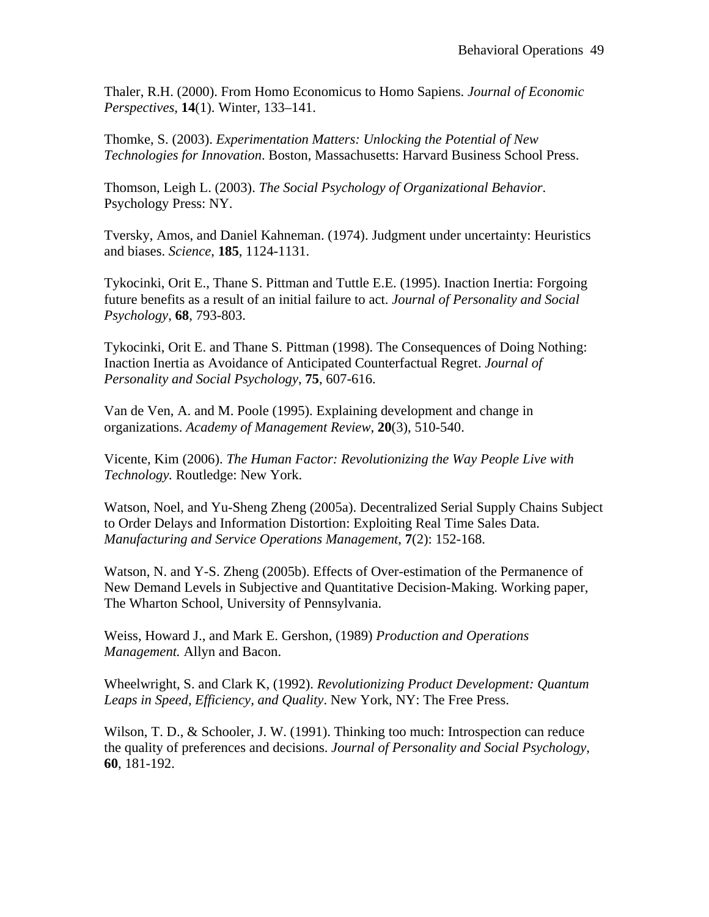Thaler, R.H. (2000). From Homo Economicus to Homo Sapiens. *Journal of Economic Perspectives*, **14**(1). Winter, 133–141.

Thomke, S. (2003). *Experimentation Matters: Unlocking the Potential of New Technologies for Innovation*. Boston, Massachusetts: Harvard Business School Press.

Thomson, Leigh L. (2003). *The Social Psychology of Organizational Behavior*. Psychology Press: NY.

Tversky, Amos, and Daniel Kahneman. (1974). Judgment under uncertainty: Heuristics and biases. *Science*, **185**, 1124-1131.

Tykocinki, Orit E., Thane S. Pittman and Tuttle E.E. (1995). Inaction Inertia: Forgoing future benefits as a result of an initial failure to act. *Journal of Personality and Social Psychology*, **68**, 793-803.

Tykocinki, Orit E. and Thane S. Pittman (1998). The Consequences of Doing Nothing: Inaction Inertia as Avoidance of Anticipated Counterfactual Regret. *Journal of Personality and Social Psychology*, **75**, 607-616.

Van de Ven, A. and M. Poole (1995). Explaining development and change in organizations. *Academy of Management Review*, **20**(3), 510-540.

Vicente, Kim (2006). *The Human Factor: Revolutionizing the Way People Live with Technology.* Routledge: New York.

Watson, Noel, and Yu-Sheng Zheng (2005a). Decentralized Serial Supply Chains Subject to Order Delays and Information Distortion: Exploiting Real Time Sales Data. *Manufacturing and Service Operations Management*, **7**(2): 152-168.

Watson, N. and Y-S. Zheng (2005b). Effects of Over-estimation of the Permanence of New Demand Levels in Subjective and Quantitative Decision-Making. Working paper, The Wharton School, University of Pennsylvania.

Weiss, Howard J., and Mark E. Gershon, (1989) *Production and Operations Management.* Allyn and Bacon.

Wheelwright, S. and Clark K, (1992). *Revolutionizing Product Development: Quantum Leaps in Speed, Efficiency, and Quality*. New York, NY: The Free Press.

Wilson, T. D., & Schooler, J. W. (1991). Thinking too much: Introspection can reduce the quality of preferences and decisions. *Journal of Personality and Social Psychology*, **60**, 181-192.